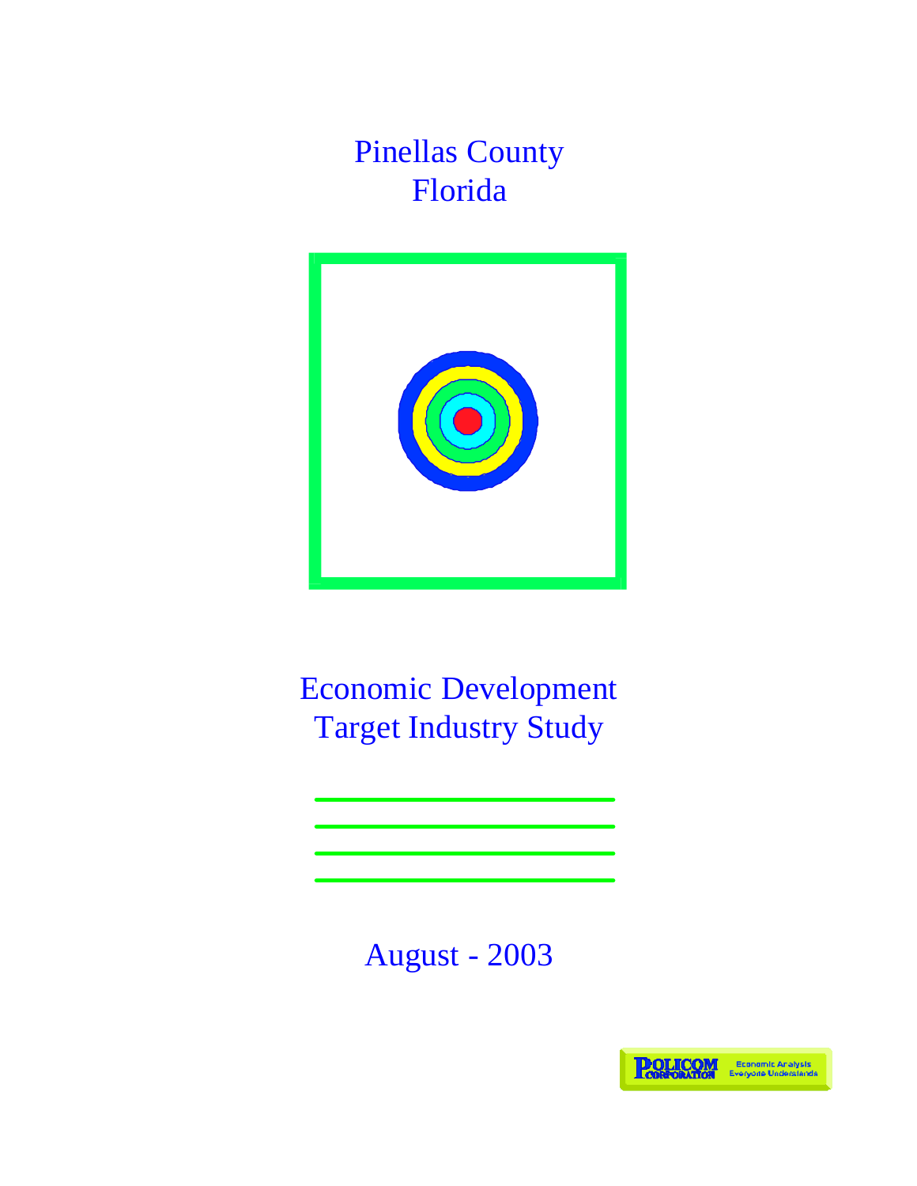# Pinellas County
# Florida

# Economic Development
# Target Industry Study

August - 2003

POLICOM CORPORATION
Economic Analysis Everyone Understands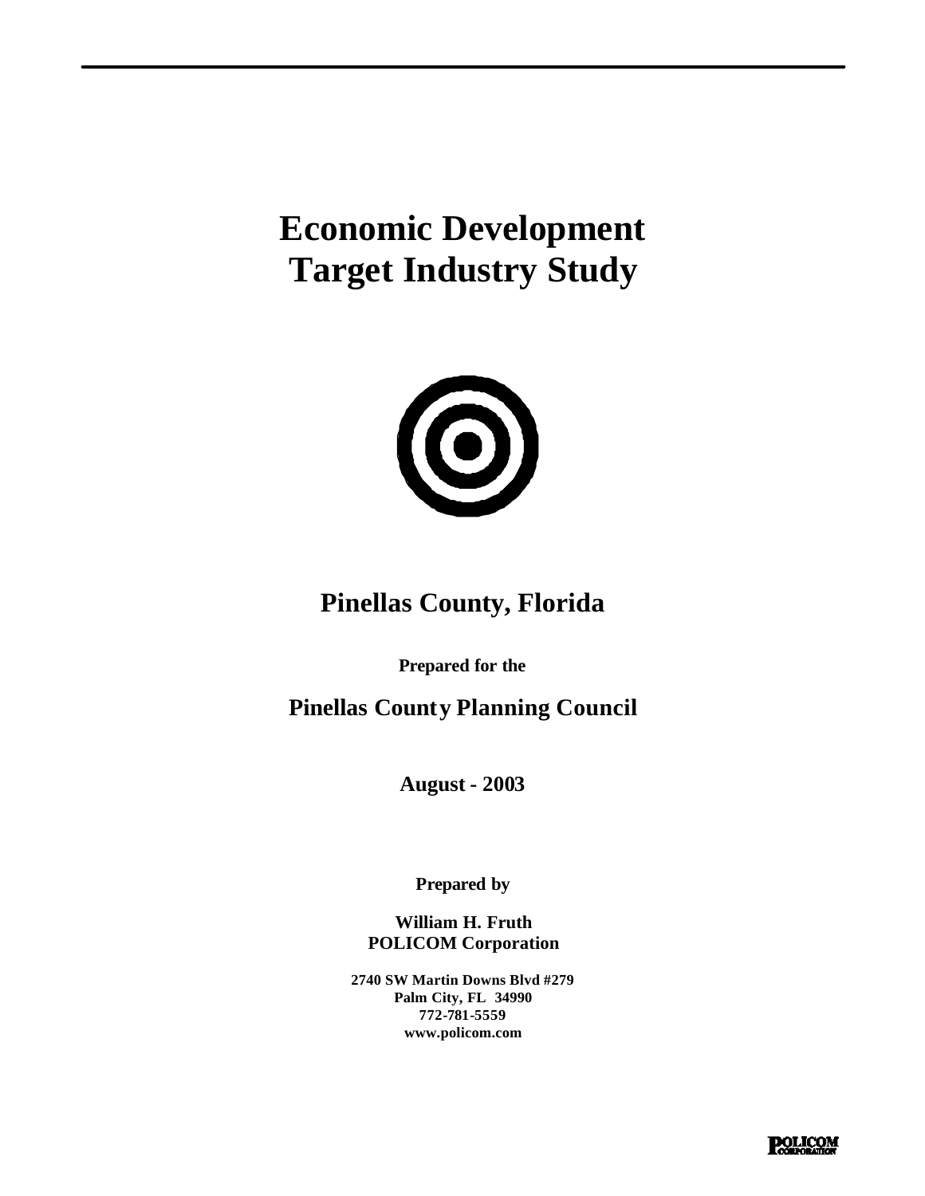# Economic Development Target Industry Study

## Pinellas County, Florida

**Prepared for the**

### Pinellas County Planning Council

**August - 2003**

**Prepared by**

**William H. Fruth**
**POLICOM Corporation**

**2740 SW Martin Downs Blvd #279**
**Palm City, FL 34990**
**772-781-5559**
**www.policom.com**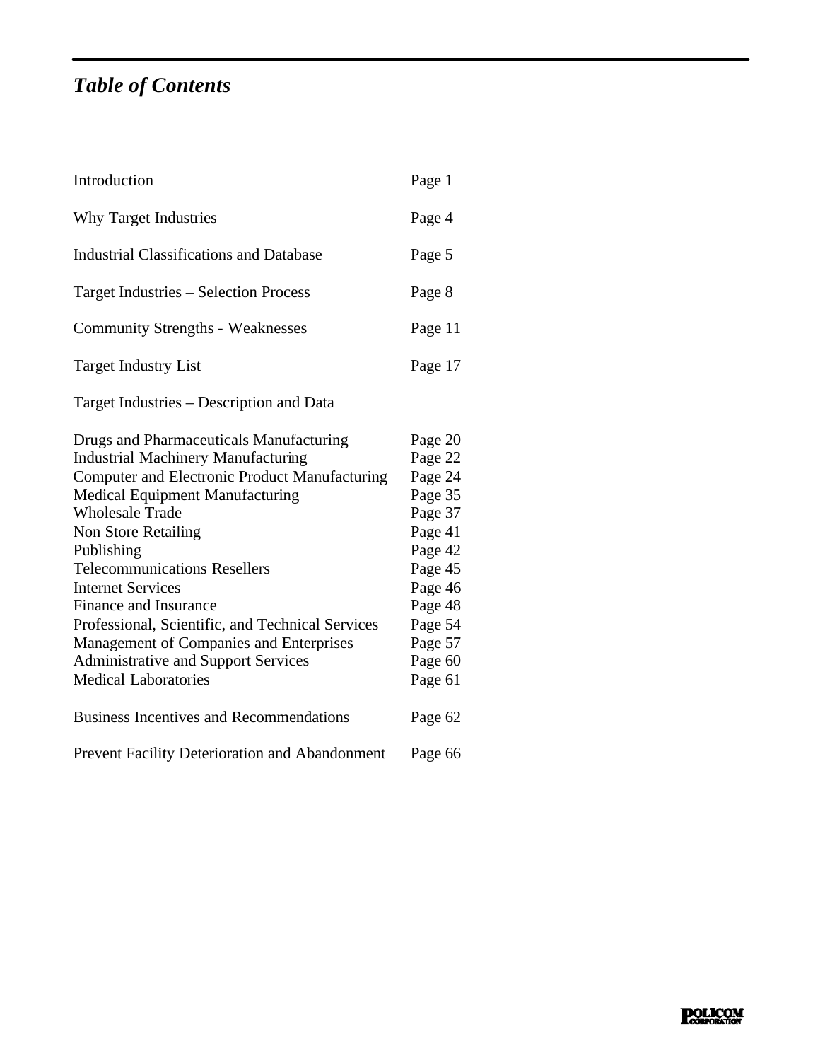# *Table of Contents*

| | |
|---|---|
| Introduction | Page 1 |
| Why Target Industries | Page 4 |
| Industrial Classifications and Database | Page 5 |
| Target Industries – Selection Process | Page 8 |
| Community Strengths - Weaknesses | Page 11 |
| Target Industry List | Page 17 |
| Target Industries – Description and Data | |
| Drugs and Pharmaceuticals Manufacturing | Page 20 |
| Industrial Machinery Manufacturing | Page 22 |
| Computer and Electronic Product Manufacturing | Page 24 |
| Medical Equipment Manufacturing | Page 35 |
| Wholesale Trade | Page 37 |
| Non Store Retailing | Page 41 |
| Publishing | Page 42 |
| Telecommunications Resellers | Page 45 |
| Internet Services | Page 46 |
| Finance and Insurance | Page 48 |
| Professional, Scientific, and Technical Services | Page 54 |
| Management of Companies and Enterprises | Page 57 |
| Administrative and Support Services | Page 60 |
| Medical Laboratories | Page 61 |
| Business Incentives and Recommendations | Page 62 |
| Prevent Facility Deterioration and Abandonment | Page 66 |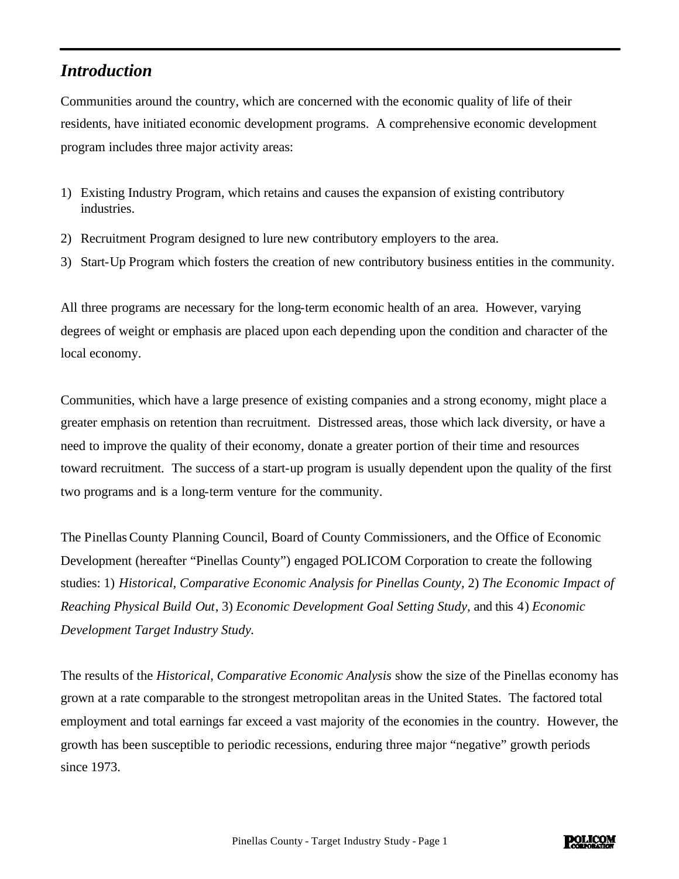## *Introduction*

Communities around the country, which are concerned with the economic quality of life of their residents, have initiated economic development programs. A comprehensive economic development program includes three major activity areas:

1) Existing Industry Program, which retains and causes the expansion of existing contributory industries.
2) Recruitment Program designed to lure new contributory employers to the area.
3) Start-Up Program which fosters the creation of new contributory business entities in the community.

All three programs are necessary for the long-term economic health of an area. However, varying degrees of weight or emphasis are placed upon each depending upon the condition and character of the local economy.

Communities, which have a large presence of existing companies and a strong economy, might place a greater emphasis on retention than recruitment. Distressed areas, those which lack diversity, or have a need to improve the quality of their economy, donate a greater portion of their time and resources toward recruitment. The success of a start-up program is usually dependent upon the quality of the first two programs and is a long-term venture for the community.

The Pinellas County Planning Council, Board of County Commissioners, and the Office of Economic Development (hereafter "Pinellas County") engaged POLICOM Corporation to create the following studies: 1) *Historical, Comparative Economic Analysis for Pinellas County,* 2) *The Economic Impact of Reaching Physical Build Out*, 3) *Economic Development Goal Setting Study,* and this 4) *Economic Development Target Industry Study.*

The results of the *Historical, Comparative Economic Analysis* show the size of the Pinellas economy has grown at a rate comparable to the strongest metropolitan areas in the United States. The factored total employment and total earnings far exceed a vast majority of the economies in the country. However, the growth has been susceptible to periodic recessions, enduring three major "negative" growth periods since 1973.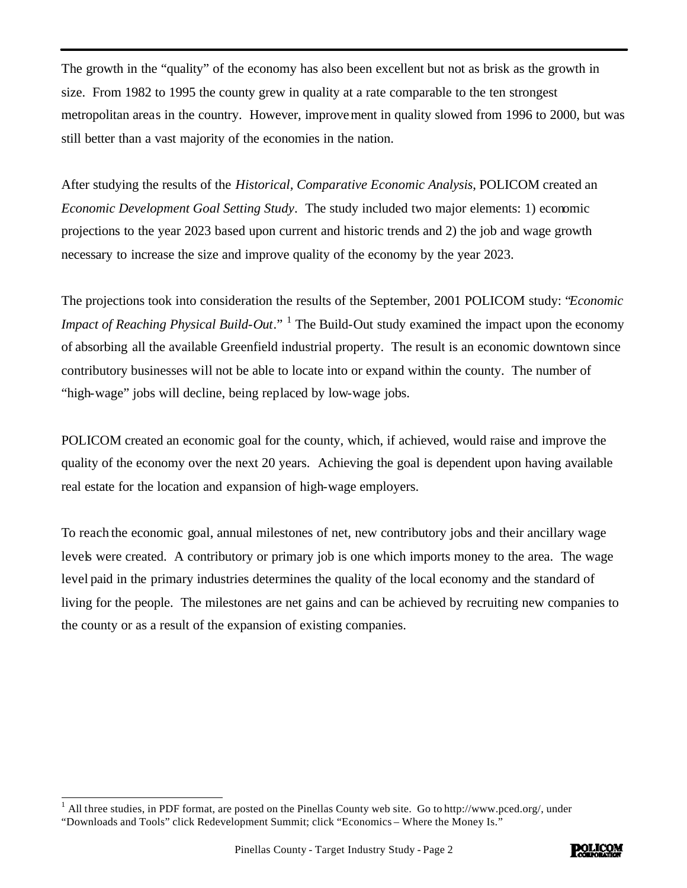The growth in the "quality" of the economy has also been excellent but not as brisk as the growth in size. From 1982 to 1995 the county grew in quality at a rate comparable to the ten strongest metropolitan areas in the country. However, improvement in quality slowed from 1996 to 2000, but was still better than a vast majority of the economies in the nation.

After studying the results of the *Historical, Comparative Economic Analysis*, POLICOM created an *Economic Development Goal Setting Study*. The study included two major elements: 1) economic projections to the year 2023 based upon current and historic trends and 2) the job and wage growth necessary to increase the size and improve quality of the economy by the year 2023.

The projections took into consideration the results of the September, 2001 POLICOM study: "*Economic Impact of Reaching Physical Build-Out*." [1] The Build-Out study examined the impact upon the economy of absorbing all the available Greenfield industrial property. The result is an economic downtown since contributory businesses will not be able to locate into or expand within the county. The number of "high-wage" jobs will decline, being replaced by low-wage jobs.

POLICOM created an economic goal for the county, which, if achieved, would raise and improve the quality of the economy over the next 20 years. Achieving the goal is dependent upon having available real estate for the location and expansion of high-wage employers.

To reach the economic goal, annual milestones of net, new contributory jobs and their ancillary wage levels were created. A contributory or primary job is one which imports money to the area. The wage level paid in the primary industries determines the quality of the local economy and the standard of living for the people. The milestones are net gains and can be achieved by recruiting new companies to the county or as a result of the expansion of existing companies.

---

[1] All three studies, in PDF format, are posted on the Pinellas County web site. Go to http://www.pced.org/, under "Downloads and Tools" click Redevelopment Summit; click "Economics – Where the Money Is."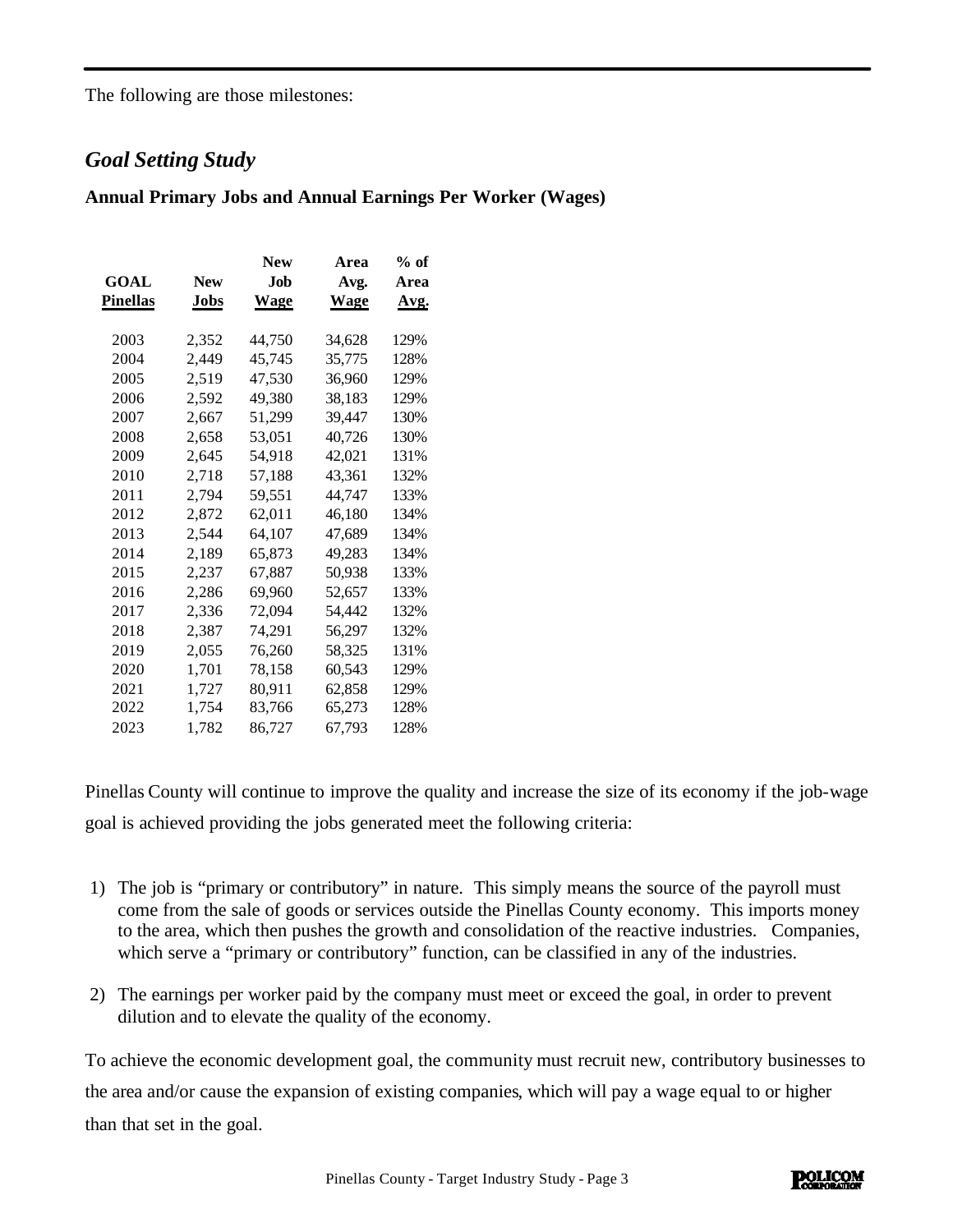The following are those milestones:

## *Goal Setting Study*

**Annual Primary Jobs and Annual Earnings Per Worker (Wages)**

| GOAL Pinellas | New Jobs | New Job Wage | Area Avg. Wage | % of Area Avg. |
|---|---|---|---|---|
| 2003 | 2,352 | 44,750 | 34,628 | 129% |
| 2004 | 2,449 | 45,745 | 35,775 | 128% |
| 2005 | 2,519 | 47,530 | 36,960 | 129% |
| 2006 | 2,592 | 49,380 | 38,183 | 129% |
| 2007 | 2,667 | 51,299 | 39,447 | 130% |
| 2008 | 2,658 | 53,051 | 40,726 | 130% |
| 2009 | 2,645 | 54,918 | 42,021 | 131% |
| 2010 | 2,718 | 57,188 | 43,361 | 132% |
| 2011 | 2,794 | 59,551 | 44,747 | 133% |
| 2012 | 2,872 | 62,011 | 46,180 | 134% |
| 2013 | 2,544 | 64,107 | 47,689 | 134% |
| 2014 | 2,189 | 65,873 | 49,283 | 134% |
| 2015 | 2,237 | 67,887 | 50,938 | 133% |
| 2016 | 2,286 | 69,960 | 52,657 | 133% |
| 2017 | 2,336 | 72,094 | 54,442 | 132% |
| 2018 | 2,387 | 74,291 | 56,297 | 132% |
| 2019 | 2,055 | 76,260 | 58,325 | 131% |
| 2020 | 1,701 | 78,158 | 60,543 | 129% |
| 2021 | 1,727 | 80,911 | 62,858 | 129% |
| 2022 | 1,754 | 83,766 | 65,273 | 128% |
| 2023 | 1,782 | 86,727 | 67,793 | 128% |

Pinellas County will continue to improve the quality and increase the size of its economy if the job-wage goal is achieved providing the jobs generated meet the following criteria:

1) The job is "primary or contributory" in nature. This simply means the source of the payroll must come from the sale of goods or services outside the Pinellas County economy. This imports money to the area, which then pushes the growth and consolidation of the reactive industries. Companies, which serve a "primary or contributory" function, can be classified in any of the industries.

2) The earnings per worker paid by the company must meet or exceed the goal, in order to prevent dilution and to elevate the quality of the economy.

To achieve the economic development goal, the community must recruit new, contributory businesses to the area and/or cause the expansion of existing companies, which will pay a wage equal to or higher than that set in the goal.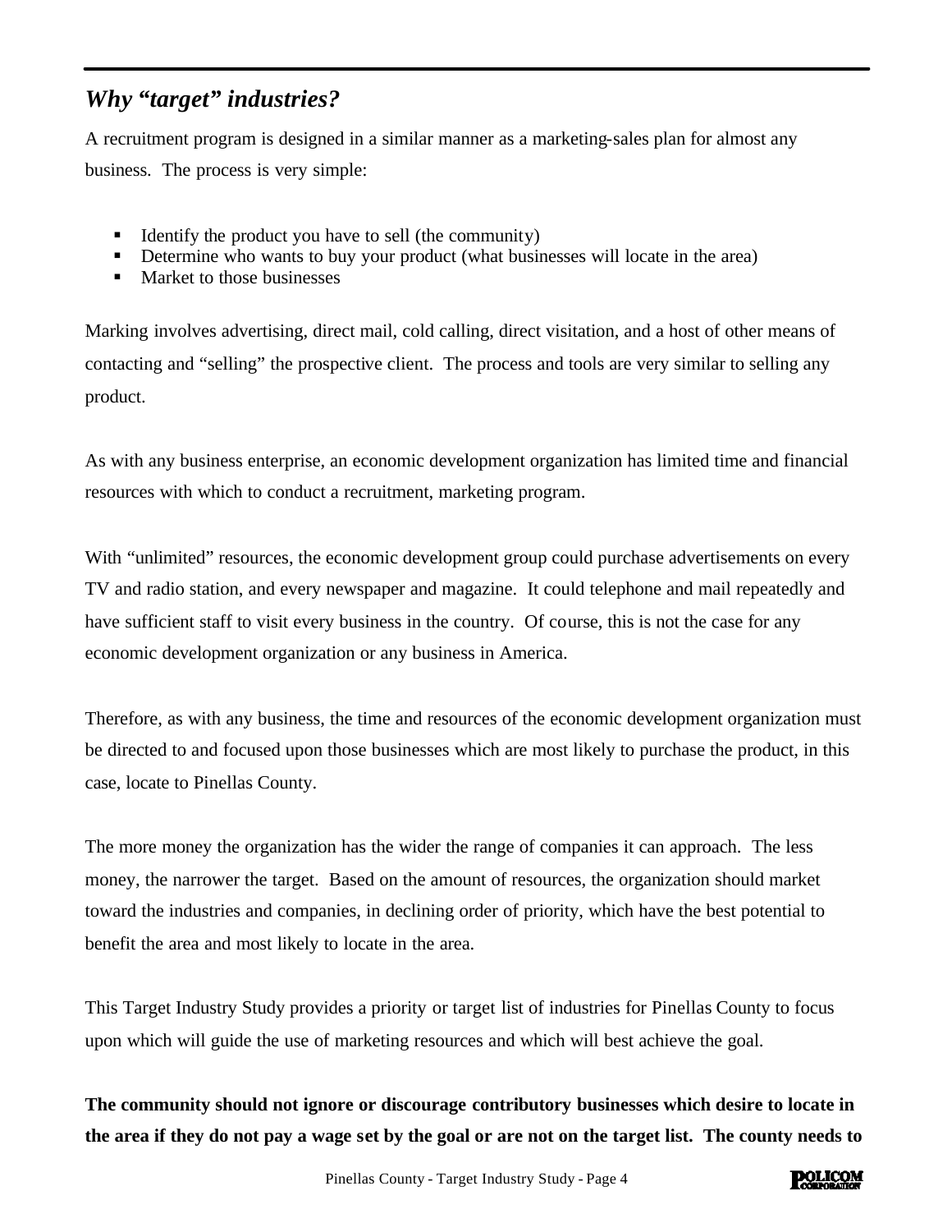## *Why "target" industries?*

A recruitment program is designed in a similar manner as a marketing-sales plan for almost any business. The process is very simple:

- Identify the product you have to sell (the community)
- Determine who wants to buy your product (what businesses will locate in the area)
- Market to those businesses

Marking involves advertising, direct mail, cold calling, direct visitation, and a host of other means of contacting and "selling" the prospective client. The process and tools are very similar to selling any product.

As with any business enterprise, an economic development organization has limited time and financial resources with which to conduct a recruitment, marketing program.

With "unlimited" resources, the economic development group could purchase advertisements on every TV and radio station, and every newspaper and magazine. It could telephone and mail repeatedly and have sufficient staff to visit every business in the country. Of course, this is not the case for any economic development organization or any business in America.

Therefore, as with any business, the time and resources of the economic development organization must be directed to and focused upon those businesses which are most likely to purchase the product, in this case, locate to Pinellas County.

The more money the organization has the wider the range of companies it can approach. The less money, the narrower the target. Based on the amount of resources, the organization should market toward the industries and companies, in declining order of priority, which have the best potential to benefit the area and most likely to locate in the area.

This Target Industry Study provides a priority or target list of industries for Pinellas County to focus upon which will guide the use of marketing resources and which will best achieve the goal.

**The community should not ignore or discourage contributory businesses which desire to locate in the area if they do not pay a wage set by the goal or are not on the target list. The county needs to**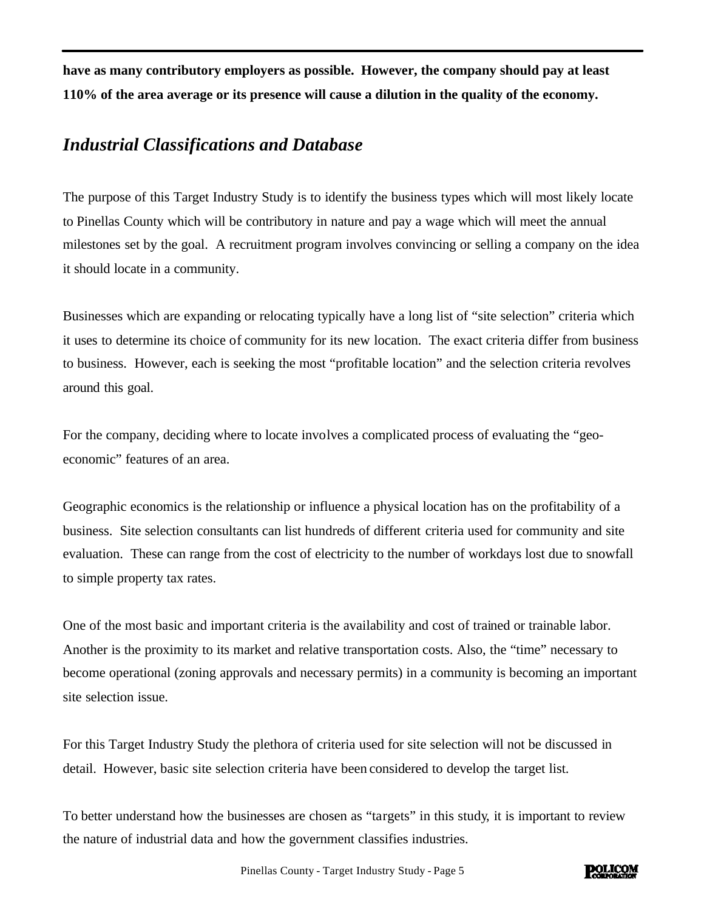**have as many contributory employers as possible. However, the company should pay at least 110% of the area average or its presence will cause a dilution in the quality of the economy.**

## *Industrial Classifications and Database*

The purpose of this Target Industry Study is to identify the business types which will most likely locate to Pinellas County which will be contributory in nature and pay a wage which will meet the annual milestones set by the goal. A recruitment program involves convincing or selling a company on the idea it should locate in a community.

Businesses which are expanding or relocating typically have a long list of "site selection" criteria which it uses to determine its choice of community for its new location. The exact criteria differ from business to business. However, each is seeking the most "profitable location" and the selection criteria revolves around this goal.

For the company, deciding where to locate involves a complicated process of evaluating the "geo-economic" features of an area.

Geographic economics is the relationship or influence a physical location has on the profitability of a business. Site selection consultants can list hundreds of different criteria used for community and site evaluation. These can range from the cost of electricity to the number of workdays lost due to snowfall to simple property tax rates.

One of the most basic and important criteria is the availability and cost of trained or trainable labor. Another is the proximity to its market and relative transportation costs. Also, the "time" necessary to become operational (zoning approvals and necessary permits) in a community is becoming an important site selection issue.

For this Target Industry Study the plethora of criteria used for site selection will not be discussed in detail. However, basic site selection criteria have been considered to develop the target list.

To better understand how the businesses are chosen as "targets" in this study, it is important to review the nature of industrial data and how the government classifies industries.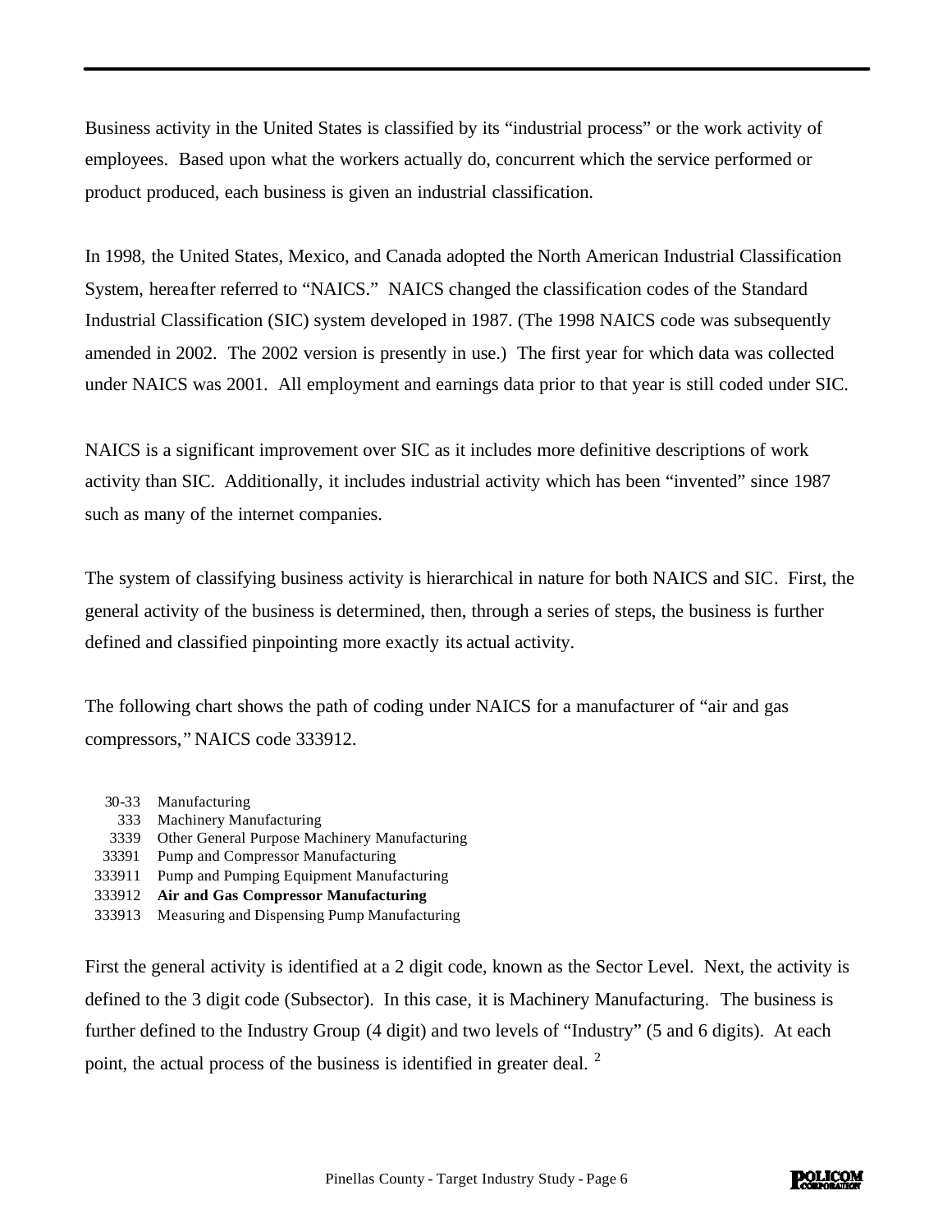Business activity in the United States is classified by its "industrial process" or the work activity of employees. Based upon what the workers actually do, concurrent which the service performed or product produced, each business is given an industrial classification.

In 1998, the United States, Mexico, and Canada adopted the North American Industrial Classification System, hereafter referred to "NAICS." NAICS changed the classification codes of the Standard Industrial Classification (SIC) system developed in 1987. (The 1998 NAICS code was subsequently amended in 2002. The 2002 version is presently in use.) The first year for which data was collected under NAICS was 2001. All employment and earnings data prior to that year is still coded under SIC.

NAICS is a significant improvement over SIC as it includes more definitive descriptions of work activity than SIC. Additionally, it includes industrial activity which has been "invented" since 1987 such as many of the internet companies.

The system of classifying business activity is hierarchical in nature for both NAICS and SIC. First, the general activity of the business is determined, then, through a series of steps, the business is further defined and classified pinpointing more exactly its actual activity.

The following chart shows the path of coding under NAICS for a manufacturer of "air and gas compressors," NAICS code 333912.

| | |
|---|---|
| 30-33 | Manufacturing |
| 333 | Machinery Manufacturing |
| 3339 | Other General Purpose Machinery Manufacturing |
| 33391 | Pump and Compressor Manufacturing |
| 333911 | Pump and Pumping Equipment Manufacturing |
| **333912** | **Air and Gas Compressor Manufacturing** |
| 333913 | Measuring and Dispensing Pump Manufacturing |

First the general activity is identified at a 2 digit code, known as the Sector Level. Next, the activity is defined to the 3 digit code (Subsector). In this case, it is Machinery Manufacturing. The business is further defined to the Industry Group (4 digit) and two levels of "Industry" (5 and 6 digits). At each point, the actual process of the business is identified in greater deal. [2]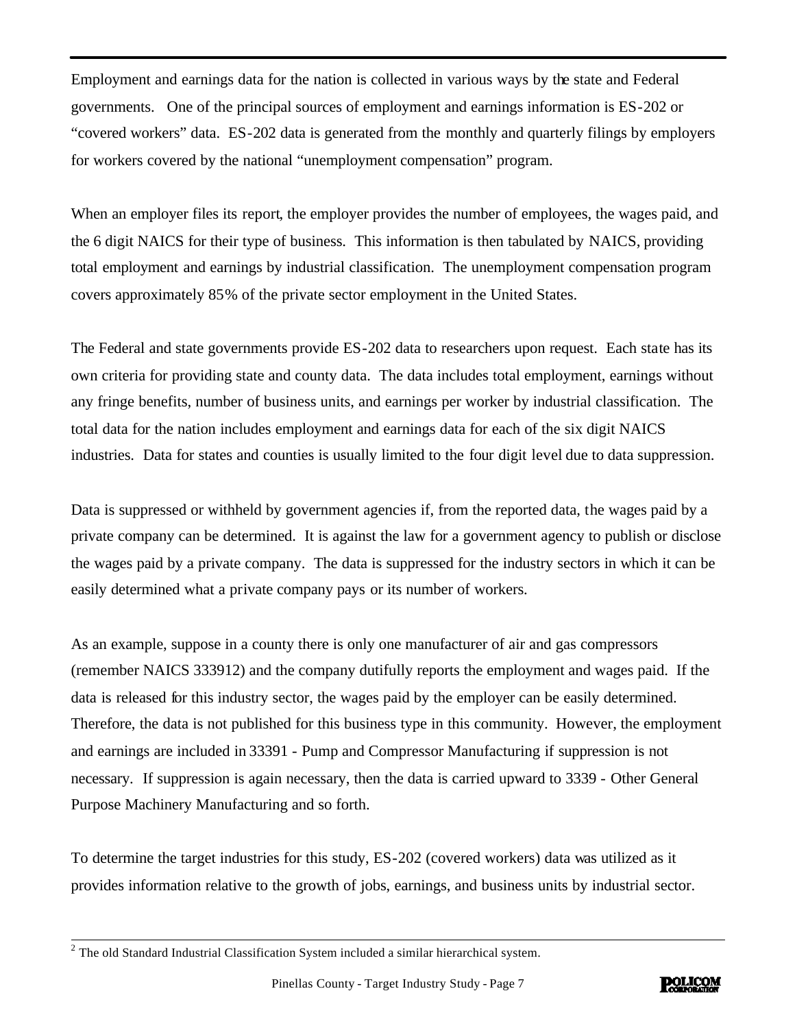Employment and earnings data for the nation is collected in various ways by the state and Federal governments. One of the principal sources of employment and earnings information is ES-202 or "covered workers" data. ES-202 data is generated from the monthly and quarterly filings by employers for workers covered by the national "unemployment compensation" program.

When an employer files its report, the employer provides the number of employees, the wages paid, and the 6 digit NAICS for their type of business. This information is then tabulated by NAICS, providing total employment and earnings by industrial classification. The unemployment compensation program covers approximately 85% of the private sector employment in the United States.

The Federal and state governments provide ES-202 data to researchers upon request. Each state has its own criteria for providing state and county data. The data includes total employment, earnings without any fringe benefits, number of business units, and earnings per worker by industrial classification. The total data for the nation includes employment and earnings data for each of the six digit NAICS industries. Data for states and counties is usually limited to the four digit level due to data suppression.

Data is suppressed or withheld by government agencies if, from the reported data, the wages paid by a private company can be determined. It is against the law for a government agency to publish or disclose the wages paid by a private company. The data is suppressed for the industry sectors in which it can be easily determined what a private company pays or its number of workers.

As an example, suppose in a county there is only one manufacturer of air and gas compressors (remember NAICS 333912) and the company dutifully reports the employment and wages paid. If the data is released for this industry sector, the wages paid by the employer can be easily determined. Therefore, the data is not published for this business type in this community. However, the employment and earnings are included in 33391 - Pump and Compressor Manufacturing if suppression is not necessary. If suppression is again necessary, then the data is carried upward to 3339 - Other General Purpose Machinery Manufacturing and so forth.

To determine the target industries for this study, ES-202 (covered workers) data was utilized as it provides information relative to the growth of jobs, earnings, and business units by industrial sector.

---

[2] The old Standard Industrial Classification System included a similar hierarchical system.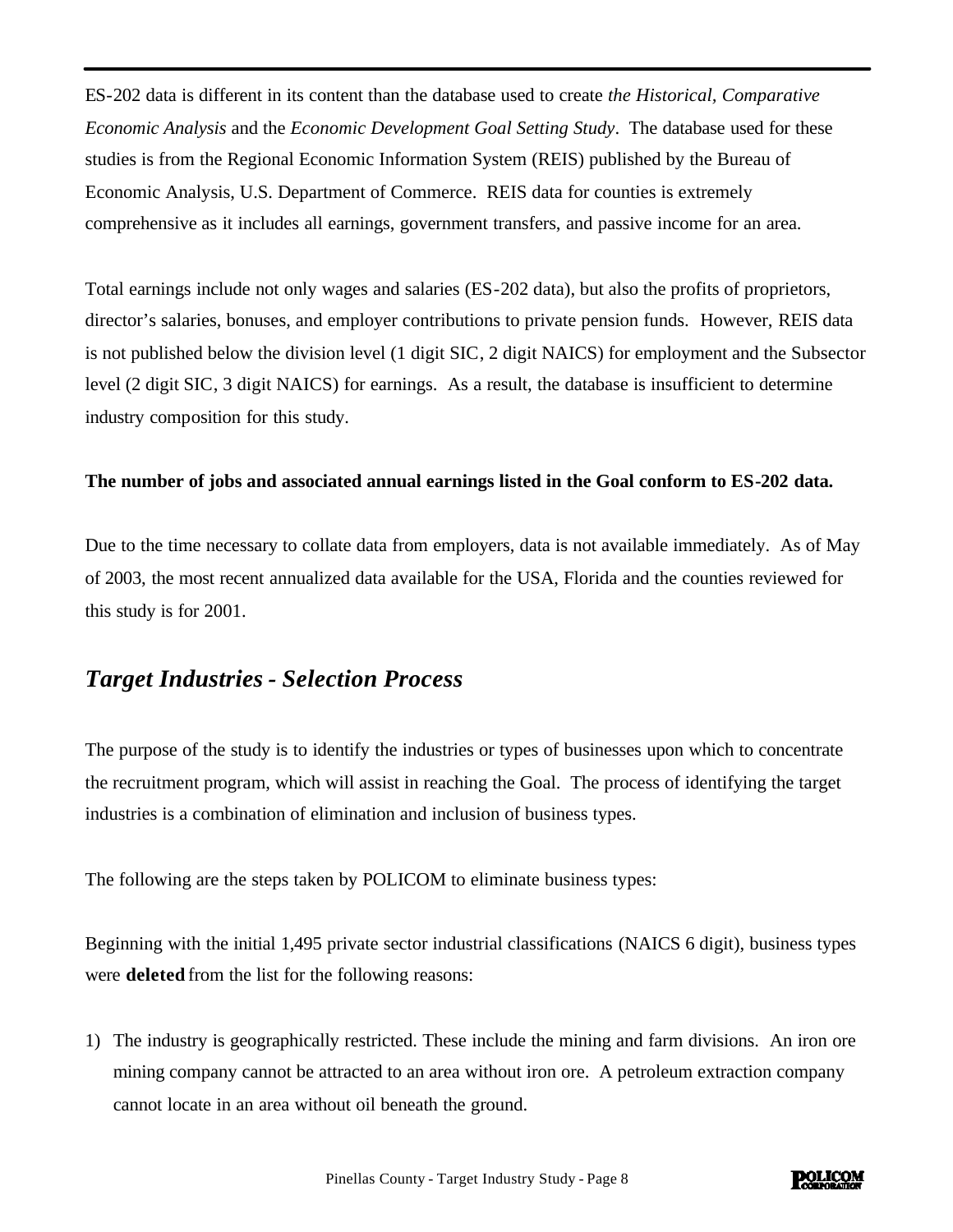ES-202 data is different in its content than the database used to create *the Historical, Comparative Economic Analysis* and the *Economic Development Goal Setting Study*. The database used for these studies is from the Regional Economic Information System (REIS) published by the Bureau of Economic Analysis, U.S. Department of Commerce. REIS data for counties is extremely comprehensive as it includes all earnings, government transfers, and passive income for an area.

Total earnings include not only wages and salaries (ES-202 data), but also the profits of proprietors, director's salaries, bonuses, and employer contributions to private pension funds. However, REIS data is not published below the division level (1 digit SIC, 2 digit NAICS) for employment and the Subsector level (2 digit SIC, 3 digit NAICS) for earnings. As a result, the database is insufficient to determine industry composition for this study.

**The number of jobs and associated annual earnings listed in the Goal conform to ES-202 data.**

Due to the time necessary to collate data from employers, data is not available immediately. As of May of 2003, the most recent annualized data available for the USA, Florida and the counties reviewed for this study is for 2001.

## *Target Industries - Selection Process*

The purpose of the study is to identify the industries or types of businesses upon which to concentrate the recruitment program, which will assist in reaching the Goal. The process of identifying the target industries is a combination of elimination and inclusion of business types.

The following are the steps taken by POLICOM to eliminate business types:

Beginning with the initial 1,495 private sector industrial classifications (NAICS 6 digit), business types were **deleted** from the list for the following reasons:

1) The industry is geographically restricted. These include the mining and farm divisions. An iron ore mining company cannot be attracted to an area without iron ore. A petroleum extraction company cannot locate in an area without oil beneath the ground.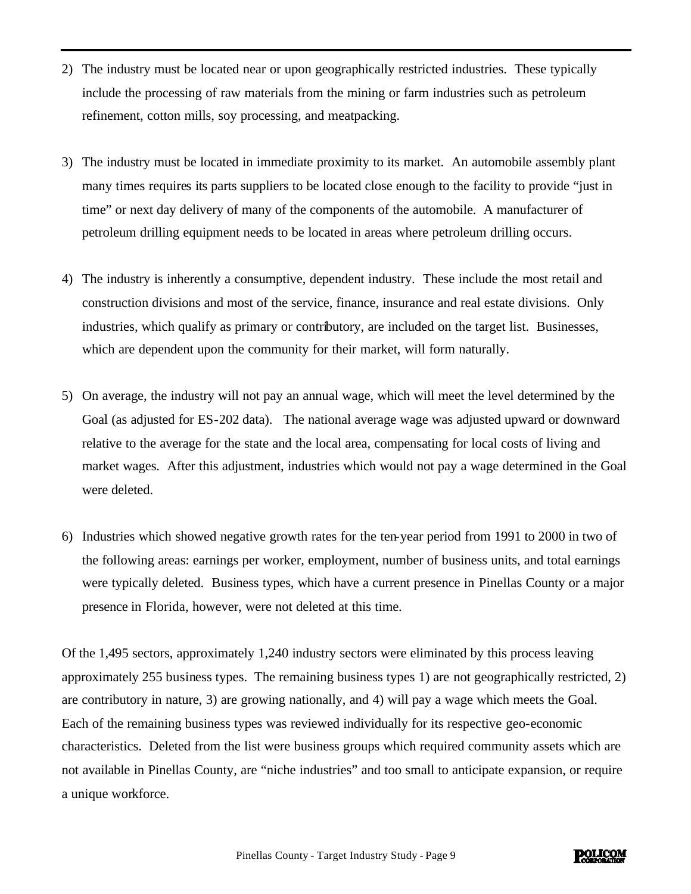2) The industry must be located near or upon geographically restricted industries. These typically include the processing of raw materials from the mining or farm industries such as petroleum refinement, cotton mills, soy processing, and meatpacking.

3) The industry must be located in immediate proximity to its market. An automobile assembly plant many times requires its parts suppliers to be located close enough to the facility to provide "just in time" or next day delivery of many of the components of the automobile. A manufacturer of petroleum drilling equipment needs to be located in areas where petroleum drilling occurs.

4) The industry is inherently a consumptive, dependent industry. These include the most retail and construction divisions and most of the service, finance, insurance and real estate divisions. Only industries, which qualify as primary or contributory, are included on the target list. Businesses, which are dependent upon the community for their market, will form naturally.

5) On average, the industry will not pay an annual wage, which will meet the level determined by the Goal (as adjusted for ES-202 data). The national average wage was adjusted upward or downward relative to the average for the state and the local area, compensating for local costs of living and market wages. After this adjustment, industries which would not pay a wage determined in the Goal were deleted.

6) Industries which showed negative growth rates for the ten-year period from 1991 to 2000 in two of the following areas: earnings per worker, employment, number of business units, and total earnings were typically deleted. Business types, which have a current presence in Pinellas County or a major presence in Florida, however, were not deleted at this time.

Of the 1,495 sectors, approximately 1,240 industry sectors were eliminated by this process leaving approximately 255 business types. The remaining business types 1) are not geographically restricted, 2) are contributory in nature, 3) are growing nationally, and 4) will pay a wage which meets the Goal. Each of the remaining business types was reviewed individually for its respective geo-economic characteristics. Deleted from the list were business groups which required community assets which are not available in Pinellas County, are "niche industries" and too small to anticipate expansion, or require a unique workforce.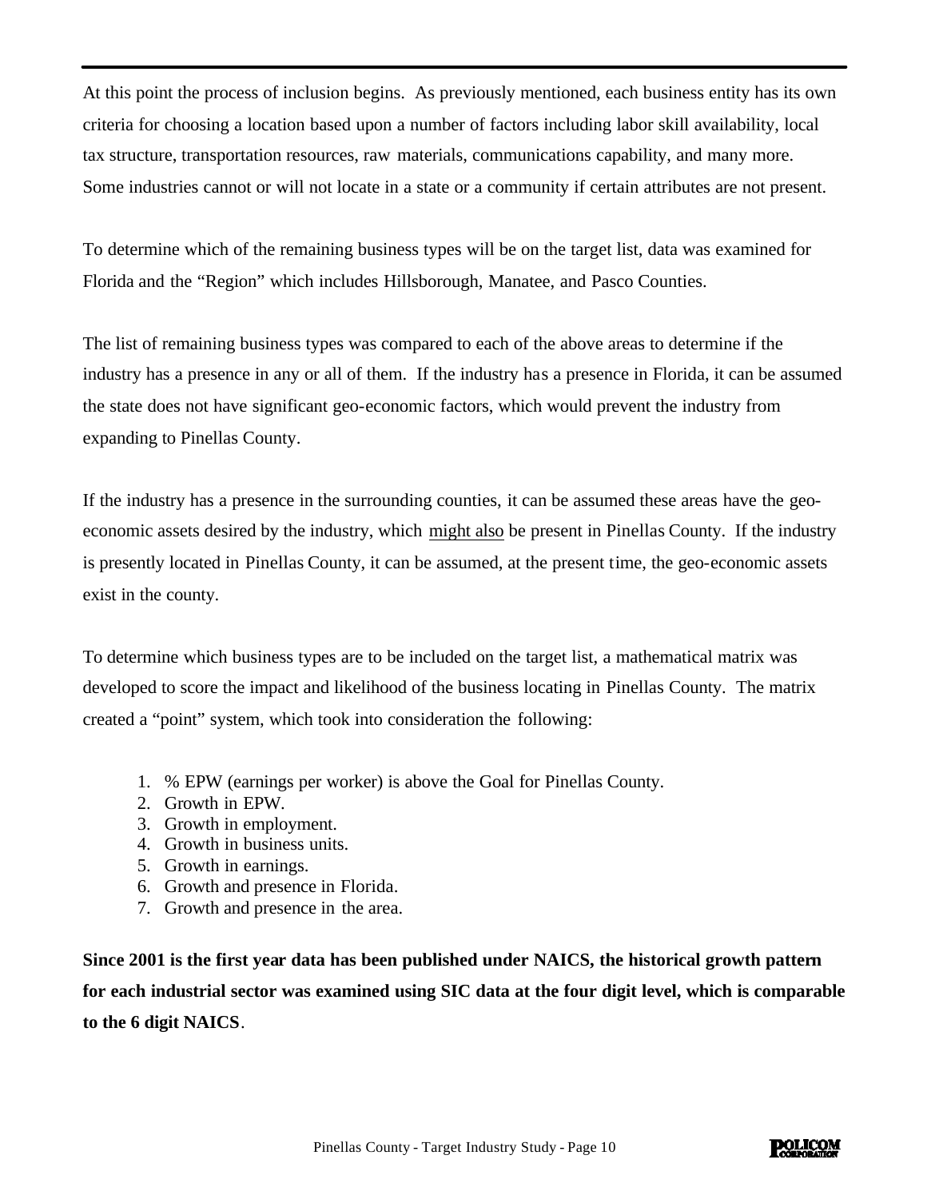At this point the process of inclusion begins. As previously mentioned, each business entity has its own criteria for choosing a location based upon a number of factors including labor skill availability, local tax structure, transportation resources, raw materials, communications capability, and many more. Some industries cannot or will not locate in a state or a community if certain attributes are not present.

To determine which of the remaining business types will be on the target list, data was examined for Florida and the "Region" which includes Hillsborough, Manatee, and Pasco Counties.

The list of remaining business types was compared to each of the above areas to determine if the industry has a presence in any or all of them. If the industry has a presence in Florida, it can be assumed the state does not have significant geo-economic factors, which would prevent the industry from expanding to Pinellas County.

If the industry has a presence in the surrounding counties, it can be assumed these areas have the geo-economic assets desired by the industry, which might also be present in Pinellas County. If the industry is presently located in Pinellas County, it can be assumed, at the present time, the geo-economic assets exist in the county.

To determine which business types are to be included on the target list, a mathematical matrix was developed to score the impact and likelihood of the business locating in Pinellas County. The matrix created a "point" system, which took into consideration the following:

1. % EPW (earnings per worker) is above the Goal for Pinellas County.
2. Growth in EPW.
3. Growth in employment.
4. Growth in business units.
5. Growth in earnings.
6. Growth and presence in Florida.
7. Growth and presence in the area.

**Since 2001 is the first year data has been published under NAICS, the historical growth pattern for each industrial sector was examined using SIC data at the four digit level, which is comparable to the 6 digit NAICS**.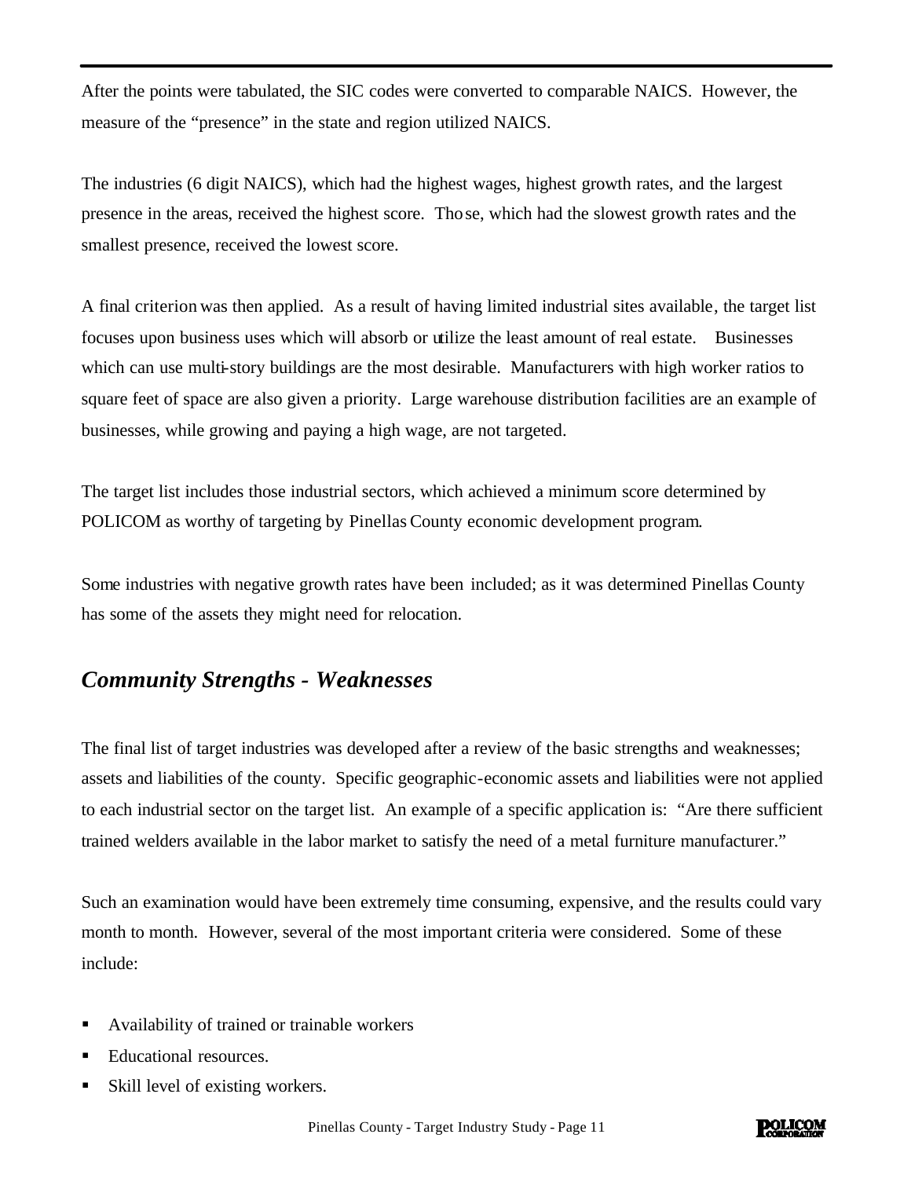After the points were tabulated, the SIC codes were converted to comparable NAICS. However, the measure of the "presence" in the state and region utilized NAICS.

The industries (6 digit NAICS), which had the highest wages, highest growth rates, and the largest presence in the areas, received the highest score. Those, which had the slowest growth rates and the smallest presence, received the lowest score.

A final criterion was then applied. As a result of having limited industrial sites available, the target list focuses upon business uses which will absorb or utilize the least amount of real estate. Businesses which can use multi-story buildings are the most desirable. Manufacturers with high worker ratios to square feet of space are also given a priority. Large warehouse distribution facilities are an example of businesses, while growing and paying a high wage, are not targeted.

The target list includes those industrial sectors, which achieved a minimum score determined by POLICOM as worthy of targeting by Pinellas County economic development program.

Some industries with negative growth rates have been included; as it was determined Pinellas County has some of the assets they might need for relocation.

## *Community Strengths - Weaknesses*

The final list of target industries was developed after a review of the basic strengths and weaknesses; assets and liabilities of the county. Specific geographic-economic assets and liabilities were not applied to each industrial sector on the target list. An example of a specific application is: "Are there sufficient trained welders available in the labor market to satisfy the need of a metal furniture manufacturer."

Such an examination would have been extremely time consuming, expensive, and the results could vary month to month. However, several of the most important criteria were considered. Some of these include:

- Availability of trained or trainable workers
- Educational resources.
- Skill level of existing workers.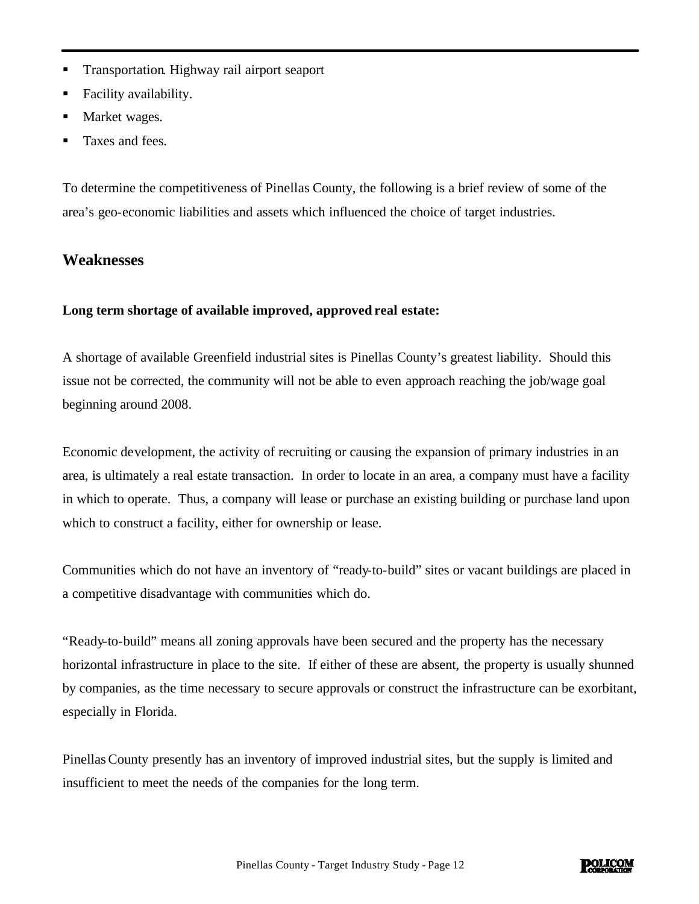- Transportation. Highway rail airport seaport
- Facility availability.
- Market wages.
- Taxes and fees.

To determine the competitiveness of Pinellas County, the following is a brief review of some of the area's geo-economic liabilities and assets which influenced the choice of target industries.

## Weaknesses

**Long term shortage of available improved, approved real estate:**

A shortage of available Greenfield industrial sites is Pinellas County's greatest liability. Should this issue not be corrected, the community will not be able to even approach reaching the job/wage goal beginning around 2008.

Economic development, the activity of recruiting or causing the expansion of primary industries in an area, is ultimately a real estate transaction. In order to locate in an area, a company must have a facility in which to operate. Thus, a company will lease or purchase an existing building or purchase land upon which to construct a facility, either for ownership or lease.

Communities which do not have an inventory of "ready-to-build" sites or vacant buildings are placed in a competitive disadvantage with communities which do.

"Ready-to-build" means all zoning approvals have been secured and the property has the necessary horizontal infrastructure in place to the site. If either of these are absent, the property is usually shunned by companies, as the time necessary to secure approvals or construct the infrastructure can be exorbitant, especially in Florida.

Pinellas County presently has an inventory of improved industrial sites, but the supply is limited and insufficient to meet the needs of the companies for the long term.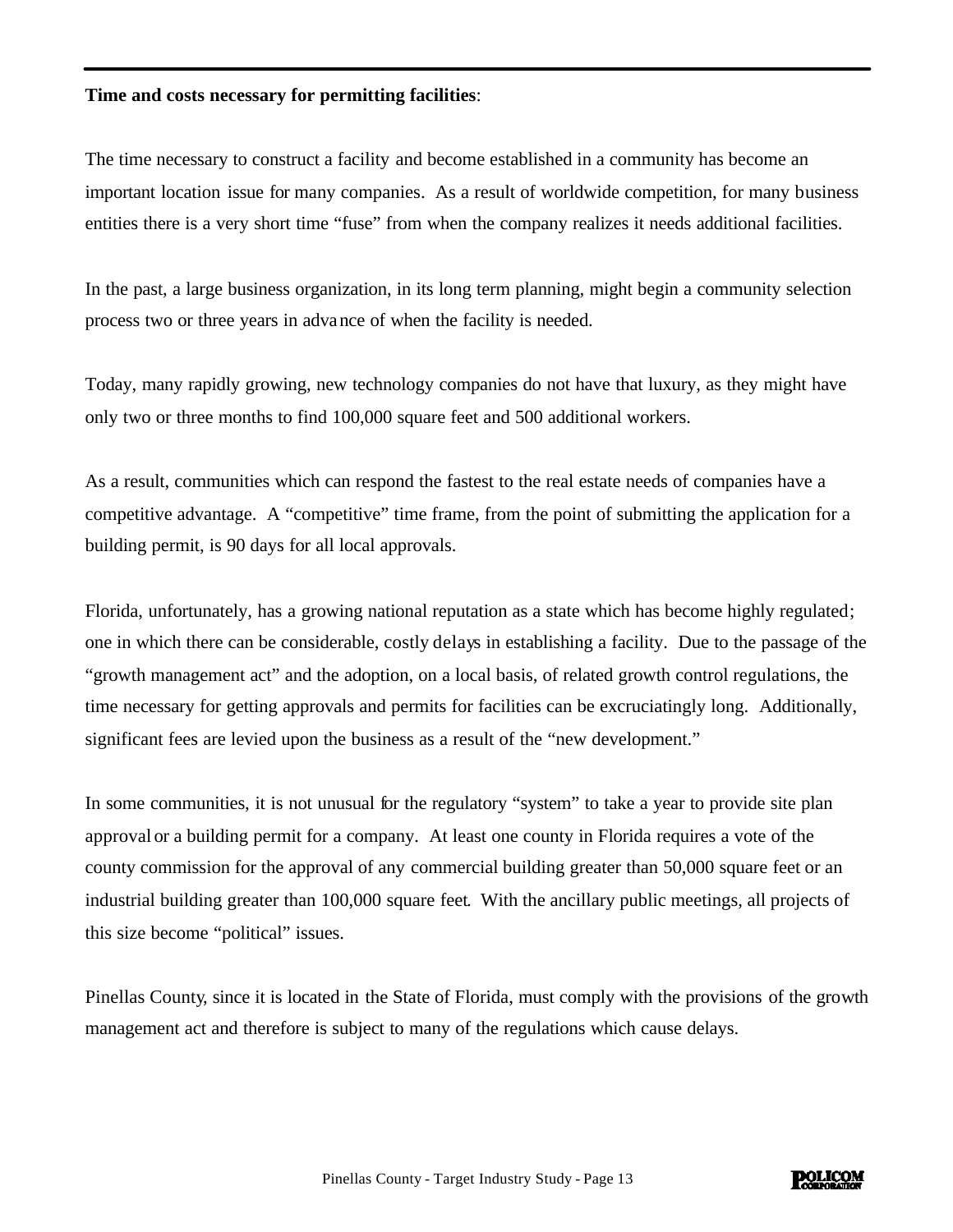**Time and costs necessary for permitting facilities**:

The time necessary to construct a facility and become established in a community has become an important location issue for many companies. As a result of worldwide competition, for many business entities there is a very short time "fuse" from when the company realizes it needs additional facilities.

In the past, a large business organization, in its long term planning, might begin a community selection process two or three years in advance of when the facility is needed.

Today, many rapidly growing, new technology companies do not have that luxury, as they might have only two or three months to find 100,000 square feet and 500 additional workers.

As a result, communities which can respond the fastest to the real estate needs of companies have a competitive advantage. A "competitive" time frame, from the point of submitting the application for a building permit, is 90 days for all local approvals.

Florida, unfortunately, has a growing national reputation as a state which has become highly regulated; one in which there can be considerable, costly delays in establishing a facility. Due to the passage of the "growth management act" and the adoption, on a local basis, of related growth control regulations, the time necessary for getting approvals and permits for facilities can be excruciatingly long. Additionally, significant fees are levied upon the business as a result of the "new development."

In some communities, it is not unusual for the regulatory "system" to take a year to provide site plan approval or a building permit for a company. At least one county in Florida requires a vote of the county commission for the approval of any commercial building greater than 50,000 square feet or an industrial building greater than 100,000 square feet. With the ancillary public meetings, all projects of this size become "political" issues.

Pinellas County, since it is located in the State of Florida, must comply with the provisions of the growth management act and therefore is subject to many of the regulations which cause delays.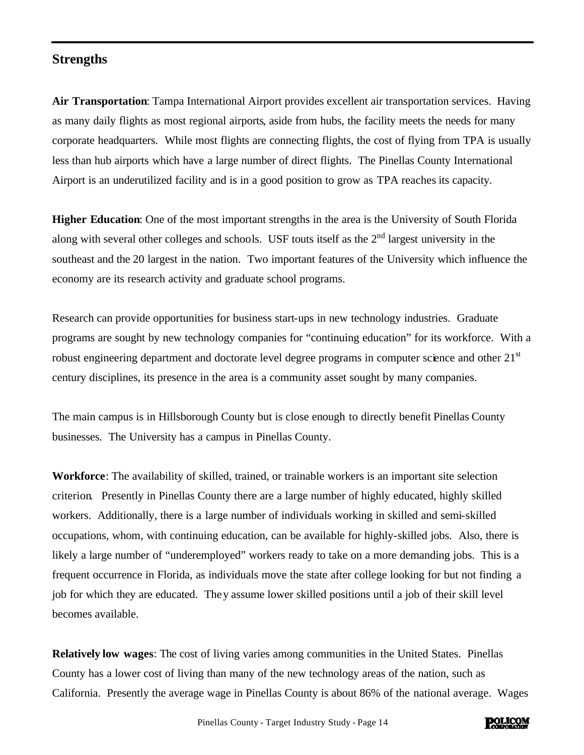## Strengths

**Air Transportation**: Tampa International Airport provides excellent air transportation services. Having as many daily flights as most regional airports, aside from hubs, the facility meets the needs for many corporate headquarters. While most flights are connecting flights, the cost of flying from TPA is usually less than hub airports which have a large number of direct flights. The Pinellas County International Airport is an underutilized facility and is in a good position to grow as TPA reaches its capacity.

**Higher Education**: One of the most important strengths in the area is the University of South Florida along with several other colleges and schools. USF touts itself as the 2nd largest university in the southeast and the 20 largest in the nation. Two important features of the University which influence the economy are its research activity and graduate school programs.

Research can provide opportunities for business start-ups in new technology industries. Graduate programs are sought by new technology companies for "continuing education" for its workforce. With a robust engineering department and doctorate level degree programs in computer science and other 21st century disciplines, its presence in the area is a community asset sought by many companies.

The main campus is in Hillsborough County but is close enough to directly benefit Pinellas County businesses. The University has a campus in Pinellas County.

**Workforce**: The availability of skilled, trained, or trainable workers is an important site selection criterion. Presently in Pinellas County there are a large number of highly educated, highly skilled workers. Additionally, there is a large number of individuals working in skilled and semi-skilled occupations, whom, with continuing education, can be available for highly-skilled jobs. Also, there is likely a large number of "underemployed" workers ready to take on a more demanding jobs. This is a frequent occurrence in Florida, as individuals move the state after college looking for but not finding a job for which they are educated. They assume lower skilled positions until a job of their skill level becomes available.

**Relatively low wages**: The cost of living varies among communities in the United States. Pinellas County has a lower cost of living than many of the new technology areas of the nation, such as California. Presently the average wage in Pinellas County is about 86% of the national average. Wages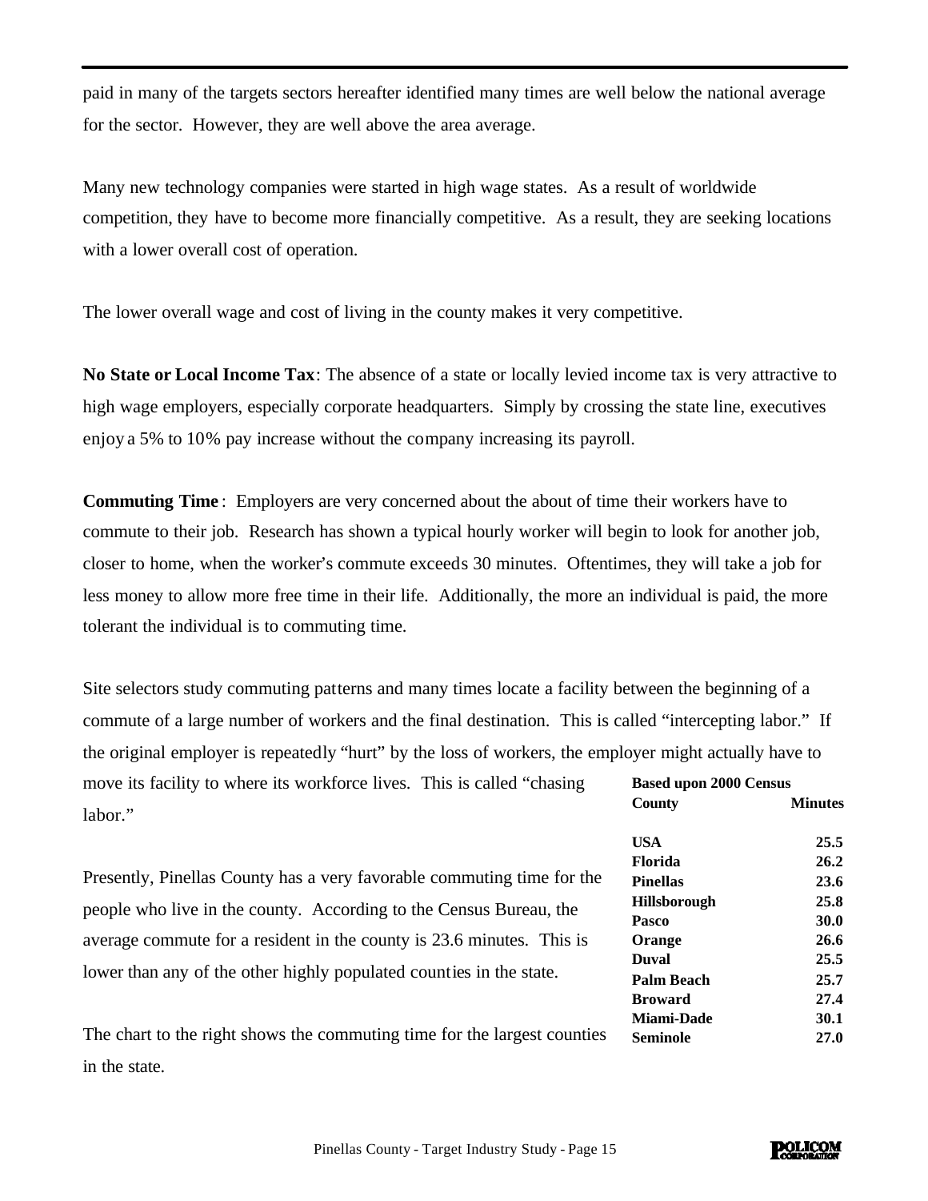paid in many of the targets sectors hereafter identified many times are well below the national average for the sector. However, they are well above the area average.

Many new technology companies were started in high wage states. As a result of worldwide competition, they have to become more financially competitive. As a result, they are seeking locations with a lower overall cost of operation.

The lower overall wage and cost of living in the county makes it very competitive.

**No State or Local Income Tax**: The absence of a state or locally levied income tax is very attractive to high wage employers, especially corporate headquarters. Simply by crossing the state line, executives enjoy a 5% to 10% pay increase without the company increasing its payroll.

**Commuting Time** : Employers are very concerned about the about of time their workers have to commute to their job. Research has shown a typical hourly worker will begin to look for another job, closer to home, when the worker's commute exceeds 30 minutes. Oftentimes, they will take a job for less money to allow more free time in their life. Additionally, the more an individual is paid, the more tolerant the individual is to commuting time.

Site selectors study commuting patterns and many times locate a facility between the beginning of a commute of a large number of workers and the final destination. This is called "intercepting labor." If the original employer is repeatedly "hurt" by the loss of workers, the employer might actually have to move its facility to where its workforce lives. This is called "chasing labor."

Presently, Pinellas County has a very favorable commuting time for the people who live in the county. According to the Census Bureau, the average commute for a resident in the county is 23.6 minutes. This is lower than any of the other highly populated counties in the state.

The chart to the right shows the commuting time for the largest counties in the state.

**Based upon 2000 Census**

| County | Minutes |
|---|---|
| USA | 25.5 |
| Florida | 26.2 |
| Pinellas | 23.6 |
| Hillsborough | 25.8 |
| Pasco | 30.0 |
| Orange | 26.6 |
| Duval | 25.5 |
| Palm Beach | 25.7 |
| Broward | 27.4 |
| Miami-Dade | 30.1 |
| Seminole | 27.0 |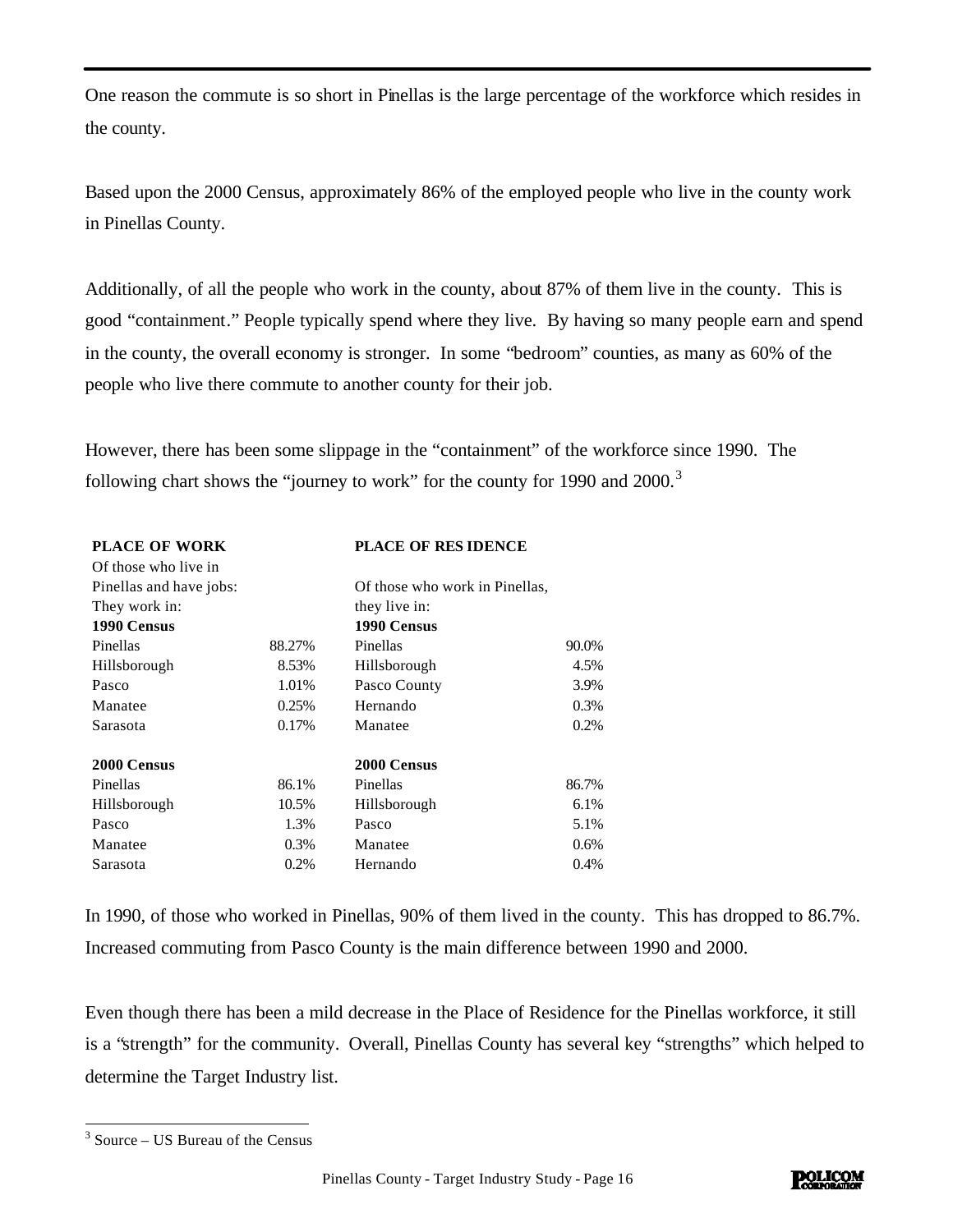One reason the commute is so short in Pinellas is the large percentage of the workforce which resides in the county.

Based upon the 2000 Census, approximately 86% of the employed people who live in the county work in Pinellas County.

Additionally, of all the people who work in the county, about 87% of them live in the county. This is good "containment." People typically spend where they live. By having so many people earn and spend in the county, the overall economy is stronger. In some "bedroom" counties, as many as 60% of the people who live there commute to another county for their job.

However, there has been some slippage in the "containment" of the workforce since 1990. The following chart shows the "journey to work" for the county for 1990 and 2000.[3]

| PLACE OF WORK | | PLACE OF RESIDENCE | |
|---|---|---|---|
| Of those who live in Pinellas and have jobs: They work in: | | Of those who work in Pinellas, they live in: | |
| **1990 Census** | | **1990 Census** | |
| Pinellas | 88.27% | Pinellas | 90.0% |
| Hillsborough | 8.53% | Hillsborough | 4.5% |
| Pasco | 1.01% | Pasco County | 3.9% |
| Manatee | 0.25% | Hernando | 0.3% |
| Sarasota | 0.17% | Manatee | 0.2% |
| **2000 Census** | | **2000 Census** | |
| Pinellas | 86.1% | Pinellas | 86.7% |
| Hillsborough | 10.5% | Hillsborough | 6.1% |
| Pasco | 1.3% | Pasco | 5.1% |
| Manatee | 0.3% | Manatee | 0.6% |
| Sarasota | 0.2% | Hernando | 0.4% |

In 1990, of those who worked in Pinellas, 90% of them lived in the county. This has dropped to 86.7%. Increased commuting from Pasco County is the main difference between 1990 and 2000.

Even though there has been a mild decrease in the Place of Residence for the Pinellas workforce, it still is a "strength" for the community. Overall, Pinellas County has several key "strengths" which helped to determine the Target Industry list.

[3] Source – US Bureau of the Census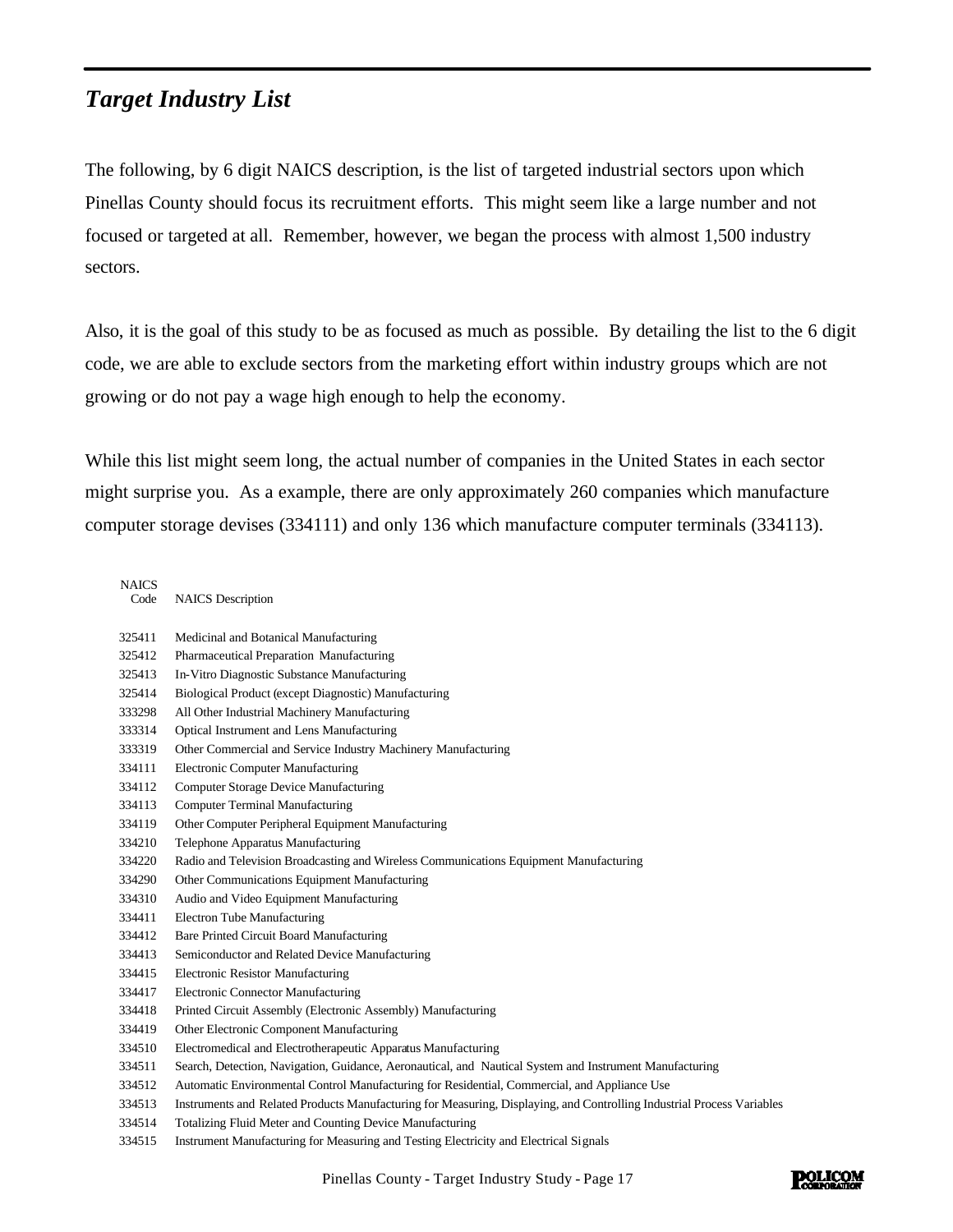## *Target Industry List*

The following, by 6 digit NAICS description, is the list of targeted industrial sectors upon which Pinellas County should focus its recruitment efforts. This might seem like a large number and not focused or targeted at all. Remember, however, we began the process with almost 1,500 industry sectors.

Also, it is the goal of this study to be as focused as much as possible. By detailing the list to the 6 digit code, we are able to exclude sectors from the marketing effort within industry groups which are not growing or do not pay a wage high enough to help the economy.

While this list might seem long, the actual number of companies in the United States in each sector might surprise you. As a example, there are only approximately 260 companies which manufacture computer storage devises (334111) and only 136 which manufacture computer terminals (334113).

| NAICS Code | NAICS Description |
|---|---|
| 325411 | Medicinal and Botanical Manufacturing |
| 325412 | Pharmaceutical Preparation Manufacturing |
| 325413 | In-Vitro Diagnostic Substance Manufacturing |
| 325414 | Biological Product (except Diagnostic) Manufacturing |
| 333298 | All Other Industrial Machinery Manufacturing |
| 333314 | Optical Instrument and Lens Manufacturing |
| 333319 | Other Commercial and Service Industry Machinery Manufacturing |
| 334111 | Electronic Computer Manufacturing |
| 334112 | Computer Storage Device Manufacturing |
| 334113 | Computer Terminal Manufacturing |
| 334119 | Other Computer Peripheral Equipment Manufacturing |
| 334210 | Telephone Apparatus Manufacturing |
| 334220 | Radio and Television Broadcasting and Wireless Communications Equipment Manufacturing |
| 334290 | Other Communications Equipment Manufacturing |
| 334310 | Audio and Video Equipment Manufacturing |
| 334411 | Electron Tube Manufacturing |
| 334412 | Bare Printed Circuit Board Manufacturing |
| 334413 | Semiconductor and Related Device Manufacturing |
| 334415 | Electronic Resistor Manufacturing |
| 334417 | Electronic Connector Manufacturing |
| 334418 | Printed Circuit Assembly (Electronic Assembly) Manufacturing |
| 334419 | Other Electronic Component Manufacturing |
| 334510 | Electromedical and Electrotherapeutic Apparatus Manufacturing |
| 334511 | Search, Detection, Navigation, Guidance, Aeronautical, and Nautical System and Instrument Manufacturing |
| 334512 | Automatic Environmental Control Manufacturing for Residential, Commercial, and Appliance Use |
| 334513 | Instruments and Related Products Manufacturing for Measuring, Displaying, and Controlling Industrial Process Variables |
| 334514 | Totalizing Fluid Meter and Counting Device Manufacturing |
| 334515 | Instrument Manufacturing for Measuring and Testing Electricity and Electrical Signals |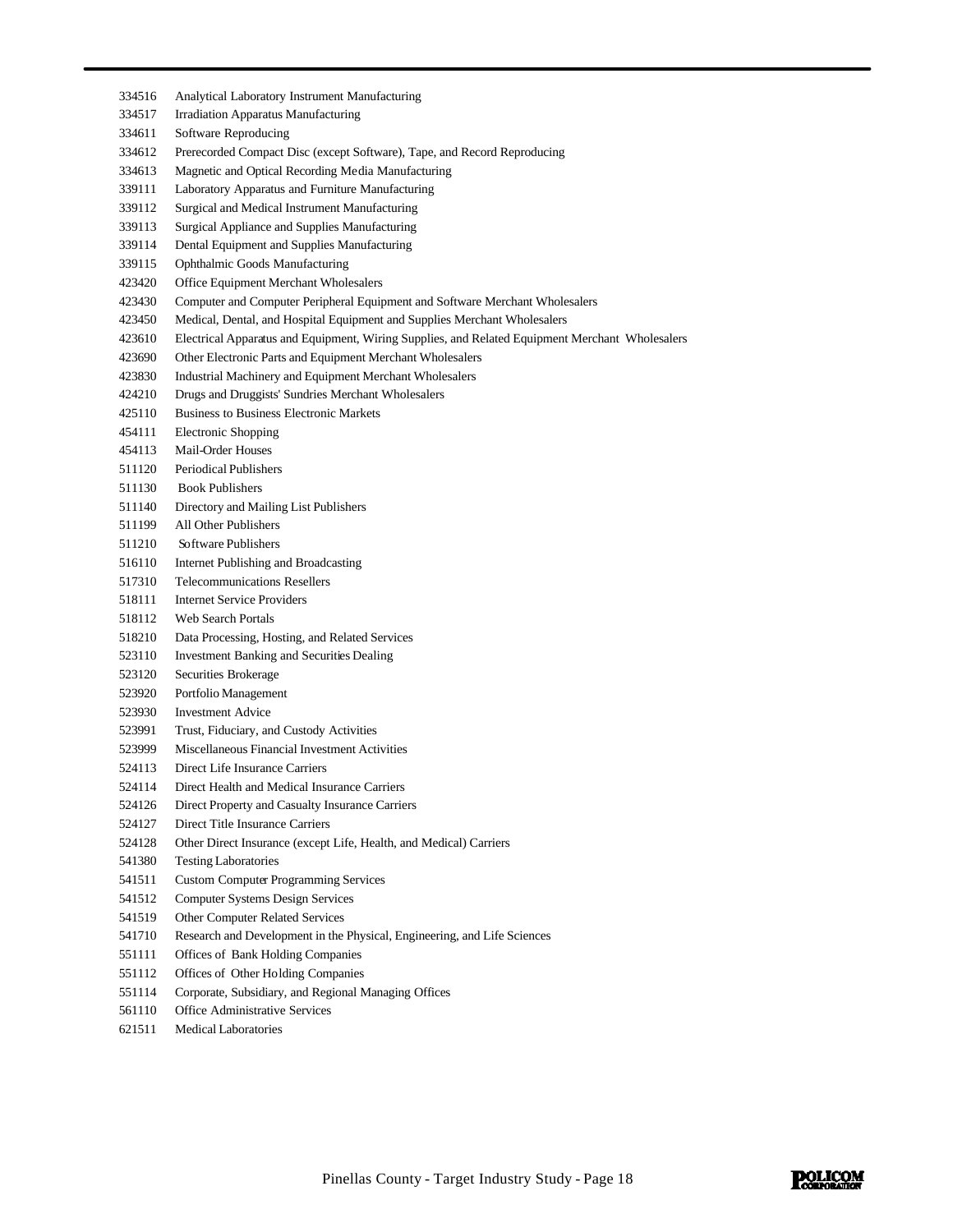334516 Analytical Laboratory Instrument Manufacturing
334517 Irradiation Apparatus Manufacturing
334611 Software Reproducing
334612 Prerecorded Compact Disc (except Software), Tape, and Record Reproducing
334613 Magnetic and Optical Recording Media Manufacturing
339111 Laboratory Apparatus and Furniture Manufacturing
339112 Surgical and Medical Instrument Manufacturing
339113 Surgical Appliance and Supplies Manufacturing
339114 Dental Equipment and Supplies Manufacturing
339115 Ophthalmic Goods Manufacturing
423420 Office Equipment Merchant Wholesalers
423430 Computer and Computer Peripheral Equipment and Software Merchant Wholesalers
423450 Medical, Dental, and Hospital Equipment and Supplies Merchant Wholesalers
423610 Electrical Apparatus and Equipment, Wiring Supplies, and Related Equipment Merchant Wholesalers
423690 Other Electronic Parts and Equipment Merchant Wholesalers
423830 Industrial Machinery and Equipment Merchant Wholesalers
424210 Drugs and Druggists' Sundries Merchant Wholesalers
425110 Business to Business Electronic Markets
454111 Electronic Shopping
454113 Mail-Order Houses
511120 Periodical Publishers
511130 Book Publishers
511140 Directory and Mailing List Publishers
511199 All Other Publishers
511210 Software Publishers
516110 Internet Publishing and Broadcasting
517310 Telecommunications Resellers
518111 Internet Service Providers
518112 Web Search Portals
518210 Data Processing, Hosting, and Related Services
523110 Investment Banking and Securities Dealing
523120 Securities Brokerage
523920 Portfolio Management
523930 Investment Advice
523991 Trust, Fiduciary, and Custody Activities
523999 Miscellaneous Financial Investment Activities
524113 Direct Life Insurance Carriers
524114 Direct Health and Medical Insurance Carriers
524126 Direct Property and Casualty Insurance Carriers
524127 Direct Title Insurance Carriers
524128 Other Direct Insurance (except Life, Health, and Medical) Carriers
541380 Testing Laboratories
541511 Custom Computer Programming Services
541512 Computer Systems Design Services
541519 Other Computer Related Services
541710 Research and Development in the Physical, Engineering, and Life Sciences
551111 Offices of Bank Holding Companies
551112 Offices of Other Holding Companies
551114 Corporate, Subsidiary, and Regional Managing Offices
561110 Office Administrative Services
621511 Medical Laboratories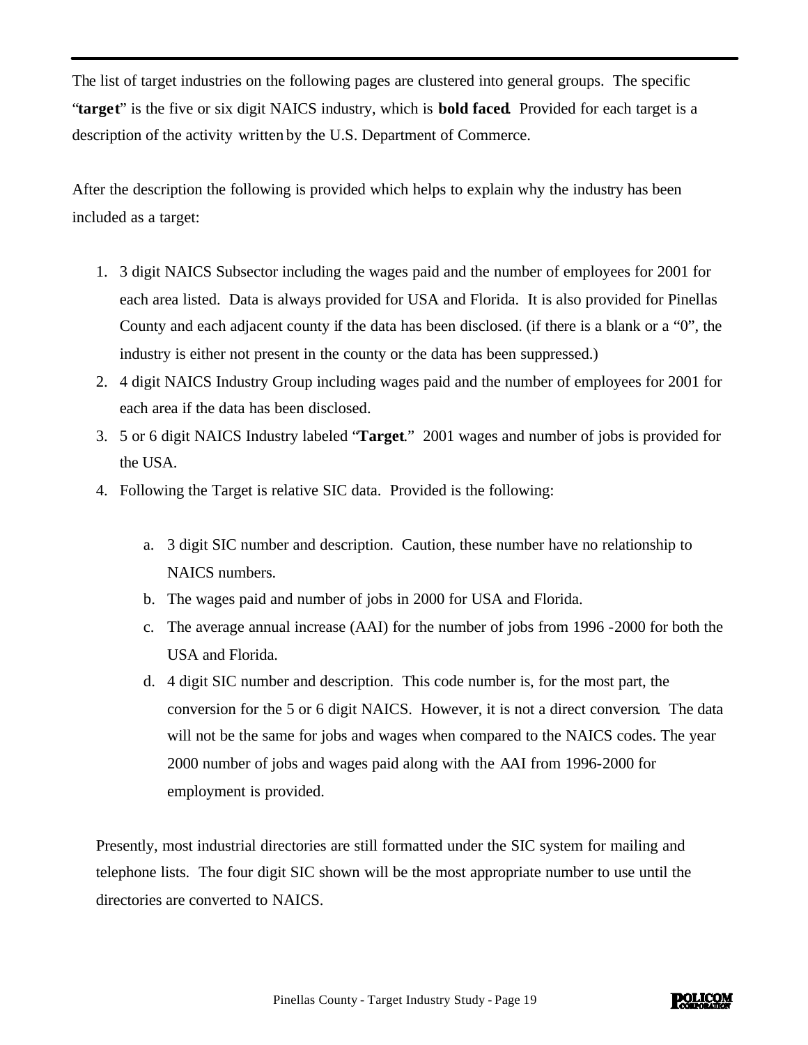The list of target industries on the following pages are clustered into general groups. The specific "**target**" is the five or six digit NAICS industry, which is **bold faced**. Provided for each target is a description of the activity written by the U.S. Department of Commerce.

After the description the following is provided which helps to explain why the industry has been included as a target:

1. 3 digit NAICS Subsector including the wages paid and the number of employees for 2001 for each area listed. Data is always provided for USA and Florida. It is also provided for Pinellas County and each adjacent county if the data has been disclosed. (if there is a blank or a "0", the industry is either not present in the county or the data has been suppressed.)
2. 4 digit NAICS Industry Group including wages paid and the number of employees for 2001 for each area if the data has been disclosed.
3. 5 or 6 digit NAICS Industry labeled "**Target**." 2001 wages and number of jobs is provided for the USA.
4. Following the Target is relative SIC data. Provided is the following:

    a. 3 digit SIC number and description. Caution, these number have no relationship to NAICS numbers.
    b. The wages paid and number of jobs in 2000 for USA and Florida.
    c. The average annual increase (AAI) for the number of jobs from 1996 -2000 for both the USA and Florida.
    d. 4 digit SIC number and description. This code number is, for the most part, the conversion for the 5 or 6 digit NAICS. However, it is not a direct conversion. The data will not be the same for jobs and wages when compared to the NAICS codes. The year 2000 number of jobs and wages paid along with the AAI from 1996-2000 for employment is provided.

Presently, most industrial directories are still formatted under the SIC system for mailing and telephone lists. The four digit SIC shown will be the most appropriate number to use until the directories are converted to NAICS.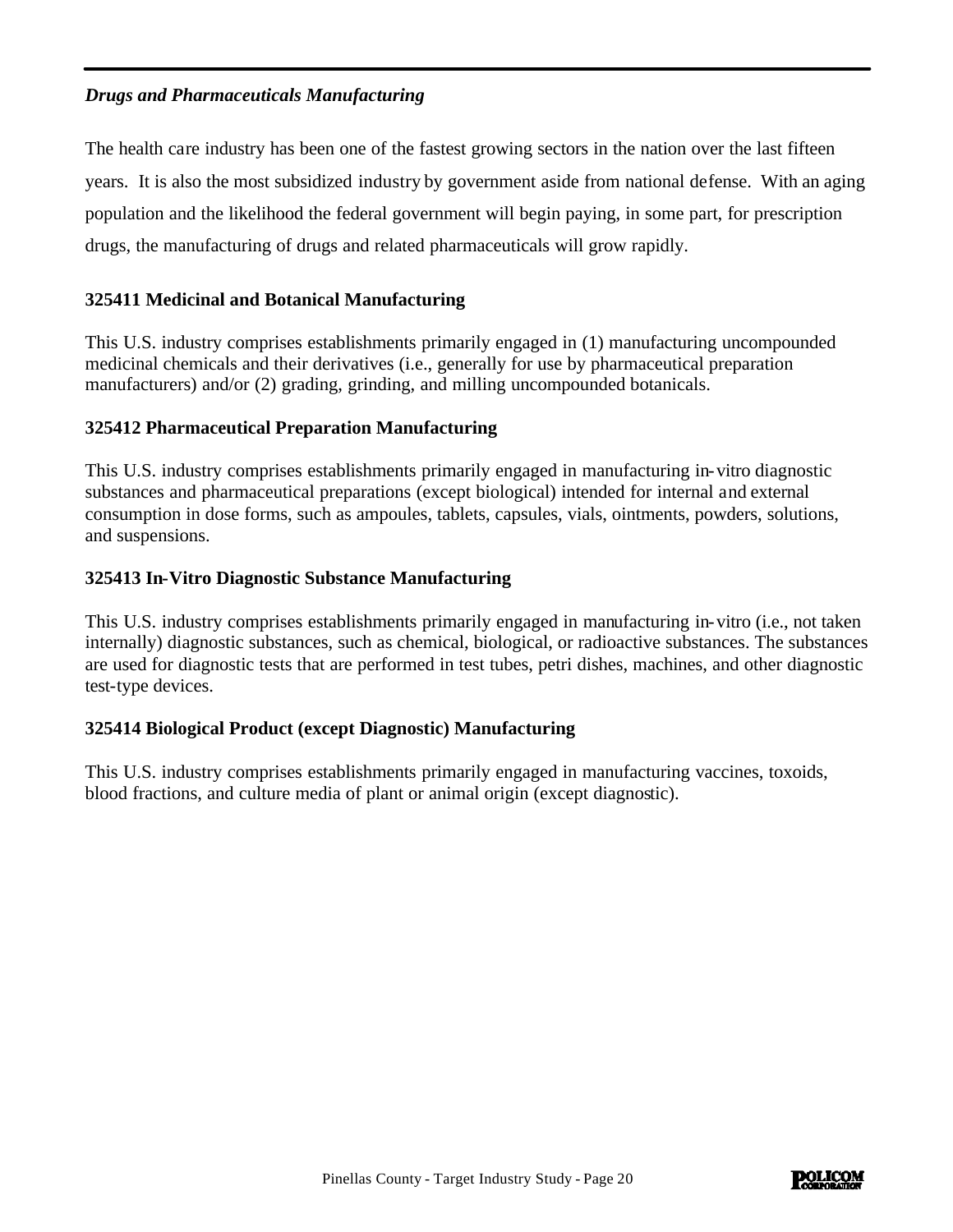***Drugs and Pharmaceuticals Manufacturing***

The health care industry has been one of the fastest growing sectors in the nation over the last fifteen years. It is also the most subsidized industry by government aside from national defense. With an aging population and the likelihood the federal government will begin paying, in some part, for prescription drugs, the manufacturing of drugs and related pharmaceuticals will grow rapidly.

**325411 Medicinal and Botanical Manufacturing**

This U.S. industry comprises establishments primarily engaged in (1) manufacturing uncompounded medicinal chemicals and their derivatives (i.e., generally for use by pharmaceutical preparation manufacturers) and/or (2) grading, grinding, and milling uncompounded botanicals.

**325412 Pharmaceutical Preparation Manufacturing**

This U.S. industry comprises establishments primarily engaged in manufacturing in-vitro diagnostic substances and pharmaceutical preparations (except biological) intended for internal and external consumption in dose forms, such as ampoules, tablets, capsules, vials, ointments, powders, solutions, and suspensions.

**325413 In-Vitro Diagnostic Substance Manufacturing**

This U.S. industry comprises establishments primarily engaged in manufacturing in-vitro (i.e., not taken internally) diagnostic substances, such as chemical, biological, or radioactive substances. The substances are used for diagnostic tests that are performed in test tubes, petri dishes, machines, and other diagnostic test-type devices.

**325414 Biological Product (except Diagnostic) Manufacturing**

This U.S. industry comprises establishments primarily engaged in manufacturing vaccines, toxoids, blood fractions, and culture media of plant or animal origin (except diagnostic).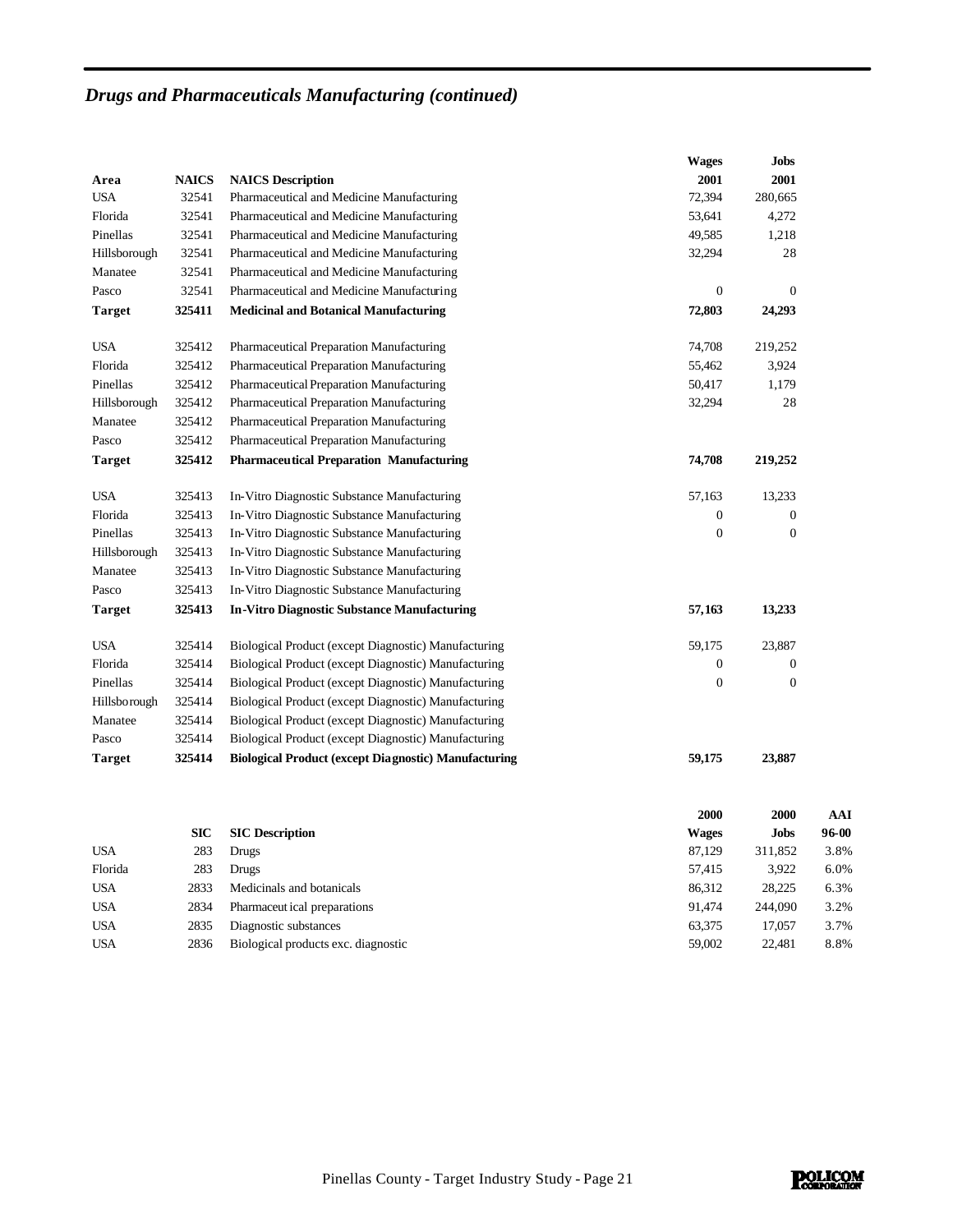## *Drugs and Pharmaceuticals Manufacturing (continued)*

| Area | NAICS | NAICS Description | Wages 2001 | Jobs 2001 |
|---|---|---|---|---|
| USA | 32541 | Pharmaceutical and Medicine Manufacturing | 72,394 | 280,665 |
| Florida | 32541 | Pharmaceutical and Medicine Manufacturing | 53,641 | 4,272 |
| Pinellas | 32541 | Pharmaceutical and Medicine Manufacturing | 49,585 | 1,218 |
| Hillsborough | 32541 | Pharmaceutical and Medicine Manufacturing | 32,294 | 28 |
| Manatee | 32541 | Pharmaceutical and Medicine Manufacturing | | |
| Pasco | 32541 | Pharmaceutical and Medicine Manufacturing | 0 | 0 |
| **Target** | **325411** | **Medicinal and Botanical Manufacturing** | **72,803** | **24,293** |
| USA | 325412 | Pharmaceutical Preparation Manufacturing | 74,708 | 219,252 |
| Florida | 325412 | Pharmaceutical Preparation Manufacturing | 55,462 | 3,924 |
| Pinellas | 325412 | Pharmaceutical Preparation Manufacturing | 50,417 | 1,179 |
| Hillsborough | 325412 | Pharmaceutical Preparation Manufacturing | 32,294 | 28 |
| Manatee | 325412 | Pharmaceutical Preparation Manufacturing | | |
| Pasco | 325412 | Pharmaceutical Preparation Manufacturing | | |
| **Target** | **325412** | **Pharmaceutical Preparation Manufacturing** | **74,708** | **219,252** |
| USA | 325413 | In-Vitro Diagnostic Substance Manufacturing | 57,163 | 13,233 |
| Florida | 325413 | In-Vitro Diagnostic Substance Manufacturing | 0 | 0 |
| Pinellas | 325413 | In-Vitro Diagnostic Substance Manufacturing | 0 | 0 |
| Hillsborough | 325413 | In-Vitro Diagnostic Substance Manufacturing | | |
| Manatee | 325413 | In-Vitro Diagnostic Substance Manufacturing | | |
| Pasco | 325413 | In-Vitro Diagnostic Substance Manufacturing | | |
| **Target** | **325413** | **In-Vitro Diagnostic Substance Manufacturing** | **57,163** | **13,233** |
| USA | 325414 | Biological Product (except Diagnostic) Manufacturing | 59,175 | 23,887 |
| Florida | 325414 | Biological Product (except Diagnostic) Manufacturing | 0 | 0 |
| Pinellas | 325414 | Biological Product (except Diagnostic) Manufacturing | 0 | 0 |
| Hillsborough | 325414 | Biological Product (except Diagnostic) Manufacturing | | |
| Manatee | 325414 | Biological Product (except Diagnostic) Manufacturing | | |
| Pasco | 325414 | Biological Product (except Diagnostic) Manufacturing | | |
| **Target** | **325414** | **Biological Product (except Diagnostic) Manufacturing** | **59,175** | **23,887** |

| | SIC | SIC Description | 2000 Wages | 2000 Jobs | AAI 96-00 |
|---|---|---|---|---|---|
| USA | 283 | Drugs | 87,129 | 311,852 | 3.8% |
| Florida | 283 | Drugs | 57,415 | 3,922 | 6.0% |
| USA | 2833 | Medicinals and botanicals | 86,312 | 28,225 | 6.3% |
| USA | 2834 | Pharmaceutical preparations | 91,474 | 244,090 | 3.2% |
| USA | 2835 | Diagnostic substances | 63,375 | 17,057 | 3.7% |
| USA | 2836 | Biological products exc. diagnostic | 59,002 | 22,481 | 8.8% |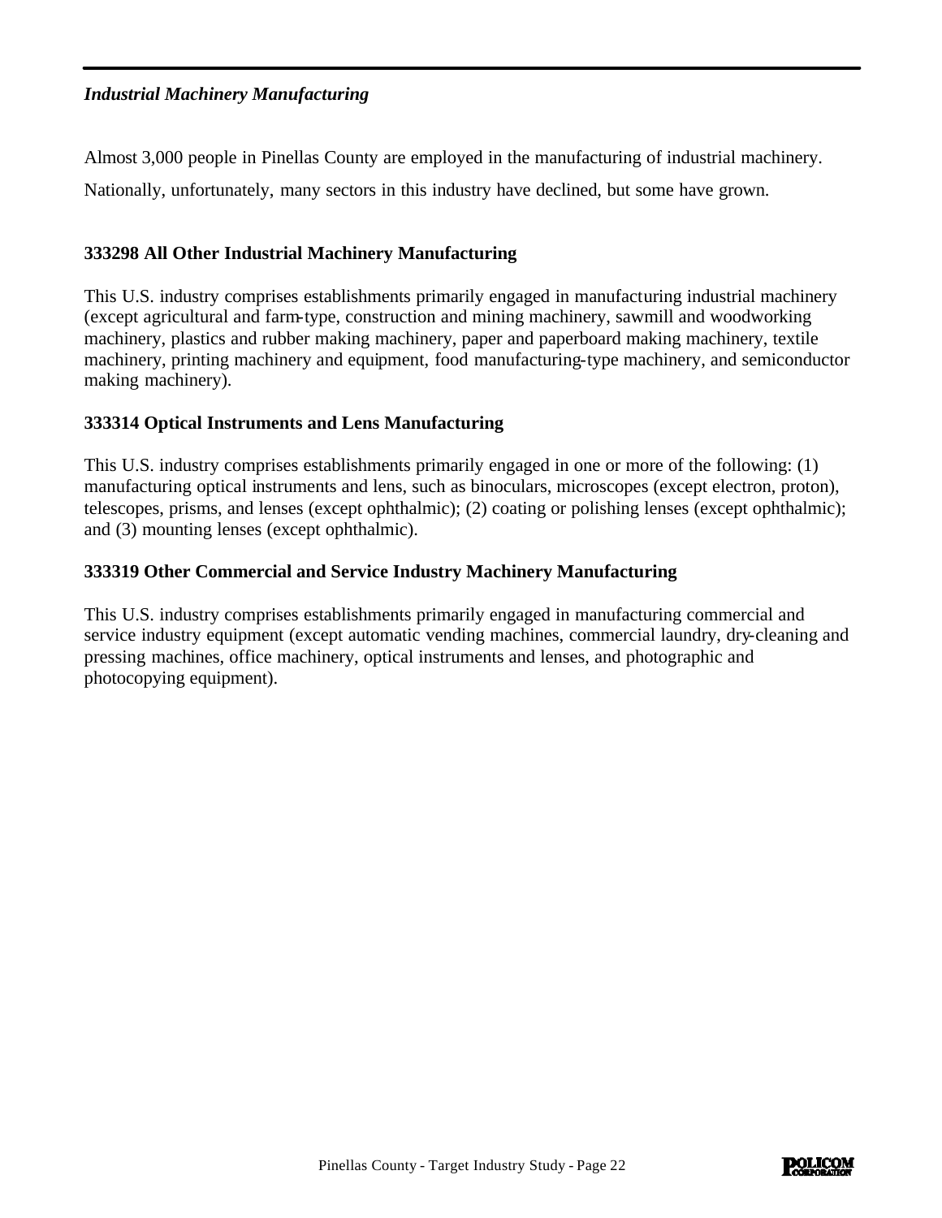*Industrial Machinery Manufacturing*

Almost 3,000 people in Pinellas County are employed in the manufacturing of industrial machinery. Nationally, unfortunately, many sectors in this industry have declined, but some have grown.

**333298 All Other Industrial Machinery Manufacturing**

This U.S. industry comprises establishments primarily engaged in manufacturing industrial machinery (except agricultural and farm-type, construction and mining machinery, sawmill and woodworking machinery, plastics and rubber making machinery, paper and paperboard making machinery, textile machinery, printing machinery and equipment, food manufacturing-type machinery, and semiconductor making machinery).

**333314 Optical Instruments and Lens Manufacturing**

This U.S. industry comprises establishments primarily engaged in one or more of the following: (1) manufacturing optical instruments and lens, such as binoculars, microscopes (except electron, proton), telescopes, prisms, and lenses (except ophthalmic); (2) coating or polishing lenses (except ophthalmic); and (3) mounting lenses (except ophthalmic).

**333319 Other Commercial and Service Industry Machinery Manufacturing**

This U.S. industry comprises establishments primarily engaged in manufacturing commercial and service industry equipment (except automatic vending machines, commercial laundry, dry-cleaning and pressing machines, office machinery, optical instruments and lenses, and photographic and photocopying equipment).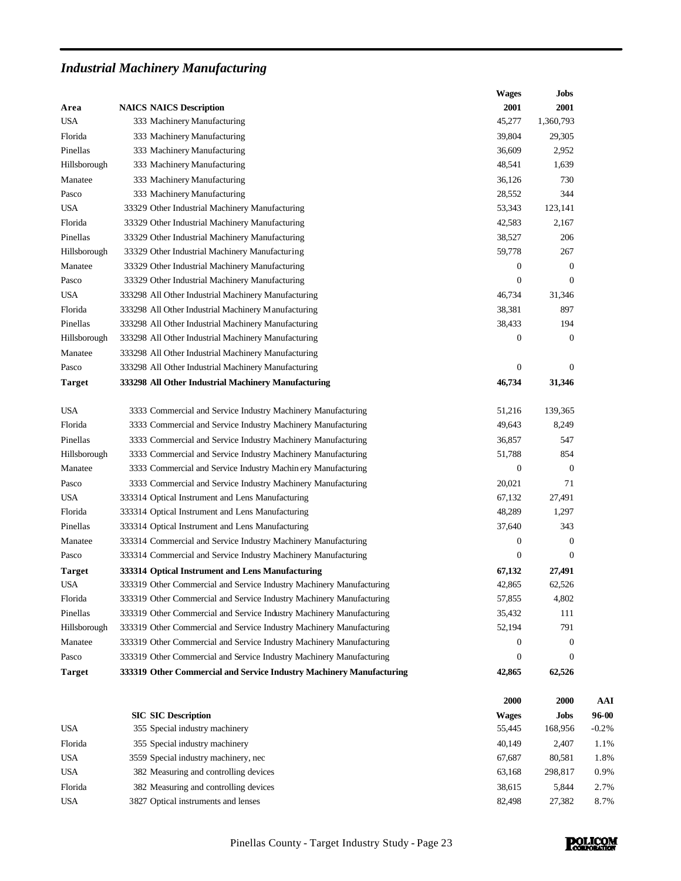## *Industrial Machinery Manufacturing*

| Area | NAICS NAICS Description | Wages 2001 | Jobs 2001 |
|---|---|---|---|
| USA | 333 Machinery Manufacturing | 45,277 | 1,360,793 |
| Florida | 333 Machinery Manufacturing | 39,804 | 29,305 |
| Pinellas | 333 Machinery Manufacturing | 36,609 | 2,952 |
| Hillsborough | 333 Machinery Manufacturing | 48,541 | 1,639 |
| Manatee | 333 Machinery Manufacturing | 36,126 | 730 |
| Pasco | 333 Machinery Manufacturing | 28,552 | 344 |
| USA | 33329 Other Industrial Machinery Manufacturing | 53,343 | 123,141 |
| Florida | 33329 Other Industrial Machinery Manufacturing | 42,583 | 2,167 |
| Pinellas | 33329 Other Industrial Machinery Manufacturing | 38,527 | 206 |
| Hillsborough | 33329 Other Industrial Machinery Manufacturing | 59,778 | 267 |
| Manatee | 33329 Other Industrial Machinery Manufacturing | 0 | 0 |
| Pasco | 33329 Other Industrial Machinery Manufacturing | 0 | 0 |
| USA | 333298 All Other Industrial Machinery Manufacturing | 46,734 | 31,346 |
| Florida | 333298 All Other Industrial Machinery Manufacturing | 38,381 | 897 |
| Pinellas | 333298 All Other Industrial Machinery Manufacturing | 38,433 | 194 |
| Hillsborough | 333298 All Other Industrial Machinery Manufacturing | 0 | 0 |
| Manatee | 333298 All Other Industrial Machinery Manufacturing | | |
| Pasco | 333298 All Other Industrial Machinery Manufacturing | 0 | 0 |
| **Target** | **333298 All Other Industrial Machinery Manufacturing** | **46,734** | **31,346** |
| USA | 3333 Commercial and Service Industry Machinery Manufacturing | 51,216 | 139,365 |
| Florida | 3333 Commercial and Service Industry Machinery Manufacturing | 49,643 | 8,249 |
| Pinellas | 3333 Commercial and Service Industry Machinery Manufacturing | 36,857 | 547 |
| Hillsborough | 3333 Commercial and Service Industry Machinery Manufacturing | 51,788 | 854 |
| Manatee | 3333 Commercial and Service Industry Machinery Manufacturing | 0 | 0 |
| Pasco | 3333 Commercial and Service Industry Machinery Manufacturing | 20,021 | 71 |
| USA | 333314 Optical Instrument and Lens Manufacturing | 67,132 | 27,491 |
| Florida | 333314 Optical Instrument and Lens Manufacturing | 48,289 | 1,297 |
| Pinellas | 333314 Optical Instrument and Lens Manufacturing | 37,640 | 343 |
| Manatee | 333314 Commercial and Service Industry Machinery Manufacturing | 0 | 0 |
| Pasco | 333314 Commercial and Service Industry Machinery Manufacturing | 0 | 0 |
| **Target** | **333314 Optical Instrument and Lens Manufacturing** | **67,132** | **27,491** |
| USA | 333319 Other Commercial and Service Industry Machinery Manufacturing | 42,865 | 62,526 |
| Florida | 333319 Other Commercial and Service Industry Machinery Manufacturing | 57,855 | 4,802 |
| Pinellas | 333319 Other Commercial and Service Industry Machinery Manufacturing | 35,432 | 111 |
| Hillsborough | 333319 Other Commercial and Service Industry Machinery Manufacturing | 52,194 | 791 |
| Manatee | 333319 Other Commercial and Service Industry Machinery Manufacturing | 0 | 0 |
| Pasco | 333319 Other Commercial and Service Industry Machinery Manufacturing | 0 | 0 |
| **Target** | **333319 Other Commercial and Service Industry Machinery Manufacturing** | **42,865** | **62,526** |

| | SIC SIC Description | 2000 Wages | 2000 Jobs | AAI 96-00 |
|---|---|---|---|---|
| USA | 355 Special industry machinery | 55,445 | 168,956 | -0.2% |
| Florida | 355 Special industry machinery | 40,149 | 2,407 | 1.1% |
| USA | 3559 Special industry machinery, nec | 67,687 | 80,581 | 1.8% |
| USA | 382 Measuring and controlling devices | 63,168 | 298,817 | 0.9% |
| Florida | 382 Measuring and controlling devices | 38,615 | 5,844 | 2.7% |
| USA | 3827 Optical instruments and lenses | 82,498 | 27,382 | 8.7% |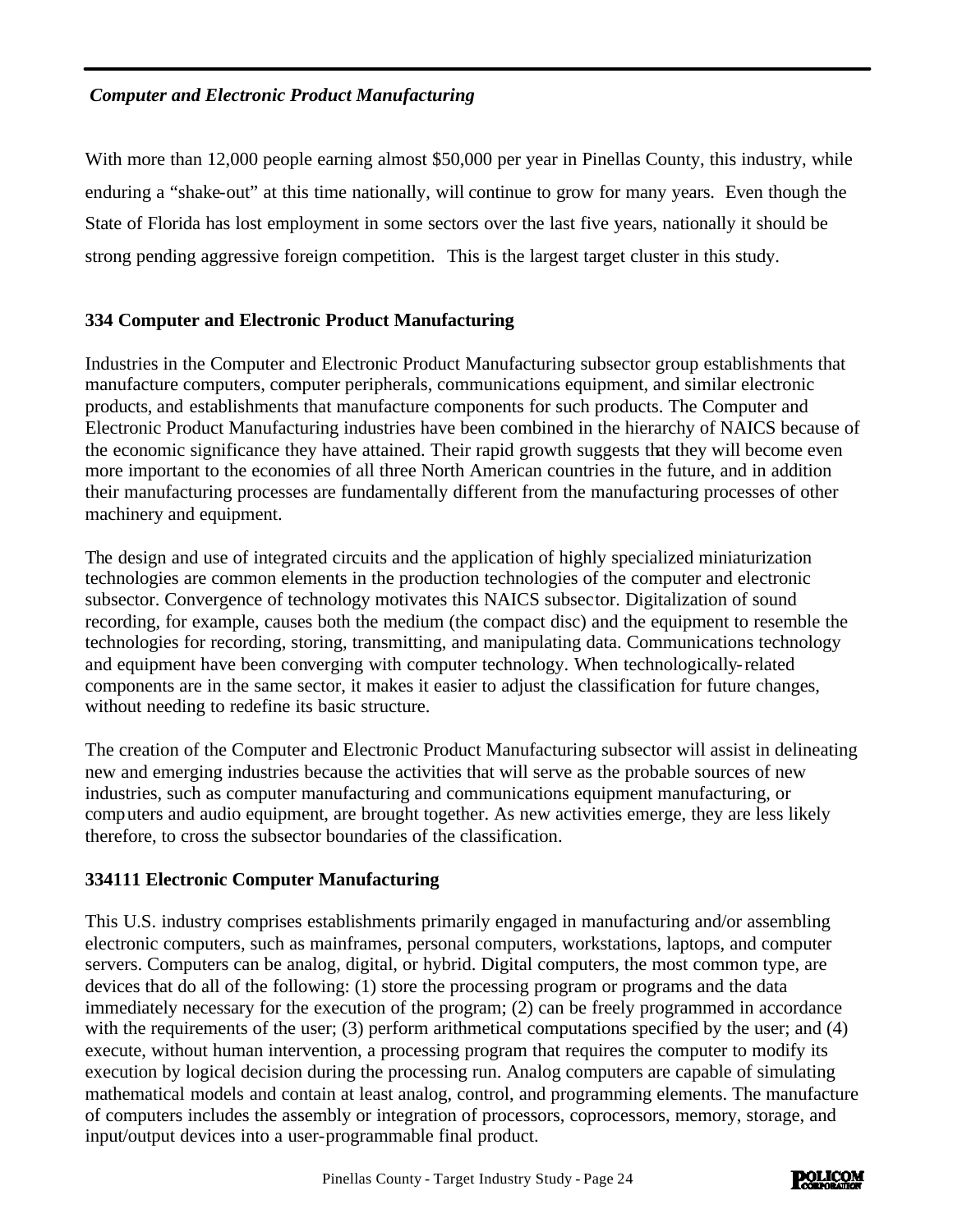***Computer and Electronic Product Manufacturing***

With more than 12,000 people earning almost $50,000 per year in Pinellas County, this industry, while enduring a "shake-out" at this time nationally, will continue to grow for many years. Even though the State of Florida has lost employment in some sectors over the last five years, nationally it should be strong pending aggressive foreign competition. This is the largest target cluster in this study.

## 334 Computer and Electronic Product Manufacturing

Industries in the Computer and Electronic Product Manufacturing subsector group establishments that manufacture computers, computer peripherals, communications equipment, and similar electronic products, and establishments that manufacture components for such products. The Computer and Electronic Product Manufacturing industries have been combined in the hierarchy of NAICS because of the economic significance they have attained. Their rapid growth suggests that they will become even more important to the economies of all three North American countries in the future, and in addition their manufacturing processes are fundamentally different from the manufacturing processes of other machinery and equipment.

The design and use of integrated circuits and the application of highly specialized miniaturization technologies are common elements in the production technologies of the computer and electronic subsector. Convergence of technology motivates this NAICS subsector. Digitalization of sound recording, for example, causes both the medium (the compact disc) and the equipment to resemble the technologies for recording, storing, transmitting, and manipulating data. Communications technology and equipment have been converging with computer technology. When technologically-related components are in the same sector, it makes it easier to adjust the classification for future changes, without needing to redefine its basic structure.

The creation of the Computer and Electronic Product Manufacturing subsector will assist in delineating new and emerging industries because the activities that will serve as the probable sources of new industries, such as computer manufacturing and communications equipment manufacturing, or computers and audio equipment, are brought together. As new activities emerge, they are less likely therefore, to cross the subsector boundaries of the classification.

## 334111 Electronic Computer Manufacturing

This U.S. industry comprises establishments primarily engaged in manufacturing and/or assembling electronic computers, such as mainframes, personal computers, workstations, laptops, and computer servers. Computers can be analog, digital, or hybrid. Digital computers, the most common type, are devices that do all of the following: (1) store the processing program or programs and the data immediately necessary for the execution of the program; (2) can be freely programmed in accordance with the requirements of the user; (3) perform arithmetical computations specified by the user; and (4) execute, without human intervention, a processing program that requires the computer to modify its execution by logical decision during the processing run. Analog computers are capable of simulating mathematical models and contain at least analog, control, and programming elements. The manufacture of computers includes the assembly or integration of processors, coprocessors, memory, storage, and input/output devices into a user-programmable final product.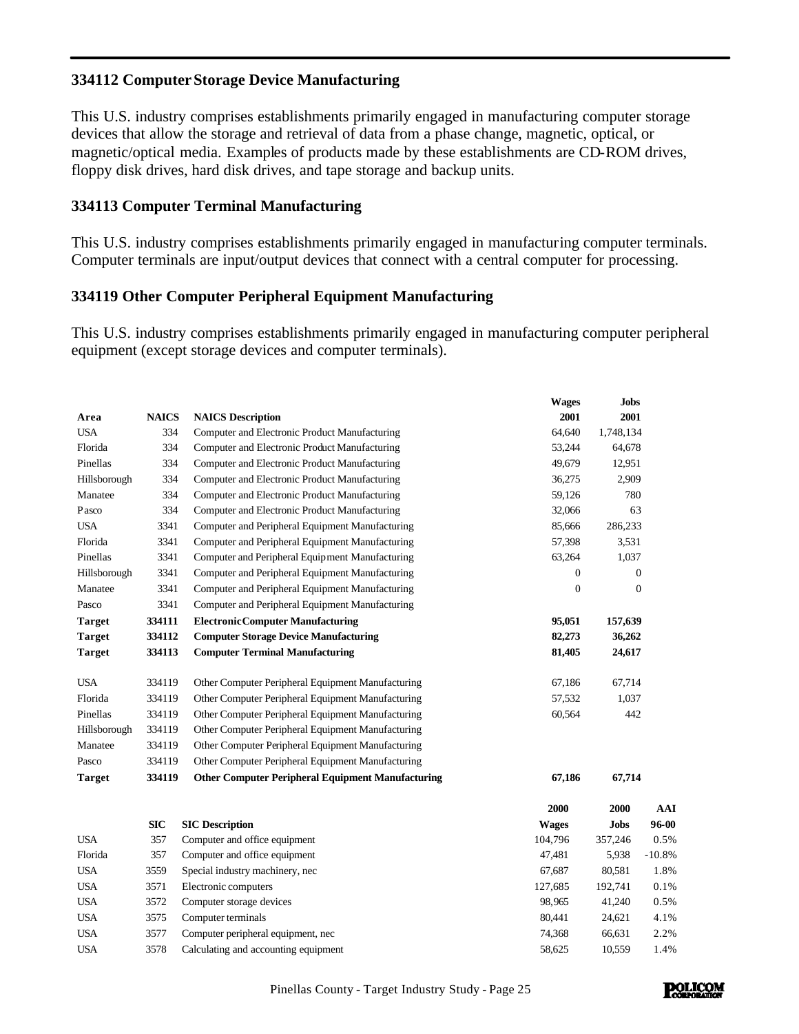### 334112 Computer Storage Device Manufacturing

This U.S. industry comprises establishments primarily engaged in manufacturing computer storage devices that allow the storage and retrieval of data from a phase change, magnetic, optical, or magnetic/optical media. Examples of products made by these establishments are CD-ROM drives, floppy disk drives, hard disk drives, and tape storage and backup units.

### 334113 Computer Terminal Manufacturing

This U.S. industry comprises establishments primarily engaged in manufacturing computer terminals. Computer terminals are input/output devices that connect with a central computer for processing.

### 334119 Other Computer Peripheral Equipment Manufacturing

This U.S. industry comprises establishments primarily engaged in manufacturing computer peripheral equipment (except storage devices and computer terminals).

| Area | NAICS | NAICS Description | Wages 2001 | Jobs 2001 |
|---|---|---|---|---|
| USA | 334 | Computer and Electronic Product Manufacturing | 64,640 | 1,748,134 |
| Florida | 334 | Computer and Electronic Product Manufacturing | 53,244 | 64,678 |
| Pinellas | 334 | Computer and Electronic Product Manufacturing | 49,679 | 12,951 |
| Hillsborough | 334 | Computer and Electronic Product Manufacturing | 36,275 | 2,909 |
| Manatee | 334 | Computer and Electronic Product Manufacturing | 59,126 | 780 |
| Pasco | 334 | Computer and Electronic Product Manufacturing | 32,066 | 63 |
| USA | 3341 | Computer and Peripheral Equipment Manufacturing | 85,666 | 286,233 |
| Florida | 3341 | Computer and Peripheral Equipment Manufacturing | 57,398 | 3,531 |
| Pinellas | 3341 | Computer and Peripheral Equipment Manufacturing | 63,264 | 1,037 |
| Hillsborough | 3341 | Computer and Peripheral Equipment Manufacturing | 0 | 0 |
| Manatee | 3341 | Computer and Peripheral Equipment Manufacturing | 0 | 0 |
| Pasco | 3341 | Computer and Peripheral Equipment Manufacturing | | |
| **Target** | **334111** | **Electronic Computer Manufacturing** | **95,051** | **157,639** |
| **Target** | **334112** | **Computer Storage Device Manufacturing** | **82,273** | **36,262** |
| **Target** | **334113** | **Computer Terminal Manufacturing** | **81,405** | **24,617** |
| USA | 334119 | Other Computer Peripheral Equipment Manufacturing | 67,186 | 67,714 |
| Florida | 334119 | Other Computer Peripheral Equipment Manufacturing | 57,532 | 1,037 |
| Pinellas | 334119 | Other Computer Peripheral Equipment Manufacturing | 60,564 | 442 |
| Hillsborough | 334119 | Other Computer Peripheral Equipment Manufacturing | | |
| Manatee | 334119 | Other Computer Peripheral Equipment Manufacturing | | |
| Pasco | 334119 | Other Computer Peripheral Equipment Manufacturing | | |
| **Target** | **334119** | **Other Computer Peripheral Equipment Manufacturing** | **67,186** | **67,714** |

| | SIC | SIC Description | 2000 Wages | 2000 Jobs | AAI 96-00 |
|---|---|---|---|---|---|
| USA | 357 | Computer and office equipment | 104,796 | 357,246 | 0.5% |
| Florida | 357 | Computer and office equipment | 47,481 | 5,938 | -10.8% |
| USA | 3559 | Special industry machinery, nec | 67,687 | 80,581 | 1.8% |
| USA | 3571 | Electronic computers | 127,685 | 192,741 | 0.1% |
| USA | 3572 | Computer storage devices | 98,965 | 41,240 | 0.5% |
| USA | 3575 | Computer terminals | 80,441 | 24,621 | 4.1% |
| USA | 3577 | Computer peripheral equipment, nec | 74,368 | 66,631 | 2.2% |
| USA | 3578 | Calculating and accounting equipment | 58,625 | 10,559 | 1.4% |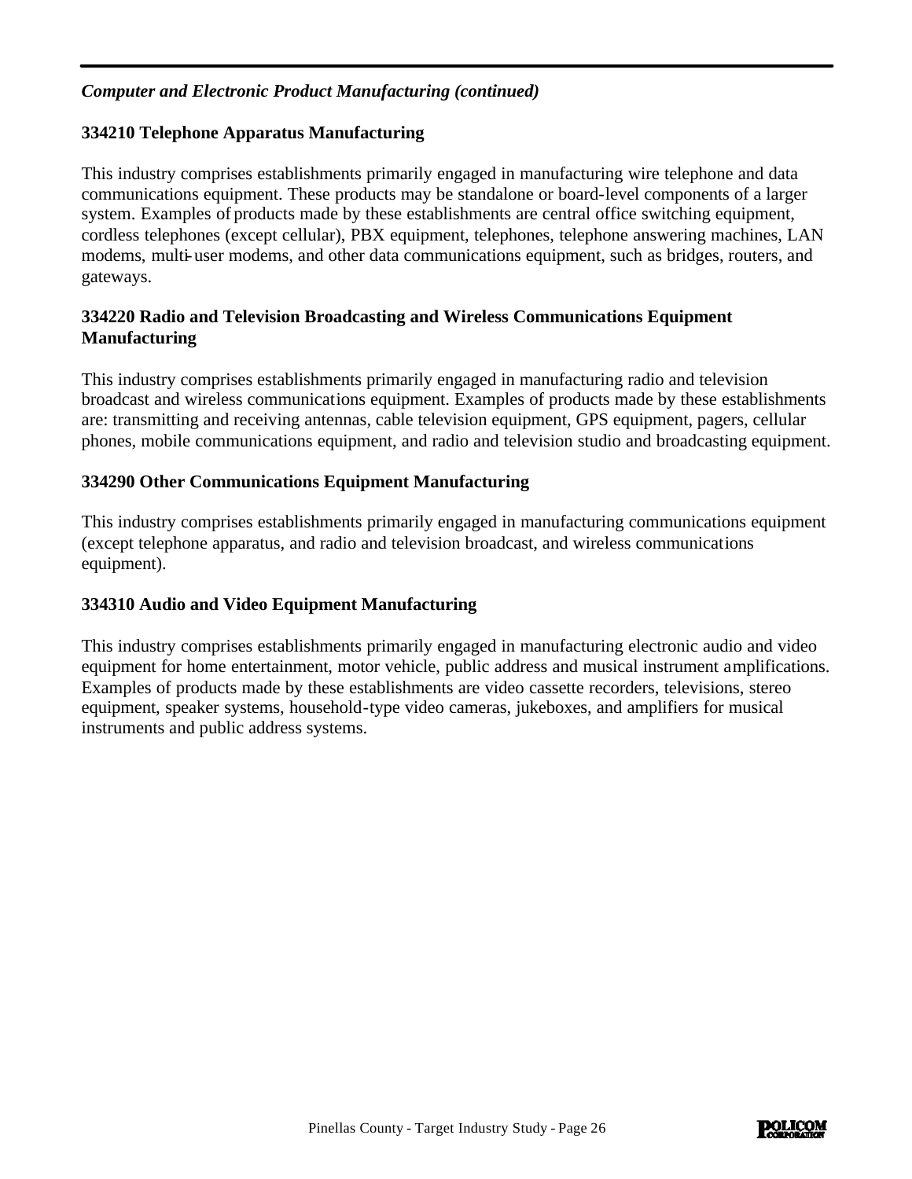***Computer and Electronic Product Manufacturing (continued)***

**334210 Telephone Apparatus Manufacturing**

This industry comprises establishments primarily engaged in manufacturing wire telephone and data communications equipment. These products may be standalone or board-level components of a larger system. Examples of products made by these establishments are central office switching equipment, cordless telephones (except cellular), PBX equipment, telephones, telephone answering machines, LAN modems, multi-user modems, and other data communications equipment, such as bridges, routers, and gateways.

**334220 Radio and Television Broadcasting and Wireless Communications Equipment Manufacturing**

This industry comprises establishments primarily engaged in manufacturing radio and television broadcast and wireless communications equipment. Examples of products made by these establishments are: transmitting and receiving antennas, cable television equipment, GPS equipment, pagers, cellular phones, mobile communications equipment, and radio and television studio and broadcasting equipment.

**334290 Other Communications Equipment Manufacturing**

This industry comprises establishments primarily engaged in manufacturing communications equipment (except telephone apparatus, and radio and television broadcast, and wireless communications equipment).

**334310 Audio and Video Equipment Manufacturing**

This industry comprises establishments primarily engaged in manufacturing electronic audio and video equipment for home entertainment, motor vehicle, public address and musical instrument amplifications. Examples of products made by these establishments are video cassette recorders, televisions, stereo equipment, speaker systems, household-type video cameras, jukeboxes, and amplifiers for musical instruments and public address systems.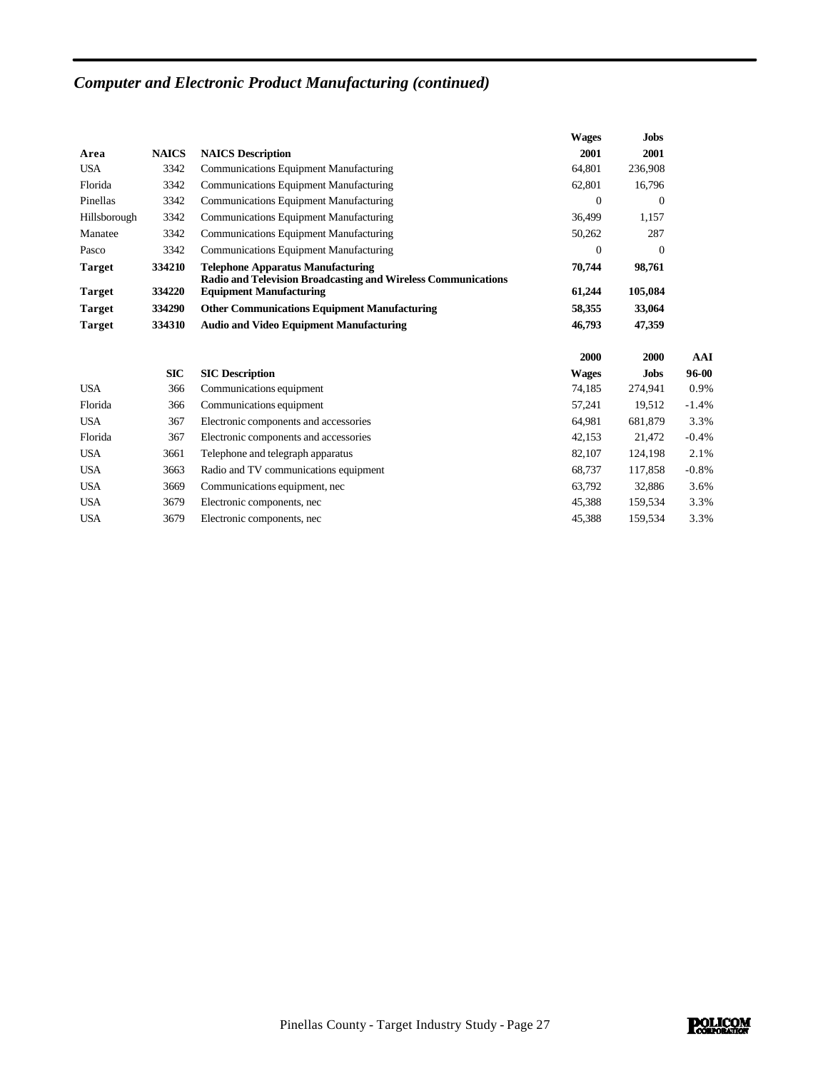## *Computer and Electronic Product Manufacturing (continued)*

| Area | NAICS | NAICS Description | Wages 2001 | Jobs 2001 |
|---|---|---|---|---|
| USA | 3342 | Communications Equipment Manufacturing | 64,801 | 236,908 |
| Florida | 3342 | Communications Equipment Manufacturing | 62,801 | 16,796 |
| Pinellas | 3342 | Communications Equipment Manufacturing | 0 | 0 |
| Hillsborough | 3342 | Communications Equipment Manufacturing | 36,499 | 1,157 |
| Manatee | 3342 | Communications Equipment Manufacturing | 50,262 | 287 |
| Pasco | 3342 | Communications Equipment Manufacturing | 0 | 0 |
| **Target** | **334210** | **Telephone Apparatus Manufacturing** | **70,744** | **98,761** |
| **Target** | **334220** | **Radio and Television Broadcasting and Wireless Communications Equipment Manufacturing** | **61,244** | **105,084** |
| **Target** | **334290** | **Other Communications Equipment Manufacturing** | **58,355** | **33,064** |
| **Target** | **334310** | **Audio and Video Equipment Manufacturing** | **46,793** | **47,359** |

| | SIC | SIC Description | 2000 Wages | 2000 Jobs | AAI 96-00 |
|---|---|---|---|---|---|
| USA | 366 | Communications equipment | 74,185 | 274,941 | 0.9% |
| Florida | 366 | Communications equipment | 57,241 | 19,512 | -1.4% |
| USA | 367 | Electronic components and accessories | 64,981 | 681,879 | 3.3% |
| Florida | 367 | Electronic components and accessories | 42,153 | 21,472 | -0.4% |
| USA | 3661 | Telephone and telegraph apparatus | 82,107 | 124,198 | 2.1% |
| USA | 3663 | Radio and TV communications equipment | 68,737 | 117,858 | -0.8% |
| USA | 3669 | Communications equipment, nec | 63,792 | 32,886 | 3.6% |
| USA | 3679 | Electronic components, nec | 45,388 | 159,534 | 3.3% |
| USA | 3679 | Electronic components, nec | 45,388 | 159,534 | 3.3% |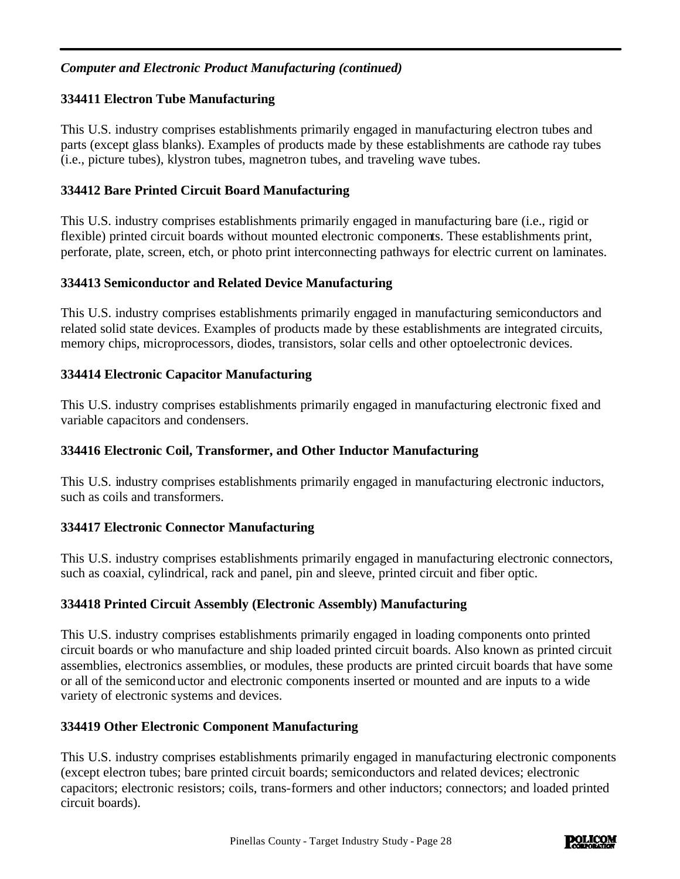*Computer and Electronic Product Manufacturing (continued)*

### 334411 Electron Tube Manufacturing

This U.S. industry comprises establishments primarily engaged in manufacturing electron tubes and parts (except glass blanks). Examples of products made by these establishments are cathode ray tubes (i.e., picture tubes), klystron tubes, magnetron tubes, and traveling wave tubes.

### 334412 Bare Printed Circuit Board Manufacturing

This U.S. industry comprises establishments primarily engaged in manufacturing bare (i.e., rigid or flexible) printed circuit boards without mounted electronic components. These establishments print, perforate, plate, screen, etch, or photo print interconnecting pathways for electric current on laminates.

### 334413 Semiconductor and Related Device Manufacturing

This U.S. industry comprises establishments primarily engaged in manufacturing semiconductors and related solid state devices. Examples of products made by these establishments are integrated circuits, memory chips, microprocessors, diodes, transistors, solar cells and other optoelectronic devices.

### 334414 Electronic Capacitor Manufacturing

This U.S. industry comprises establishments primarily engaged in manufacturing electronic fixed and variable capacitors and condensers.

### 334416 Electronic Coil, Transformer, and Other Inductor Manufacturing

This U.S. industry comprises establishments primarily engaged in manufacturing electronic inductors, such as coils and transformers.

### 334417 Electronic Connector Manufacturing

This U.S. industry comprises establishments primarily engaged in manufacturing electronic connectors, such as coaxial, cylindrical, rack and panel, pin and sleeve, printed circuit and fiber optic.

### 334418 Printed Circuit Assembly (Electronic Assembly) Manufacturing

This U.S. industry comprises establishments primarily engaged in loading components onto printed circuit boards or who manufacture and ship loaded printed circuit boards. Also known as printed circuit assemblies, electronics assemblies, or modules, these products are printed circuit boards that have some or all of the semiconductor and electronic components inserted or mounted and are inputs to a wide variety of electronic systems and devices.

### 334419 Other Electronic Component Manufacturing

This U.S. industry comprises establishments primarily engaged in manufacturing electronic components (except electron tubes; bare printed circuit boards; semiconductors and related devices; electronic capacitors; electronic resistors; coils, trans-formers and other inductors; connectors; and loaded printed circuit boards).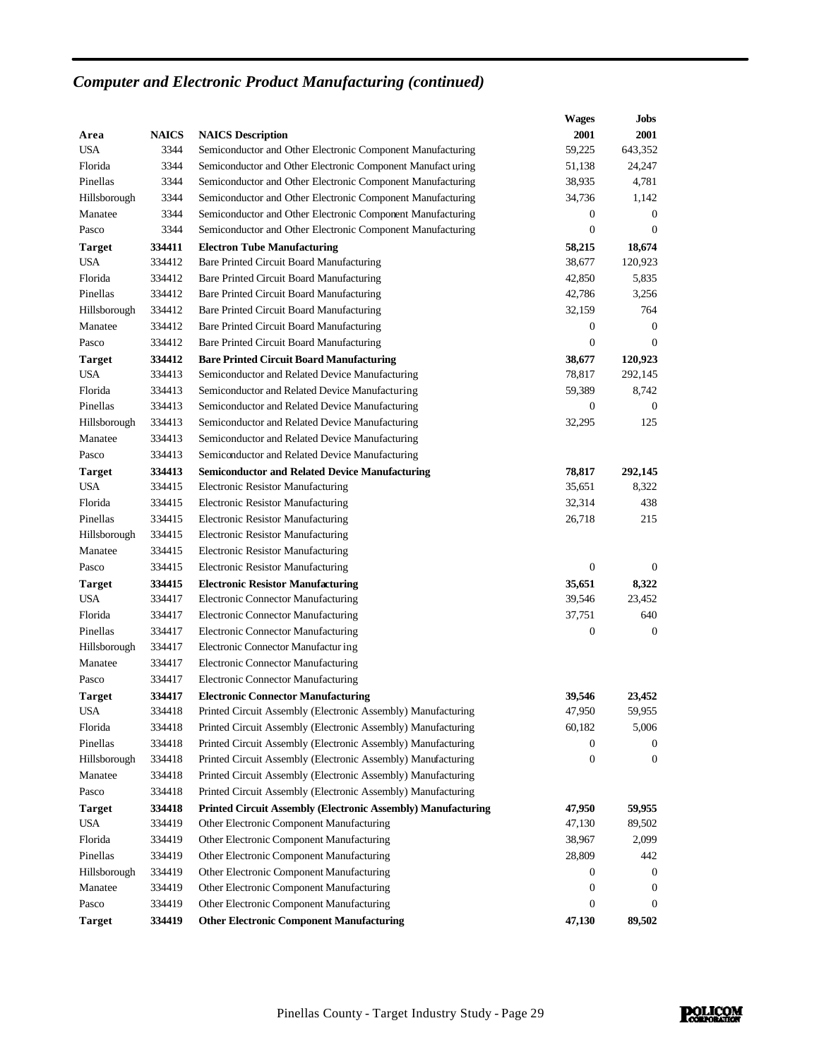## *Computer and Electronic Product Manufacturing (continued)*

| Area | NAICS | NAICS Description | Wages 2001 | Jobs 2001 |
|---|---|---|---|---|
| USA | 3344 | Semiconductor and Other Electronic Component Manufacturing | 59,225 | 643,352 |
| Florida | 3344 | Semiconductor and Other Electronic Component Manufacturing | 51,138 | 24,247 |
| Pinellas | 3344 | Semiconductor and Other Electronic Component Manufacturing | 38,935 | 4,781 |
| Hillsborough | 3344 | Semiconductor and Other Electronic Component Manufacturing | 34,736 | 1,142 |
| Manatee | 3344 | Semiconductor and Other Electronic Component Manufacturing | 0 | 0 |
| Pasco | 3344 | Semiconductor and Other Electronic Component Manufacturing | 0 | 0 |
| **Target** | **334411** | **Electron Tube Manufacturing** | **58,215** | **18,674** |
| USA | 334412 | Bare Printed Circuit Board Manufacturing | 38,677 | 120,923 |
| Florida | 334412 | Bare Printed Circuit Board Manufacturing | 42,850 | 5,835 |
| Pinellas | 334412 | Bare Printed Circuit Board Manufacturing | 42,786 | 3,256 |
| Hillsborough | 334412 | Bare Printed Circuit Board Manufacturing | 32,159 | 764 |
| Manatee | 334412 | Bare Printed Circuit Board Manufacturing | 0 | 0 |
| Pasco | 334412 | Bare Printed Circuit Board Manufacturing | 0 | 0 |
| **Target** | **334412** | **Bare Printed Circuit Board Manufacturing** | **38,677** | **120,923** |
| USA | 334413 | Semiconductor and Related Device Manufacturing | 78,817 | 292,145 |
| Florida | 334413 | Semiconductor and Related Device Manufacturing | 59,389 | 8,742 |
| Pinellas | 334413 | Semiconductor and Related Device Manufacturing | 0 | 0 |
| Hillsborough | 334413 | Semiconductor and Related Device Manufacturing | 32,295 | 125 |
| Manatee | 334413 | Semiconductor and Related Device Manufacturing | | |
| Pasco | 334413 | Semiconductor and Related Device Manufacturing | | |
| **Target** | **334413** | **Semiconductor and Related Device Manufacturing** | **78,817** | **292,145** |
| USA | 334415 | Electronic Resistor Manufacturing | 35,651 | 8,322 |
| Florida | 334415 | Electronic Resistor Manufacturing | 32,314 | 438 |
| Pinellas | 334415 | Electronic Resistor Manufacturing | 26,718 | 215 |
| Hillsborough | 334415 | Electronic Resistor Manufacturing | | |
| Manatee | 334415 | Electronic Resistor Manufacturing | | |
| Pasco | 334415 | Electronic Resistor Manufacturing | 0 | 0 |
| **Target** | **334415** | **Electronic Resistor Manufacturing** | **35,651** | **8,322** |
| USA | 334417 | Electronic Connector Manufacturing | 39,546 | 23,452 |
| Florida | 334417 | Electronic Connector Manufacturing | 37,751 | 640 |
| Pinellas | 334417 | Electronic Connector Manufacturing | 0 | 0 |
| Hillsborough | 334417 | Electronic Connector Manufacturing | | |
| Manatee | 334417 | Electronic Connector Manufacturing | | |
| Pasco | 334417 | Electronic Connector Manufacturing | | |
| **Target** | **334417** | **Electronic Connector Manufacturing** | **39,546** | **23,452** |
| USA | 334418 | Printed Circuit Assembly (Electronic Assembly) Manufacturing | 47,950 | 59,955 |
| Florida | 334418 | Printed Circuit Assembly (Electronic Assembly) Manufacturing | 60,182 | 5,006 |
| Pinellas | 334418 | Printed Circuit Assembly (Electronic Assembly) Manufacturing | 0 | 0 |
| Hillsborough | 334418 | Printed Circuit Assembly (Electronic Assembly) Manufacturing | 0 | 0 |
| Manatee | 334418 | Printed Circuit Assembly (Electronic Assembly) Manufacturing | | |
| Pasco | 334418 | Printed Circuit Assembly (Electronic Assembly) Manufacturing | | |
| **Target** | **334418** | **Printed Circuit Assembly (Electronic Assembly) Manufacturing** | **47,950** | **59,955** |
| USA | 334419 | Other Electronic Component Manufacturing | 47,130 | 89,502 |
| Florida | 334419 | Other Electronic Component Manufacturing | 38,967 | 2,099 |
| Pinellas | 334419 | Other Electronic Component Manufacturing | 28,809 | 442 |
| Hillsborough | 334419 | Other Electronic Component Manufacturing | 0 | 0 |
| Manatee | 334419 | Other Electronic Component Manufacturing | 0 | 0 |
| Pasco | 334419 | Other Electronic Component Manufacturing | 0 | 0 |
| **Target** | **334419** | **Other Electronic Component Manufacturing** | **47,130** | **89,502** |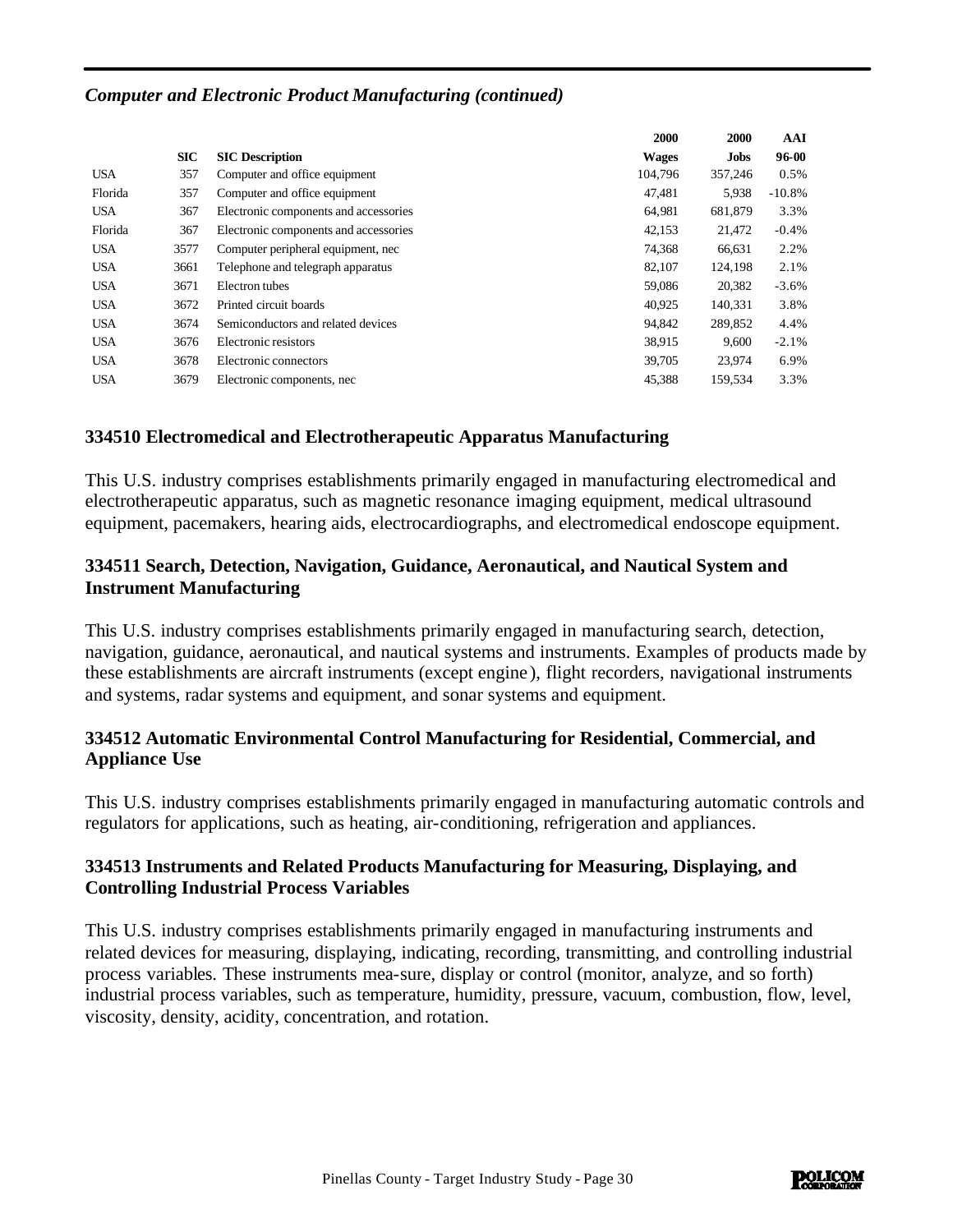*Computer and Electronic Product Manufacturing (continued)*

| | SIC | SIC Description | 2000 Wages | 2000 Jobs | AAI 96-00 |
|---|---|---|---|---|---|
| USA | 357 | Computer and office equipment | 104,796 | 357,246 | 0.5% |
| Florida | 357 | Computer and office equipment | 47,481 | 5,938 | -10.8% |
| USA | 367 | Electronic components and accessories | 64,981 | 681,879 | 3.3% |
| Florida | 367 | Electronic components and accessories | 42,153 | 21,472 | -0.4% |
| USA | 3577 | Computer peripheral equipment, nec | 74,368 | 66,631 | 2.2% |
| USA | 3661 | Telephone and telegraph apparatus | 82,107 | 124,198 | 2.1% |
| USA | 3671 | Electron tubes | 59,086 | 20,382 | -3.6% |
| USA | 3672 | Printed circuit boards | 40,925 | 140,331 | 3.8% |
| USA | 3674 | Semiconductors and related devices | 94,842 | 289,852 | 4.4% |
| USA | 3676 | Electronic resistors | 38,915 | 9,600 | -2.1% |
| USA | 3678 | Electronic connectors | 39,705 | 23,974 | 6.9% |
| USA | 3679 | Electronic components, nec | 45,388 | 159,534 | 3.3% |

### 334510 Electromedical and Electrotherapeutic Apparatus Manufacturing

This U.S. industry comprises establishments primarily engaged in manufacturing electromedical and electrotherapeutic apparatus, such as magnetic resonance imaging equipment, medical ultrasound equipment, pacemakers, hearing aids, electrocardiographs, and electromedical endoscope equipment.

### 334511 Search, Detection, Navigation, Guidance, Aeronautical, and Nautical System and Instrument Manufacturing

This U.S. industry comprises establishments primarily engaged in manufacturing search, detection, navigation, guidance, aeronautical, and nautical systems and instruments. Examples of products made by these establishments are aircraft instruments (except engine), flight recorders, navigational instruments and systems, radar systems and equipment, and sonar systems and equipment.

### 334512 Automatic Environmental Control Manufacturing for Residential, Commercial, and Appliance Use

This U.S. industry comprises establishments primarily engaged in manufacturing automatic controls and regulators for applications, such as heating, air-conditioning, refrigeration and appliances.

### 334513 Instruments and Related Products Manufacturing for Measuring, Displaying, and Controlling Industrial Process Variables

This U.S. industry comprises establishments primarily engaged in manufacturing instruments and related devices for measuring, displaying, indicating, recording, transmitting, and controlling industrial process variables. These instruments mea-sure, display or control (monitor, analyze, and so forth) industrial process variables, such as temperature, humidity, pressure, vacuum, combustion, flow, level, viscosity, density, acidity, concentration, and rotation.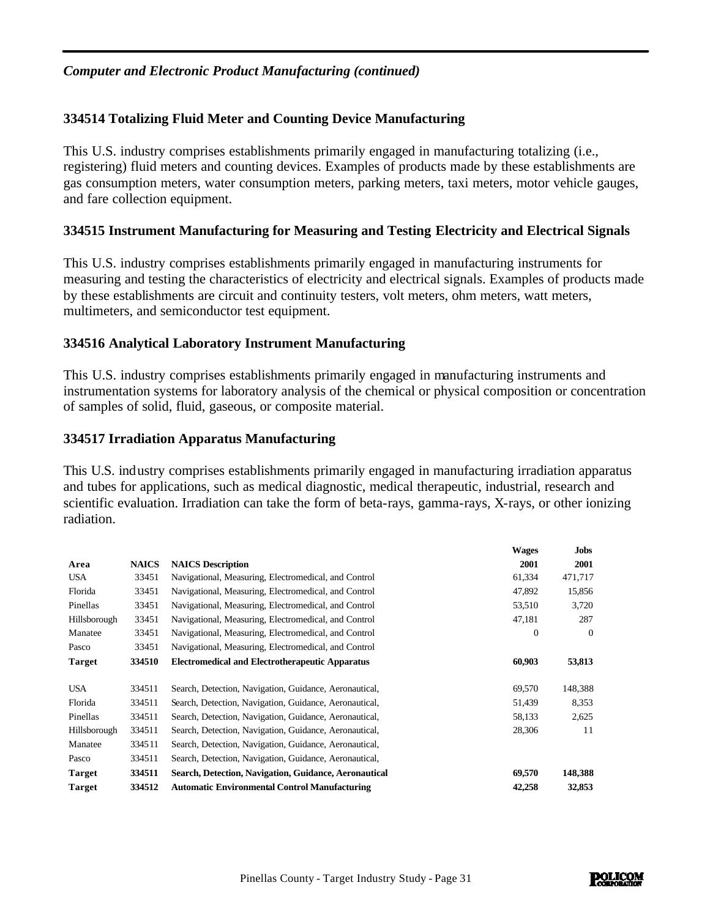*Computer and Electronic Product Manufacturing (continued)*

### 334514 Totalizing Fluid Meter and Counting Device Manufacturing

This U.S. industry comprises establishments primarily engaged in manufacturing totalizing (i.e., registering) fluid meters and counting devices. Examples of products made by these establishments are gas consumption meters, water consumption meters, parking meters, taxi meters, motor vehicle gauges, and fare collection equipment.

### 334515 Instrument Manufacturing for Measuring and Testing Electricity and Electrical Signals

This U.S. industry comprises establishments primarily engaged in manufacturing instruments for measuring and testing the characteristics of electricity and electrical signals. Examples of products made by these establishments are circuit and continuity testers, volt meters, ohm meters, watt meters, multimeters, and semiconductor test equipment.

### 334516 Analytical Laboratory Instrument Manufacturing

This U.S. industry comprises establishments primarily engaged in manufacturing instruments and instrumentation systems for laboratory analysis of the chemical or physical composition or concentration of samples of solid, fluid, gaseous, or composite material.

### 334517 Irradiation Apparatus Manufacturing

This U.S. industry comprises establishments primarily engaged in manufacturing irradiation apparatus and tubes for applications, such as medical diagnostic, medical therapeutic, industrial, research and scientific evaluation. Irradiation can take the form of beta-rays, gamma-rays, X-rays, or other ionizing radiation.

| Area | NAICS | NAICS Description | Wages 2001 | Jobs 2001 |
|---|---|---|---|---|
| USA | 33451 | Navigational, Measuring, Electromedical, and Control | 61,334 | 471,717 |
| Florida | 33451 | Navigational, Measuring, Electromedical, and Control | 47,892 | 15,856 |
| Pinellas | 33451 | Navigational, Measuring, Electromedical, and Control | 53,510 | 3,720 |
| Hillsborough | 33451 | Navigational, Measuring, Electromedical, and Control | 47,181 | 287 |
| Manatee | 33451 | Navigational, Measuring, Electromedical, and Control | 0 | 0 |
| Pasco | 33451 | Navigational, Measuring, Electromedical, and Control | | |
| **Target** | **334510** | **Electromedical and Electrotherapeutic Apparatus** | **60,903** | **53,813** |
| USA | 334511 | Search, Detection, Navigation, Guidance, Aeronautical, | 69,570 | 148,388 |
| Florida | 334511 | Search, Detection, Navigation, Guidance, Aeronautical, | 51,439 | 8,353 |
| Pinellas | 334511 | Search, Detection, Navigation, Guidance, Aeronautical, | 58,133 | 2,625 |
| Hillsborough | 334511 | Search, Detection, Navigation, Guidance, Aeronautical, | 28,306 | 11 |
| Manatee | 334511 | Search, Detection, Navigation, Guidance, Aeronautical, | | |
| Pasco | 334511 | Search, Detection, Navigation, Guidance, Aeronautical, | | |
| **Target** | **334511** | **Search, Detection, Navigation, Guidance, Aeronautical** | **69,570** | **148,388** |
| **Target** | **334512** | **Automatic Environmental Control Manufacturing** | **42,258** | **32,853** |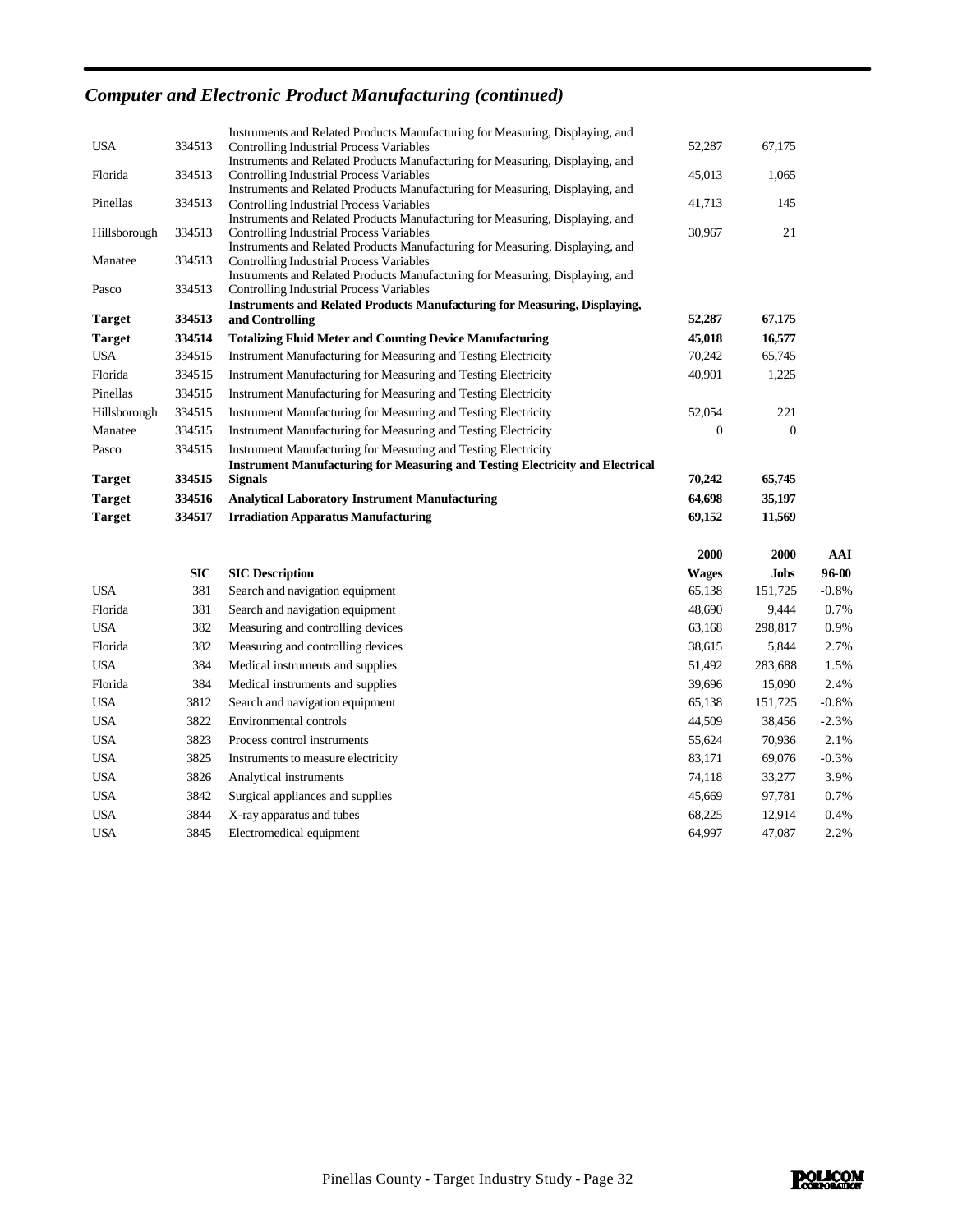## *Computer and Electronic Product Manufacturing (continued)*

| | | | | |
|---|---|---|---|---|
| USA | 334513 | Instruments and Related Products Manufacturing for Measuring, Displaying, and Controlling Industrial Process Variables | 52,287 | 67,175 |
| Florida | 334513 | Instruments and Related Products Manufacturing for Measuring, Displaying, and Controlling Industrial Process Variables | 45,013 | 1,065 |
| Pinellas | 334513 | Instruments and Related Products Manufacturing for Measuring, Displaying, and Controlling Industrial Process Variables | 41,713 | 145 |
| Hillsborough | 334513 | Instruments and Related Products Manufacturing for Measuring, Displaying, and Controlling Industrial Process Variables | 30,967 | 21 |
| Manatee | 334513 | Instruments and Related Products Manufacturing for Measuring, Displaying, and Controlling Industrial Process Variables | | |
| Pasco | 334513 | Instruments and Related Products Manufacturing for Measuring, Displaying, and Controlling Industrial Process Variables | | |
| **Target** | **334513** | **Instruments and Related Products Manufacturing for Measuring, Displaying, and Controlling** | **52,287** | **67,175** |
| **Target** | **334514** | **Totalizing Fluid Meter and Counting Device Manufacturing** | **45,018** | **16,577** |
| USA | 334515 | Instrument Manufacturing for Measuring and Testing Electricity | 70,242 | 65,745 |
| Florida | 334515 | Instrument Manufacturing for Measuring and Testing Electricity | 40,901 | 1,225 |
| Pinellas | 334515 | Instrument Manufacturing for Measuring and Testing Electricity | | |
| Hillsborough | 334515 | Instrument Manufacturing for Measuring and Testing Electricity | 52,054 | 221 |
| Manatee | 334515 | Instrument Manufacturing for Measuring and Testing Electricity | 0 | 0 |
| Pasco | 334515 | Instrument Manufacturing for Measuring and Testing Electricity | | |
| **Target** | **334515** | **Instrument Manufacturing for Measuring and Testing Electricity and Electrical Signals** | **70,242** | **65,745** |
| **Target** | **334516** | **Analytical Laboratory Instrument Manufacturing** | **64,698** | **35,197** |
| **Target** | **334517** | **Irradiation Apparatus Manufacturing** | **69,152** | **11,569** |

| | SIC | SIC Description | 2000 Wages | 2000 Jobs | AAI 96-00 |
|---|---|---|---|---|---|
| USA | 381 | Search and navigation equipment | 65,138 | 151,725 | -0.8% |
| Florida | 381 | Search and navigation equipment | 48,690 | 9,444 | 0.7% |
| USA | 382 | Measuring and controlling devices | 63,168 | 298,817 | 0.9% |
| Florida | 382 | Measuring and controlling devices | 38,615 | 5,844 | 2.7% |
| USA | 384 | Medical instruments and supplies | 51,492 | 283,688 | 1.5% |
| Florida | 384 | Medical instruments and supplies | 39,696 | 15,090 | 2.4% |
| USA | 3812 | Search and navigation equipment | 65,138 | 151,725 | -0.8% |
| USA | 3822 | Environmental controls | 44,509 | 38,456 | -2.3% |
| USA | 3823 | Process control instruments | 55,624 | 70,936 | 2.1% |
| USA | 3825 | Instruments to measure electricity | 83,171 | 69,076 | -0.3% |
| USA | 3826 | Analytical instruments | 74,118 | 33,277 | 3.9% |
| USA | 3842 | Surgical appliances and supplies | 45,669 | 97,781 | 0.7% |
| USA | 3844 | X-ray apparatus and tubes | 68,225 | 12,914 | 0.4% |
| USA | 3845 | Electromedical equipment | 64,997 | 47,087 | 2.2% |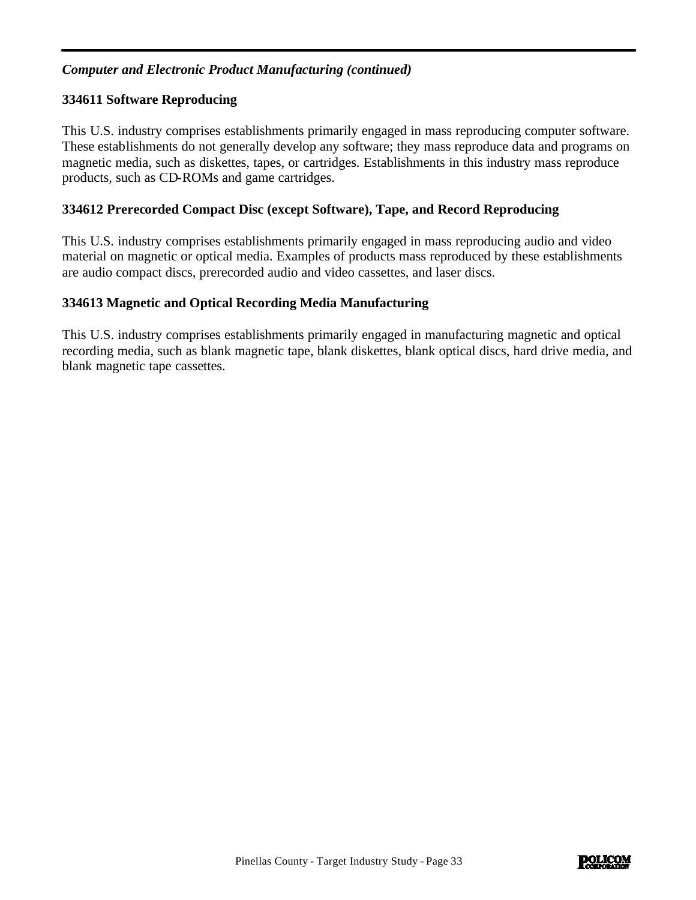*Computer and Electronic Product Manufacturing (continued)*

### 334611 Software Reproducing

This U.S. industry comprises establishments primarily engaged in mass reproducing computer software. These establishments do not generally develop any software; they mass reproduce data and programs on magnetic media, such as diskettes, tapes, or cartridges. Establishments in this industry mass reproduce products, such as CD-ROMs and game cartridges.

### 334612 Prerecorded Compact Disc (except Software), Tape, and Record Reproducing

This U.S. industry comprises establishments primarily engaged in mass reproducing audio and video material on magnetic or optical media. Examples of products mass reproduced by these establishments are audio compact discs, prerecorded audio and video cassettes, and laser discs.

### 334613 Magnetic and Optical Recording Media Manufacturing

This U.S. industry comprises establishments primarily engaged in manufacturing magnetic and optical recording media, such as blank magnetic tape, blank diskettes, blank optical discs, hard drive media, and blank magnetic tape cassettes.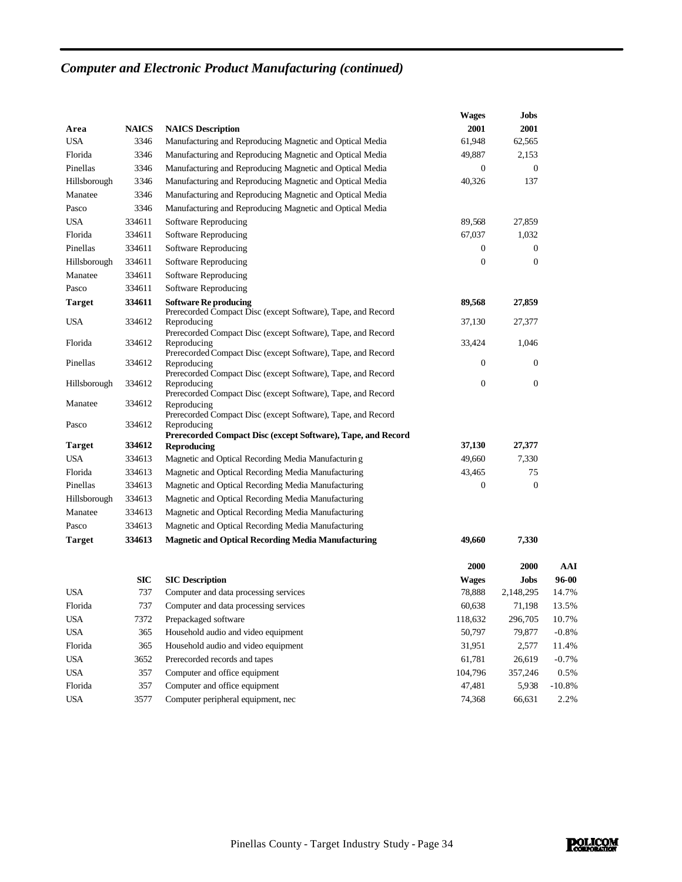## *Computer and Electronic Product Manufacturing (continued)*

| Area | NAICS | NAICS Description | Wages 2001 | Jobs 2001 |
|---|---|---|---|---|
| USA | 3346 | Manufacturing and Reproducing Magnetic and Optical Media | 61,948 | 62,565 |
| Florida | 3346 | Manufacturing and Reproducing Magnetic and Optical Media | 49,887 | 2,153 |
| Pinellas | 3346 | Manufacturing and Reproducing Magnetic and Optical Media | 0 | 0 |
| Hillsborough | 3346 | Manufacturing and Reproducing Magnetic and Optical Media | 40,326 | 137 |
| Manatee | 3346 | Manufacturing and Reproducing Magnetic and Optical Media | | |
| Pasco | 3346 | Manufacturing and Reproducing Magnetic and Optical Media | | |
| USA | 334611 | Software Reproducing | 89,568 | 27,859 |
| Florida | 334611 | Software Reproducing | 67,037 | 1,032 |
| Pinellas | 334611 | Software Reproducing | 0 | 0 |
| Hillsborough | 334611 | Software Reproducing | 0 | 0 |
| Manatee | 334611 | Software Reproducing | | |
| Pasco | 334611 | Software Reproducing | | |
| **Target** | **334611** | **Software Reproducing** | **89,568** | **27,859** |
| USA | 334612 | Prerecorded Compact Disc (except Software), Tape, and Record Reproducing | 37,130 | 27,377 |
| Florida | 334612 | Prerecorded Compact Disc (except Software), Tape, and Record Reproducing | 33,424 | 1,046 |
| Pinellas | 334612 | Prerecorded Compact Disc (except Software), Tape, and Record Reproducing | 0 | 0 |
| Hillsborough | 334612 | Prerecorded Compact Disc (except Software), Tape, and Record Reproducing | 0 | 0 |
| Manatee | 334612 | Prerecorded Compact Disc (except Software), Tape, and Record Reproducing | | |
| Pasco | 334612 | Prerecorded Compact Disc (except Software), Tape, and Record Reproducing | | |
| **Target** | **334612** | **Prerecorded Compact Disc (except Software), Tape, and Record Reproducing** | **37,130** | **27,377** |
| USA | 334613 | Magnetic and Optical Recording Media Manufacturing | 49,660 | 7,330 |
| Florida | 334613 | Magnetic and Optical Recording Media Manufacturing | 43,465 | 75 |
| Pinellas | 334613 | Magnetic and Optical Recording Media Manufacturing | 0 | 0 |
| Hillsborough | 334613 | Magnetic and Optical Recording Media Manufacturing | | |
| Manatee | 334613 | Magnetic and Optical Recording Media Manufacturing | | |
| Pasco | 334613 | Magnetic and Optical Recording Media Manufacturing | | |
| **Target** | **334613** | **Magnetic and Optical Recording Media Manufacturing** | **49,660** | **7,330** |

| | SIC | SIC Description | 2000 Wages | 2000 Jobs | AAI 96-00 |
|---|---|---|---|---|---|
| USA | 737 | Computer and data processing services | 78,888 | 2,148,295 | 14.7% |
| Florida | 737 | Computer and data processing services | 60,638 | 71,198 | 13.5% |
| USA | 7372 | Prepackaged software | 118,632 | 296,705 | 10.7% |
| USA | 365 | Household audio and video equipment | 50,797 | 79,877 | -0.8% |
| Florida | 365 | Household audio and video equipment | 31,951 | 2,577 | 11.4% |
| USA | 3652 | Prerecorded records and tapes | 61,781 | 26,619 | -0.7% |
| USA | 357 | Computer and office equipment | 104,796 | 357,246 | 0.5% |
| Florida | 357 | Computer and office equipment | 47,481 | 5,938 | -10.8% |
| USA | 3577 | Computer peripheral equipment, nec | 74,368 | 66,631 | 2.2% |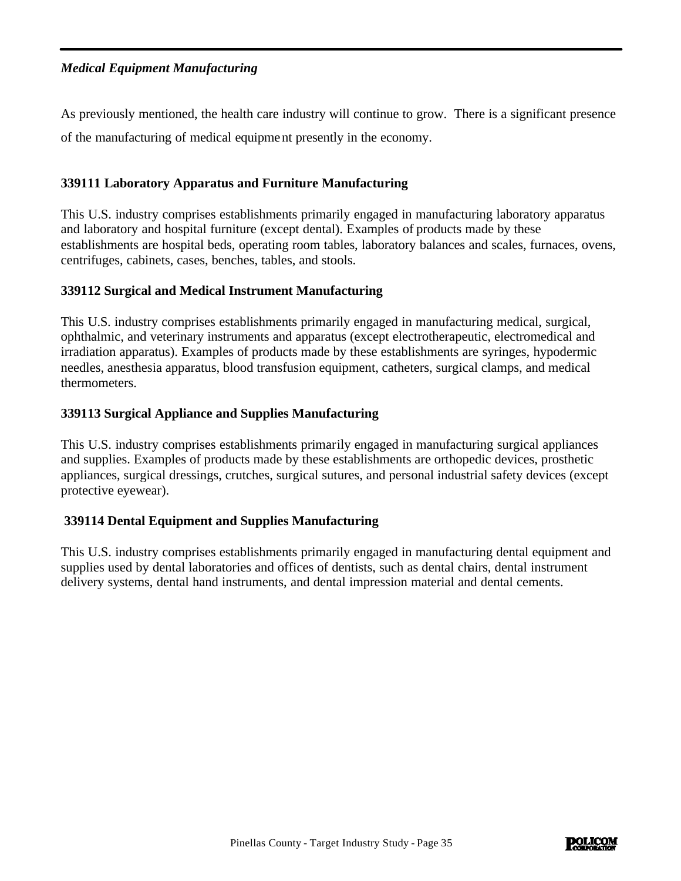***Medical Equipment Manufacturing***

As previously mentioned, the health care industry will continue to grow. There is a significant presence of the manufacturing of medical equipment presently in the economy.

**339111 Laboratory Apparatus and Furniture Manufacturing**

This U.S. industry comprises establishments primarily engaged in manufacturing laboratory apparatus and laboratory and hospital furniture (except dental). Examples of products made by these establishments are hospital beds, operating room tables, laboratory balances and scales, furnaces, ovens, centrifuges, cabinets, cases, benches, tables, and stools.

**339112 Surgical and Medical Instrument Manufacturing**

This U.S. industry comprises establishments primarily engaged in manufacturing medical, surgical, ophthalmic, and veterinary instruments and apparatus (except electrotherapeutic, electromedical and irradiation apparatus). Examples of products made by these establishments are syringes, hypodermic needles, anesthesia apparatus, blood transfusion equipment, catheters, surgical clamps, and medical thermometers.

**339113 Surgical Appliance and Supplies Manufacturing**

This U.S. industry comprises establishments primarily engaged in manufacturing surgical appliances and supplies. Examples of products made by these establishments are orthopedic devices, prosthetic appliances, surgical dressings, crutches, surgical sutures, and personal industrial safety devices (except protective eyewear).

**339114 Dental Equipment and Supplies Manufacturing**

This U.S. industry comprises establishments primarily engaged in manufacturing dental equipment and supplies used by dental laboratories and offices of dentists, such as dental chairs, dental instrument delivery systems, dental hand instruments, and dental impression material and dental cements.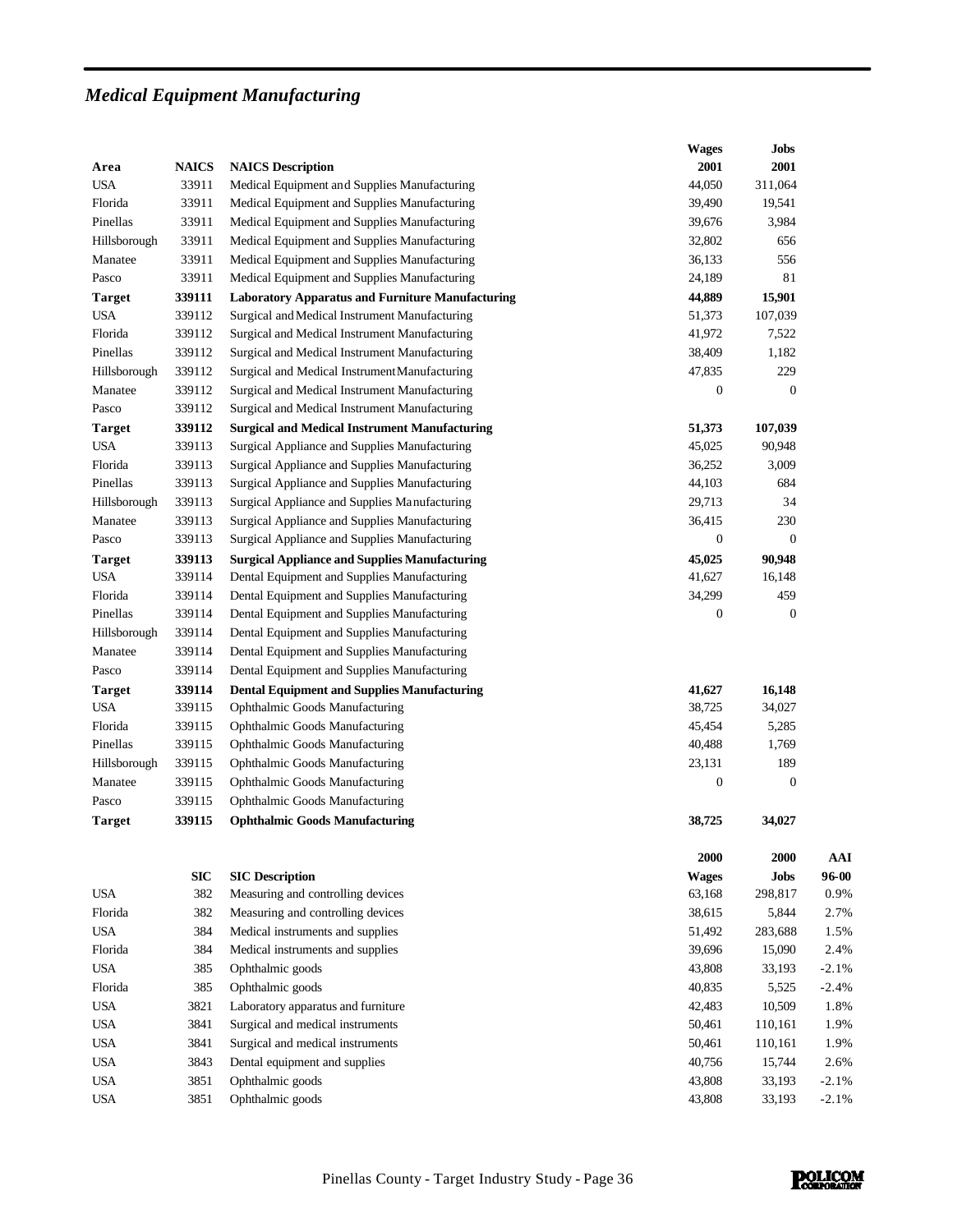## *Medical Equipment Manufacturing*

| Area | NAICS | NAICS Description | Wages 2001 | Jobs 2001 |
|---|---|---|---|---|
| USA | 33911 | Medical Equipment and Supplies Manufacturing | 44,050 | 311,064 |
| Florida | 33911 | Medical Equipment and Supplies Manufacturing | 39,490 | 19,541 |
| Pinellas | 33911 | Medical Equipment and Supplies Manufacturing | 39,676 | 3,984 |
| Hillsborough | 33911 | Medical Equipment and Supplies Manufacturing | 32,802 | 656 |
| Manatee | 33911 | Medical Equipment and Supplies Manufacturing | 36,133 | 556 |
| Pasco | 33911 | Medical Equipment and Supplies Manufacturing | 24,189 | 81 |
| **Target** | **339111** | **Laboratory Apparatus and Furniture Manufacturing** | **44,889** | **15,901** |
| USA | 339112 | Surgical and Medical Instrument Manufacturing | 51,373 | 107,039 |
| Florida | 339112 | Surgical and Medical Instrument Manufacturing | 41,972 | 7,522 |
| Pinellas | 339112 | Surgical and Medical Instrument Manufacturing | 38,409 | 1,182 |
| Hillsborough | 339112 | Surgical and Medical Instrument Manufacturing | 47,835 | 229 |
| Manatee | 339112 | Surgical and Medical Instrument Manufacturing | 0 | 0 |
| Pasco | 339112 | Surgical and Medical Instrument Manufacturing | | |
| **Target** | **339112** | **Surgical and Medical Instrument Manufacturing** | **51,373** | **107,039** |
| USA | 339113 | Surgical Appliance and Supplies Manufacturing | 45,025 | 90,948 |
| Florida | 339113 | Surgical Appliance and Supplies Manufacturing | 36,252 | 3,009 |
| Pinellas | 339113 | Surgical Appliance and Supplies Manufacturing | 44,103 | 684 |
| Hillsborough | 339113 | Surgical Appliance and Supplies Manufacturing | 29,713 | 34 |
| Manatee | 339113 | Surgical Appliance and Supplies Manufacturing | 36,415 | 230 |
| Pasco | 339113 | Surgical Appliance and Supplies Manufacturing | 0 | 0 |
| **Target** | **339113** | **Surgical Appliance and Supplies Manufacturing** | **45,025** | **90,948** |
| USA | 339114 | Dental Equipment and Supplies Manufacturing | 41,627 | 16,148 |
| Florida | 339114 | Dental Equipment and Supplies Manufacturing | 34,299 | 459 |
| Pinellas | 339114 | Dental Equipment and Supplies Manufacturing | 0 | 0 |
| Hillsborough | 339114 | Dental Equipment and Supplies Manufacturing | | |
| Manatee | 339114 | Dental Equipment and Supplies Manufacturing | | |
| Pasco | 339114 | Dental Equipment and Supplies Manufacturing | | |
| **Target** | **339114** | **Dental Equipment and Supplies Manufacturing** | **41,627** | **16,148** |
| USA | 339115 | Ophthalmic Goods Manufacturing | 38,725 | 34,027 |
| Florida | 339115 | Ophthalmic Goods Manufacturing | 45,454 | 5,285 |
| Pinellas | 339115 | Ophthalmic Goods Manufacturing | 40,488 | 1,769 |
| Hillsborough | 339115 | Ophthalmic Goods Manufacturing | 23,131 | 189 |
| Manatee | 339115 | Ophthalmic Goods Manufacturing | 0 | 0 |
| Pasco | 339115 | Ophthalmic Goods Manufacturing | | |
| **Target** | **339115** | **Ophthalmic Goods Manufacturing** | **38,725** | **34,027** |

| | SIC | SIC Description | 2000 Wages | 2000 Jobs | AAI 96-00 |
|---|---|---|---|---|---|
| USA | 382 | Measuring and controlling devices | 63,168 | 298,817 | 0.9% |
| Florida | 382 | Measuring and controlling devices | 38,615 | 5,844 | 2.7% |
| USA | 384 | Medical instruments and supplies | 51,492 | 283,688 | 1.5% |
| Florida | 384 | Medical instruments and supplies | 39,696 | 15,090 | 2.4% |
| USA | 385 | Ophthalmic goods | 43,808 | 33,193 | -2.1% |
| Florida | 385 | Ophthalmic goods | 40,835 | 5,525 | -2.4% |
| USA | 3821 | Laboratory apparatus and furniture | 42,483 | 10,509 | 1.8% |
| USA | 3841 | Surgical and medical instruments | 50,461 | 110,161 | 1.9% |
| USA | 3841 | Surgical and medical instruments | 50,461 | 110,161 | 1.9% |
| USA | 3843 | Dental equipment and supplies | 40,756 | 15,744 | 2.6% |
| USA | 3851 | Ophthalmic goods | 43,808 | 33,193 | -2.1% |
| USA | 3851 | Ophthalmic goods | 43,808 | 33,193 | -2.1% |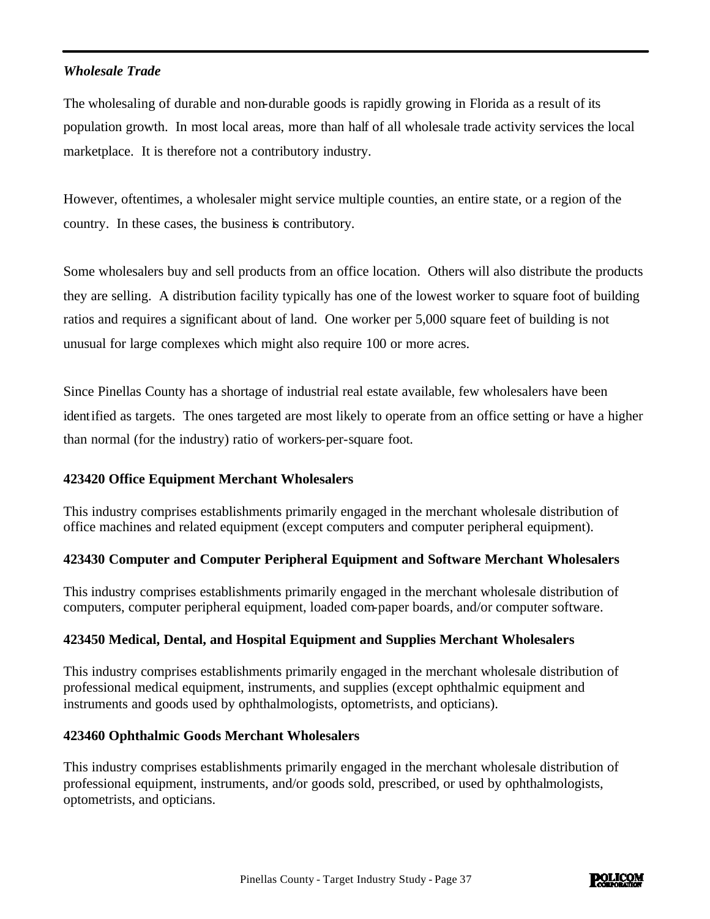*Wholesale Trade*

The wholesaling of durable and non-durable goods is rapidly growing in Florida as a result of its population growth. In most local areas, more than half of all wholesale trade activity services the local marketplace. It is therefore not a contributory industry.

However, oftentimes, a wholesaler might service multiple counties, an entire state, or a region of the country. In these cases, the business is contributory.

Some wholesalers buy and sell products from an office location. Others will also distribute the products they are selling. A distribution facility typically has one of the lowest worker to square foot of building ratios and requires a significant about of land. One worker per 5,000 square feet of building is not unusual for large complexes which might also require 100 or more acres.

Since Pinellas County has a shortage of industrial real estate available, few wholesalers have been identified as targets. The ones targeted are most likely to operate from an office setting or have a higher than normal (for the industry) ratio of workers-per-square foot.

**423420 Office Equipment Merchant Wholesalers**

This industry comprises establishments primarily engaged in the merchant wholesale distribution of office machines and related equipment (except computers and computer peripheral equipment).

**423430 Computer and Computer Peripheral Equipment and Software Merchant Wholesalers**

This industry comprises establishments primarily engaged in the merchant wholesale distribution of computers, computer peripheral equipment, loaded com-paper boards, and/or computer software.

**423450 Medical, Dental, and Hospital Equipment and Supplies Merchant Wholesalers**

This industry comprises establishments primarily engaged in the merchant wholesale distribution of professional medical equipment, instruments, and supplies (except ophthalmic equipment and instruments and goods used by ophthalmologists, optometrists, and opticians).

**423460 Ophthalmic Goods Merchant Wholesalers**

This industry comprises establishments primarily engaged in the merchant wholesale distribution of professional equipment, instruments, and/or goods sold, prescribed, or used by ophthalmologists, optometrists, and opticians.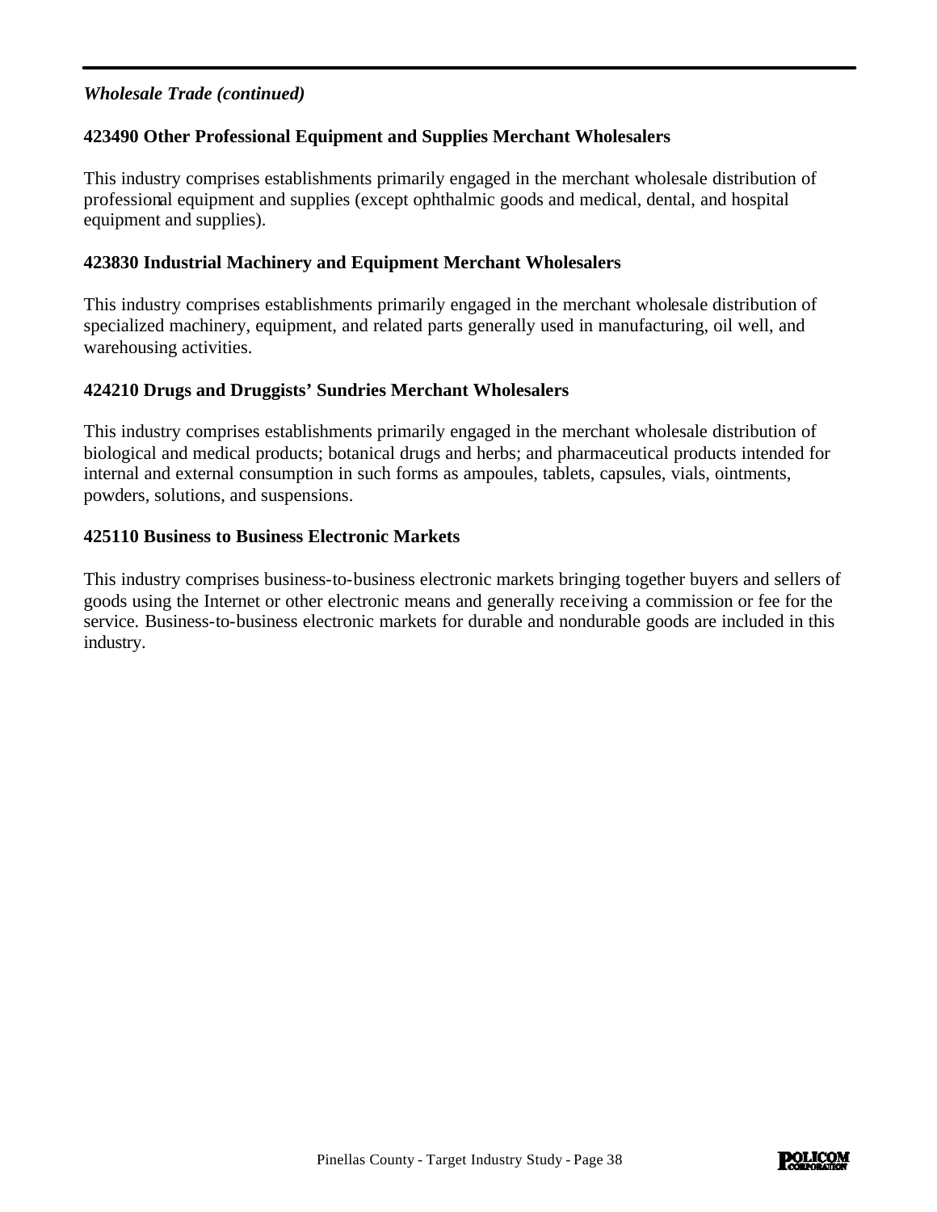*Wholesale Trade (continued)*

**423490 Other Professional Equipment and Supplies Merchant Wholesalers**

This industry comprises establishments primarily engaged in the merchant wholesale distribution of professional equipment and supplies (except ophthalmic goods and medical, dental, and hospital equipment and supplies).

**423830 Industrial Machinery and Equipment Merchant Wholesalers**

This industry comprises establishments primarily engaged in the merchant wholesale distribution of specialized machinery, equipment, and related parts generally used in manufacturing, oil well, and warehousing activities.

**424210 Drugs and Druggists' Sundries Merchant Wholesalers**

This industry comprises establishments primarily engaged in the merchant wholesale distribution of biological and medical products; botanical drugs and herbs; and pharmaceutical products intended for internal and external consumption in such forms as ampoules, tablets, capsules, vials, ointments, powders, solutions, and suspensions.

**425110 Business to Business Electronic Markets**

This industry comprises business-to-business electronic markets bringing together buyers and sellers of goods using the Internet or other electronic means and generally receiving a commission or fee for the service. Business-to-business electronic markets for durable and nondurable goods are included in this industry.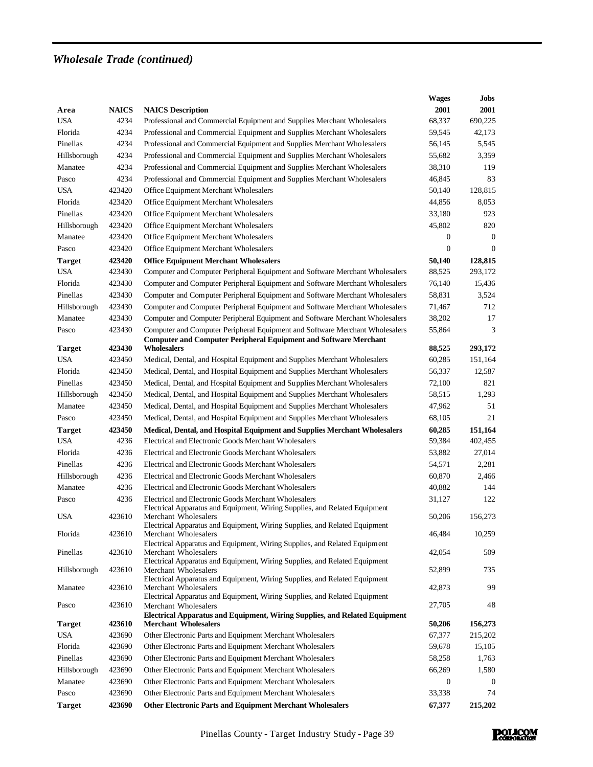## *Wholesale Trade (continued)*

| Area | NAICS | NAICS Description | Wages 2001 | Jobs 2001 |
|---|---|---|---|---|
| USA | 4234 | Professional and Commercial Equipment and Supplies Merchant Wholesalers | 68,337 | 690,225 |
| Florida | 4234 | Professional and Commercial Equipment and Supplies Merchant Wholesalers | 59,545 | 42,173 |
| Pinellas | 4234 | Professional and Commercial Equipment and Supplies Merchant Wholesalers | 56,145 | 5,545 |
| Hillsborough | 4234 | Professional and Commercial Equipment and Supplies Merchant Wholesalers | 55,682 | 3,359 |
| Manatee | 4234 | Professional and Commercial Equipment and Supplies Merchant Wholesalers | 38,310 | 119 |
| Pasco | 4234 | Professional and Commercial Equipment and Supplies Merchant Wholesalers | 46,845 | 83 |
| USA | 423420 | Office Equipment Merchant Wholesalers | 50,140 | 128,815 |
| Florida | 423420 | Office Equipment Merchant Wholesalers | 44,856 | 8,053 |
| Pinellas | 423420 | Office Equipment Merchant Wholesalers | 33,180 | 923 |
| Hillsborough | 423420 | Office Equipment Merchant Wholesalers | 45,802 | 820 |
| Manatee | 423420 | Office Equipment Merchant Wholesalers | 0 | 0 |
| Pasco | 423420 | Office Equipment Merchant Wholesalers | 0 | 0 |
| **Target** | **423420** | **Office Equipment Merchant Wholesalers** | **50,140** | **128,815** |
| USA | 423430 | Computer and Computer Peripheral Equipment and Software Merchant Wholesalers | 88,525 | 293,172 |
| Florida | 423430 | Computer and Computer Peripheral Equipment and Software Merchant Wholesalers | 76,140 | 15,436 |
| Pinellas | 423430 | Computer and Computer Peripheral Equipment and Software Merchant Wholesalers | 58,831 | 3,524 |
| Hillsborough | 423430 | Computer and Computer Peripheral Equipment and Software Merchant Wholesalers | 71,467 | 712 |
| Manatee | 423430 | Computer and Computer Peripheral Equipment and Software Merchant Wholesalers | 38,202 | 17 |
| Pasco | 423430 | Computer and Computer Peripheral Equipment and Software Merchant Wholesalers | 55,864 | 3 |
| **Target** | **423430** | **Computer and Computer Peripheral Equipment and Software Merchant Wholesalers** | **88,525** | **293,172** |
| USA | 423450 | Medical, Dental, and Hospital Equipment and Supplies Merchant Wholesalers | 60,285 | 151,164 |
| Florida | 423450 | Medical, Dental, and Hospital Equipment and Supplies Merchant Wholesalers | 56,337 | 12,587 |
| Pinellas | 423450 | Medical, Dental, and Hospital Equipment and Supplies Merchant Wholesalers | 72,100 | 821 |
| Hillsborough | 423450 | Medical, Dental, and Hospital Equipment and Supplies Merchant Wholesalers | 58,515 | 1,293 |
| Manatee | 423450 | Medical, Dental, and Hospital Equipment and Supplies Merchant Wholesalers | 47,962 | 51 |
| Pasco | 423450 | Medical, Dental, and Hospital Equipment and Supplies Merchant Wholesalers | 68,105 | 21 |
| **Target** | **423450** | **Medical, Dental, and Hospital Equipment and Supplies Merchant Wholesalers** | **60,285** | **151,164** |
| USA | 4236 | Electrical and Electronic Goods Merchant Wholesalers | 59,384 | 402,455 |
| Florida | 4236 | Electrical and Electronic Goods Merchant Wholesalers | 53,882 | 27,014 |
| Pinellas | 4236 | Electrical and Electronic Goods Merchant Wholesalers | 54,571 | 2,281 |
| Hillsborough | 4236 | Electrical and Electronic Goods Merchant Wholesalers | 60,870 | 2,466 |
| Manatee | 4236 | Electrical and Electronic Goods Merchant Wholesalers | 40,882 | 144 |
| Pasco | 4236 | Electrical and Electronic Goods Merchant Wholesalers | 31,127 | 122 |
| USA | 423610 | Electrical Apparatus and Equipment, Wiring Supplies, and Related Equipment Merchant Wholesalers | 50,206 | 156,273 |
| Florida | 423610 | Electrical Apparatus and Equipment, Wiring Supplies, and Related Equipment Merchant Wholesalers | 46,484 | 10,259 |
| Pinellas | 423610 | Electrical Apparatus and Equipment, Wiring Supplies, and Related Equipment Merchant Wholesalers | 42,054 | 509 |
| Hillsborough | 423610 | Electrical Apparatus and Equipment, Wiring Supplies, and Related Equipment Merchant Wholesalers | 52,899 | 735 |
| Manatee | 423610 | Electrical Apparatus and Equipment, Wiring Supplies, and Related Equipment Merchant Wholesalers | 42,873 | 99 |
| Pasco | 423610 | Electrical Apparatus and Equipment, Wiring Supplies, and Related Equipment Merchant Wholesalers | 27,705 | 48 |
| **Target** | **423610** | **Electrical Apparatus and Equipment, Wiring Supplies, and Related Equipment Merchant Wholesalers** | **50,206** | **156,273** |
| USA | 423690 | Other Electronic Parts and Equipment Merchant Wholesalers | 67,377 | 215,202 |
| Florida | 423690 | Other Electronic Parts and Equipment Merchant Wholesalers | 59,678 | 15,105 |
| Pinellas | 423690 | Other Electronic Parts and Equipment Merchant Wholesalers | 58,258 | 1,763 |
| Hillsborough | 423690 | Other Electronic Parts and Equipment Merchant Wholesalers | 66,269 | 1,580 |
| Manatee | 423690 | Other Electronic Parts and Equipment Merchant Wholesalers | 0 | 0 |
| Pasco | 423690 | Other Electronic Parts and Equipment Merchant Wholesalers | 33,338 | 74 |
| **Target** | **423690** | **Other Electronic Parts and Equipment Merchant Wholesalers** | **67,377** | **215,202** |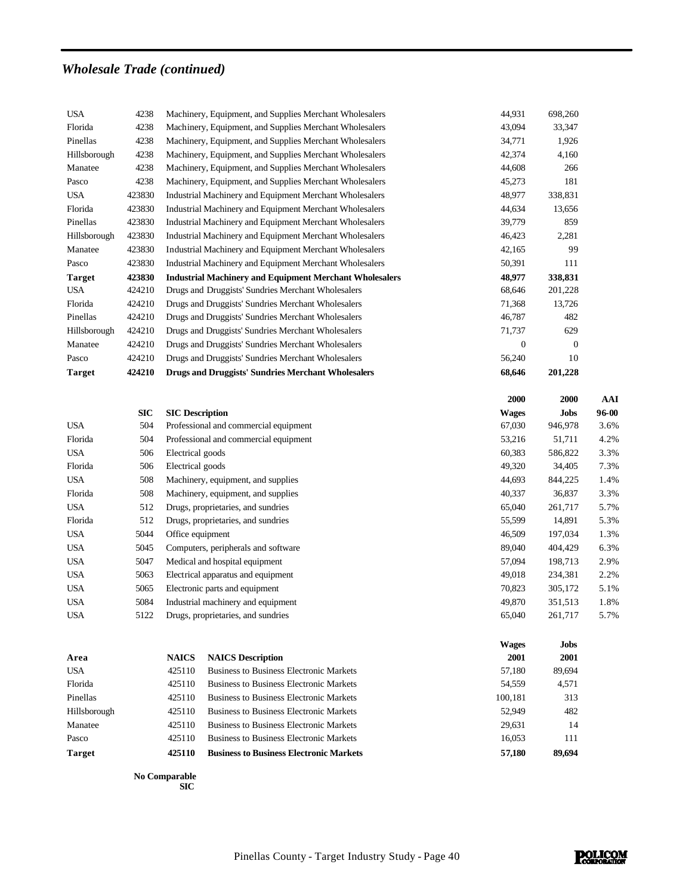## *Wholesale Trade (continued)*

| Area | NAICS | NAICS Description | Wages | Jobs |
|---|---|---|---|---|
| USA | 4238 | Machinery, Equipment, and Supplies Merchant Wholesalers | 44,931 | 698,260 |
| Florida | 4238 | Machinery, Equipment, and Supplies Merchant Wholesalers | 43,094 | 33,347 |
| Pinellas | 4238 | Machinery, Equipment, and Supplies Merchant Wholesalers | 34,771 | 1,926 |
| Hillsborough | 4238 | Machinery, Equipment, and Supplies Merchant Wholesalers | 42,374 | 4,160 |
| Manatee | 4238 | Machinery, Equipment, and Supplies Merchant Wholesalers | 44,608 | 266 |
| Pasco | 4238 | Machinery, Equipment, and Supplies Merchant Wholesalers | 45,273 | 181 |
| USA | 423830 | Industrial Machinery and Equipment Merchant Wholesalers | 48,977 | 338,831 |
| Florida | 423830 | Industrial Machinery and Equipment Merchant Wholesalers | 44,634 | 13,656 |
| Pinellas | 423830 | Industrial Machinery and Equipment Merchant Wholesalers | 39,779 | 859 |
| Hillsborough | 423830 | Industrial Machinery and Equipment Merchant Wholesalers | 46,423 | 2,281 |
| Manatee | 423830 | Industrial Machinery and Equipment Merchant Wholesalers | 42,165 | 99 |
| Pasco | 423830 | Industrial Machinery and Equipment Merchant Wholesalers | 50,391 | 111 |
| **Target** | **423830** | **Industrial Machinery and Equipment Merchant Wholesalers** | **48,977** | **338,831** |
| USA | 424210 | Drugs and Druggists' Sundries Merchant Wholesalers | 68,646 | 201,228 |
| Florida | 424210 | Drugs and Druggists' Sundries Merchant Wholesalers | 71,368 | 13,726 |
| Pinellas | 424210 | Drugs and Druggists' Sundries Merchant Wholesalers | 46,787 | 482 |
| Hillsborough | 424210 | Drugs and Druggists' Sundries Merchant Wholesalers | 71,737 | 629 |
| Manatee | 424210 | Drugs and Druggists' Sundries Merchant Wholesalers | 0 | 0 |
| Pasco | 424210 | Drugs and Druggists' Sundries Merchant Wholesalers | 56,240 | 10 |
| **Target** | **424210** | **Drugs and Druggists' Sundries Merchant Wholesalers** | **68,646** | **201,228** |

| | SIC | SIC Description | 2000 Wages | 2000 Jobs | AAI 96-00 |
|---|---|---|---|---|---|
| USA | 504 | Professional and commercial equipment | 67,030 | 946,978 | 3.6% |
| Florida | 504 | Professional and commercial equipment | 53,216 | 51,711 | 4.2% |
| USA | 506 | Electrical goods | 60,383 | 586,822 | 3.3% |
| Florida | 506 | Electrical goods | 49,320 | 34,405 | 7.3% |
| USA | 508 | Machinery, equipment, and supplies | 44,693 | 844,225 | 1.4% |
| Florida | 508 | Machinery, equipment, and supplies | 40,337 | 36,837 | 3.3% |
| USA | 512 | Drugs, proprietaries, and sundries | 65,040 | 261,717 | 5.7% |
| Florida | 512 | Drugs, proprietaries, and sundries | 55,599 | 14,891 | 5.3% |
| USA | 5044 | Office equipment | 46,509 | 197,034 | 1.3% |
| USA | 5045 | Computers, peripherals and software | 89,040 | 404,429 | 6.3% |
| USA | 5047 | Medical and hospital equipment | 57,094 | 198,713 | 2.9% |
| USA | 5063 | Electrical apparatus and equipment | 49,018 | 234,381 | 2.2% |
| USA | 5065 | Electronic parts and equipment | 70,823 | 305,172 | 5.1% |
| USA | 5084 | Industrial machinery and equipment | 49,870 | 351,513 | 1.8% |
| USA | 5122 | Drugs, proprietaries, and sundries | 65,040 | 261,717 | 5.7% |

| Area | NAICS | NAICS Description | Wages 2001 | Jobs 2001 |
|---|---|---|---|---|
| USA | 425110 | Business to Business Electronic Markets | 57,180 | 89,694 |
| Florida | 425110 | Business to Business Electronic Markets | 54,559 | 4,571 |
| Pinellas | 425110 | Business to Business Electronic Markets | 100,181 | 313 |
| Hillsborough | 425110 | Business to Business Electronic Markets | 52,949 | 482 |
| Manatee | 425110 | Business to Business Electronic Markets | 29,631 | 14 |
| Pasco | 425110 | Business to Business Electronic Markets | 16,053 | 111 |
| **Target** | **425110** | **Business to Business Electronic Markets** | **57,180** | **89,694** |

**No Comparable SIC**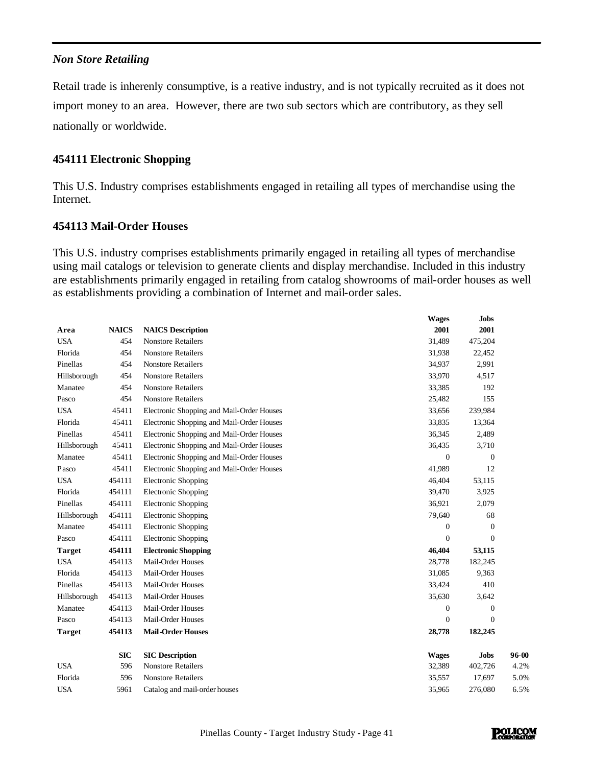### *Non Store Retailing*

Retail trade is inherenly consumptive, is a reative industry, and is not typically recruited as it does not import money to an area. However, there are two sub sectors which are contributory, as they sell nationally or worldwide.

### 454111 Electronic Shopping

This U.S. Industry comprises establishments engaged in retailing all types of merchandise using the Internet.

### 454113 Mail-Order Houses

This U.S. industry comprises establishments primarily engaged in retailing all types of merchandise using mail catalogs or television to generate clients and display merchandise. Included in this industry are establishments primarily engaged in retailing from catalog showrooms of mail-order houses as well as establishments providing a combination of Internet and mail-order sales.

| Area | NAICS | NAICS Description | Wages 2001 | Jobs 2001 | |
|---|---|---|---|---|---|
| USA | 454 | Nonstore Retailers | 31,489 | 475,204 | |
| Florida | 454 | Nonstore Retailers | 31,938 | 22,452 | |
| Pinellas | 454 | Nonstore Retailers | 34,937 | 2,991 | |
| Hillsborough | 454 | Nonstore Retailers | 33,970 | 4,517 | |
| Manatee | 454 | Nonstore Retailers | 33,385 | 192 | |
| Pasco | 454 | Nonstore Retailers | 25,482 | 155 | |
| USA | 45411 | Electronic Shopping and Mail-Order Houses | 33,656 | 239,984 | |
| Florida | 45411 | Electronic Shopping and Mail-Order Houses | 33,835 | 13,364 | |
| Pinellas | 45411 | Electronic Shopping and Mail-Order Houses | 36,345 | 2,489 | |
| Hillsborough | 45411 | Electronic Shopping and Mail-Order Houses | 36,435 | 3,710 | |
| Manatee | 45411 | Electronic Shopping and Mail-Order Houses | 0 | 0 | |
| Pasco | 45411 | Electronic Shopping and Mail-Order Houses | 41,989 | 12 | |
| USA | 454111 | Electronic Shopping | 46,404 | 53,115 | |
| Florida | 454111 | Electronic Shopping | 39,470 | 3,925 | |
| Pinellas | 454111 | Electronic Shopping | 36,921 | 2,079 | |
| Hillsborough | 454111 | Electronic Shopping | 79,640 | 68 | |
| Manatee | 454111 | Electronic Shopping | 0 | 0 | |
| Pasco | 454111 | Electronic Shopping | 0 | 0 | |
| **Target** | **454111** | **Electronic Shopping** | **46,404** | **53,115** | |
| USA | 454113 | Mail-Order Houses | 28,778 | 182,245 | |
| Florida | 454113 | Mail-Order Houses | 31,085 | 9,363 | |
| Pinellas | 454113 | Mail-Order Houses | 33,424 | 410 | |
| Hillsborough | 454113 | Mail-Order Houses | 35,630 | 3,642 | |
| Manatee | 454113 | Mail-Order Houses | 0 | 0 | |
| Pasco | 454113 | Mail-Order Houses | 0 | 0 | |
| **Target** | **454113** | **Mail-Order Houses** | **28,778** | **182,245** | |
| | **SIC** | **SIC Description** | **Wages** | **Jobs** | **96-00** |
| USA | 596 | Nonstore Retailers | 32,389 | 402,726 | 4.2% |
| Florida | 596 | Nonstore Retailers | 35,557 | 17,697 | 5.0% |
| USA | 5961 | Catalog and mail-order houses | 35,965 | 276,080 | 6.5% |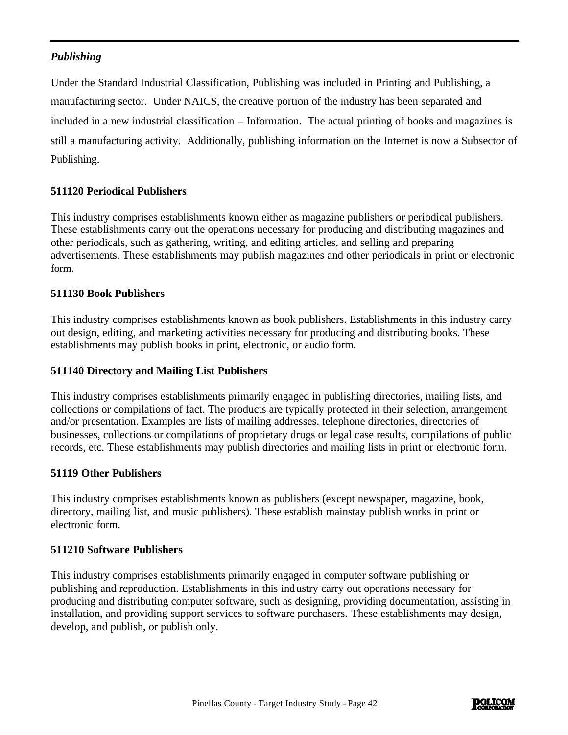## *Publishing*

Under the Standard Industrial Classification, Publishing was included in Printing and Publishing, a manufacturing sector. Under NAICS, the creative portion of the industry has been separated and included in a new industrial classification – Information. The actual printing of books and magazines is still a manufacturing activity. Additionally, publishing information on the Internet is now a Subsector of Publishing.

### 511120 Periodical Publishers

This industry comprises establishments known either as magazine publishers or periodical publishers. These establishments carry out the operations necessary for producing and distributing magazines and other periodicals, such as gathering, writing, and editing articles, and selling and preparing advertisements. These establishments may publish magazines and other periodicals in print or electronic form.

### 511130 Book Publishers

This industry comprises establishments known as book publishers. Establishments in this industry carry out design, editing, and marketing activities necessary for producing and distributing books. These establishments may publish books in print, electronic, or audio form.

### 511140 Directory and Mailing List Publishers

This industry comprises establishments primarily engaged in publishing directories, mailing lists, and collections or compilations of fact. The products are typically protected in their selection, arrangement and/or presentation. Examples are lists of mailing addresses, telephone directories, directories of businesses, collections or compilations of proprietary drugs or legal case results, compilations of public records, etc. These establishments may publish directories and mailing lists in print or electronic form.

### 51119 Other Publishers

This industry comprises establishments known as publishers (except newspaper, magazine, book, directory, mailing list, and music publishers). These establish mainstay publish works in print or electronic form.

### 511210 Software Publishers

This industry comprises establishments primarily engaged in computer software publishing or publishing and reproduction. Establishments in this industry carry out operations necessary for producing and distributing computer software, such as designing, providing documentation, assisting in installation, and providing support services to software purchasers. These establishments may design, develop, and publish, or publish only.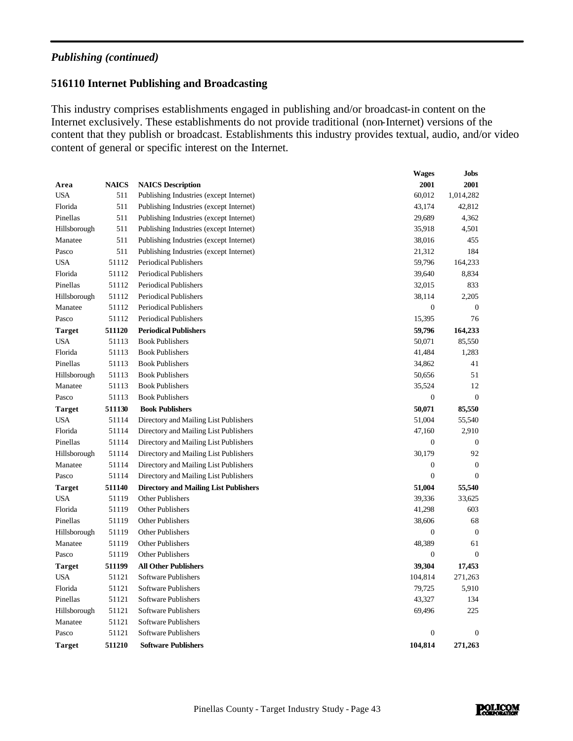*Publishing (continued)*

### 516110 Internet Publishing and Broadcasting

This industry comprises establishments engaged in publishing and/or broadcast-in content on the Internet exclusively. These establishments do not provide traditional (non-Internet) versions of the content that they publish or broadcast. Establishments this industry provides textual, audio, and/or video content of general or specific interest on the Internet.

| Area | NAICS | NAICS Description | Wages 2001 | Jobs 2001 |
|---|---|---|---|---|
| USA | 511 | Publishing Industries (except Internet) | 60,012 | 1,014,282 |
| Florida | 511 | Publishing Industries (except Internet) | 43,174 | 42,812 |
| Pinellas | 511 | Publishing Industries (except Internet) | 29,689 | 4,362 |
| Hillsborough | 511 | Publishing Industries (except Internet) | 35,918 | 4,501 |
| Manatee | 511 | Publishing Industries (except Internet) | 38,016 | 455 |
| Pasco | 511 | Publishing Industries (except Internet) | 21,312 | 184 |
| USA | 51112 | Periodical Publishers | 59,796 | 164,233 |
| Florida | 51112 | Periodical Publishers | 39,640 | 8,834 |
| Pinellas | 51112 | Periodical Publishers | 32,015 | 833 |
| Hillsborough | 51112 | Periodical Publishers | 38,114 | 2,205 |
| Manatee | 51112 | Periodical Publishers | 0 | 0 |
| Pasco | 51112 | Periodical Publishers | 15,395 | 76 |
| **Target** | **511120** | **Periodical Publishers** | **59,796** | **164,233** |
| USA | 51113 | Book Publishers | 50,071 | 85,550 |
| Florida | 51113 | Book Publishers | 41,484 | 1,283 |
| Pinellas | 51113 | Book Publishers | 34,862 | 41 |
| Hillsborough | 51113 | Book Publishers | 50,656 | 51 |
| Manatee | 51113 | Book Publishers | 35,524 | 12 |
| Pasco | 51113 | Book Publishers | 0 | 0 |
| **Target** | **511130** | **Book Publishers** | **50,071** | **85,550** |
| USA | 51114 | Directory and Mailing List Publishers | 51,004 | 55,540 |
| Florida | 51114 | Directory and Mailing List Publishers | 47,160 | 2,910 |
| Pinellas | 51114 | Directory and Mailing List Publishers | 0 | 0 |
| Hillsborough | 51114 | Directory and Mailing List Publishers | 30,179 | 92 |
| Manatee | 51114 | Directory and Mailing List Publishers | 0 | 0 |
| Pasco | 51114 | Directory and Mailing List Publishers | 0 | 0 |
| **Target** | **511140** | **Directory and Mailing List Publishers** | **51,004** | **55,540** |
| USA | 51119 | Other Publishers | 39,336 | 33,625 |
| Florida | 51119 | Other Publishers | 41,298 | 603 |
| Pinellas | 51119 | Other Publishers | 38,606 | 68 |
| Hillsborough | 51119 | Other Publishers | 0 | 0 |
| Manatee | 51119 | Other Publishers | 48,389 | 61 |
| Pasco | 51119 | Other Publishers | 0 | 0 |
| **Target** | **511199** | **All Other Publishers** | **39,304** | **17,453** |
| USA | 51121 | Software Publishers | 104,814 | 271,263 |
| Florida | 51121 | Software Publishers | 79,725 | 5,910 |
| Pinellas | 51121 | Software Publishers | 43,327 | 134 |
| Hillsborough | 51121 | Software Publishers | 69,496 | 225 |
| Manatee | 51121 | Software Publishers | | |
| Pasco | 51121 | Software Publishers | 0 | 0 |
| **Target** | **511210** | **Software Publishers** | **104,814** | **271,263** |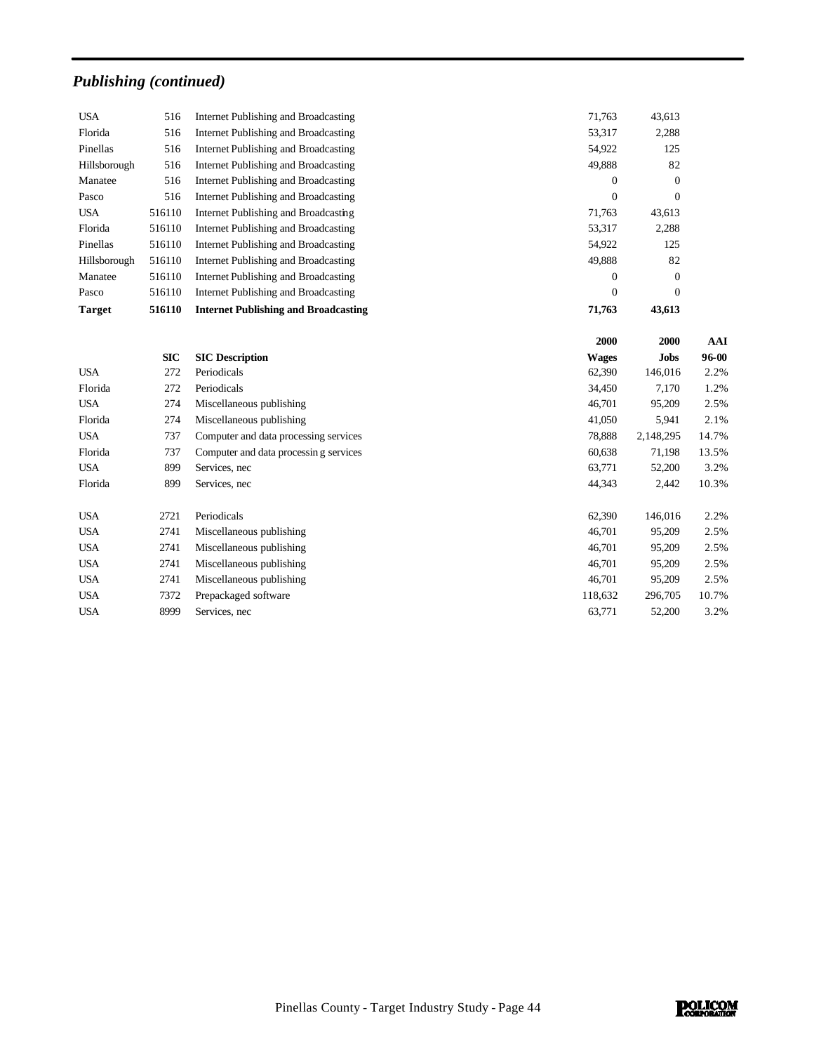## *Publishing (continued)*

| | | | | | |
|---|---|---|---|---|---|
| USA | 516 | Internet Publishing and Broadcasting | 71,763 | 43,613 | |
| Florida | 516 | Internet Publishing and Broadcasting | 53,317 | 2,288 | |
| Pinellas | 516 | Internet Publishing and Broadcasting | 54,922 | 125 | |
| Hillsborough | 516 | Internet Publishing and Broadcasting | 49,888 | 82 | |
| Manatee | 516 | Internet Publishing and Broadcasting | 0 | 0 | |
| Pasco | 516 | Internet Publishing and Broadcasting | 0 | 0 | |
| USA | 516110 | Internet Publishing and Broadcasting | 71,763 | 43,613 | |
| Florida | 516110 | Internet Publishing and Broadcasting | 53,317 | 2,288 | |
| Pinellas | 516110 | Internet Publishing and Broadcasting | 54,922 | 125 | |
| Hillsborough | 516110 | Internet Publishing and Broadcasting | 49,888 | 82 | |
| Manatee | 516110 | Internet Publishing and Broadcasting | 0 | 0 | |
| Pasco | 516110 | Internet Publishing and Broadcasting | 0 | 0 | |
| **Target** | **516110** | **Internet Publishing and Broadcasting** | **71,763** | **43,613** | |

| | **SIC** | **SIC Description** | **2000 Wages** | **2000 Jobs** | **AAI 96-00** |
|---|---|---|---|---|---|
| USA | 272 | Periodicals | 62,390 | 146,016 | 2.2% |
| Florida | 272 | Periodicals | 34,450 | 7,170 | 1.2% |
| USA | 274 | Miscellaneous publishing | 46,701 | 95,209 | 2.5% |
| Florida | 274 | Miscellaneous publishing | 41,050 | 5,941 | 2.1% |
| USA | 737 | Computer and data processing services | 78,888 | 2,148,295 | 14.7% |
| Florida | 737 | Computer and data processing services | 60,638 | 71,198 | 13.5% |
| USA | 899 | Services, nec | 63,771 | 52,200 | 3.2% |
| Florida | 899 | Services, nec | 44,343 | 2,442 | 10.3% |
| USA | 2721 | Periodicals | 62,390 | 146,016 | 2.2% |
| USA | 2741 | Miscellaneous publishing | 46,701 | 95,209 | 2.5% |
| USA | 2741 | Miscellaneous publishing | 46,701 | 95,209 | 2.5% |
| USA | 2741 | Miscellaneous publishing | 46,701 | 95,209 | 2.5% |
| USA | 2741 | Miscellaneous publishing | 46,701 | 95,209 | 2.5% |
| USA | 7372 | Prepackaged software | 118,632 | 296,705 | 10.7% |
| USA | 8999 | Services, nec | 63,771 | 52,200 | 3.2% |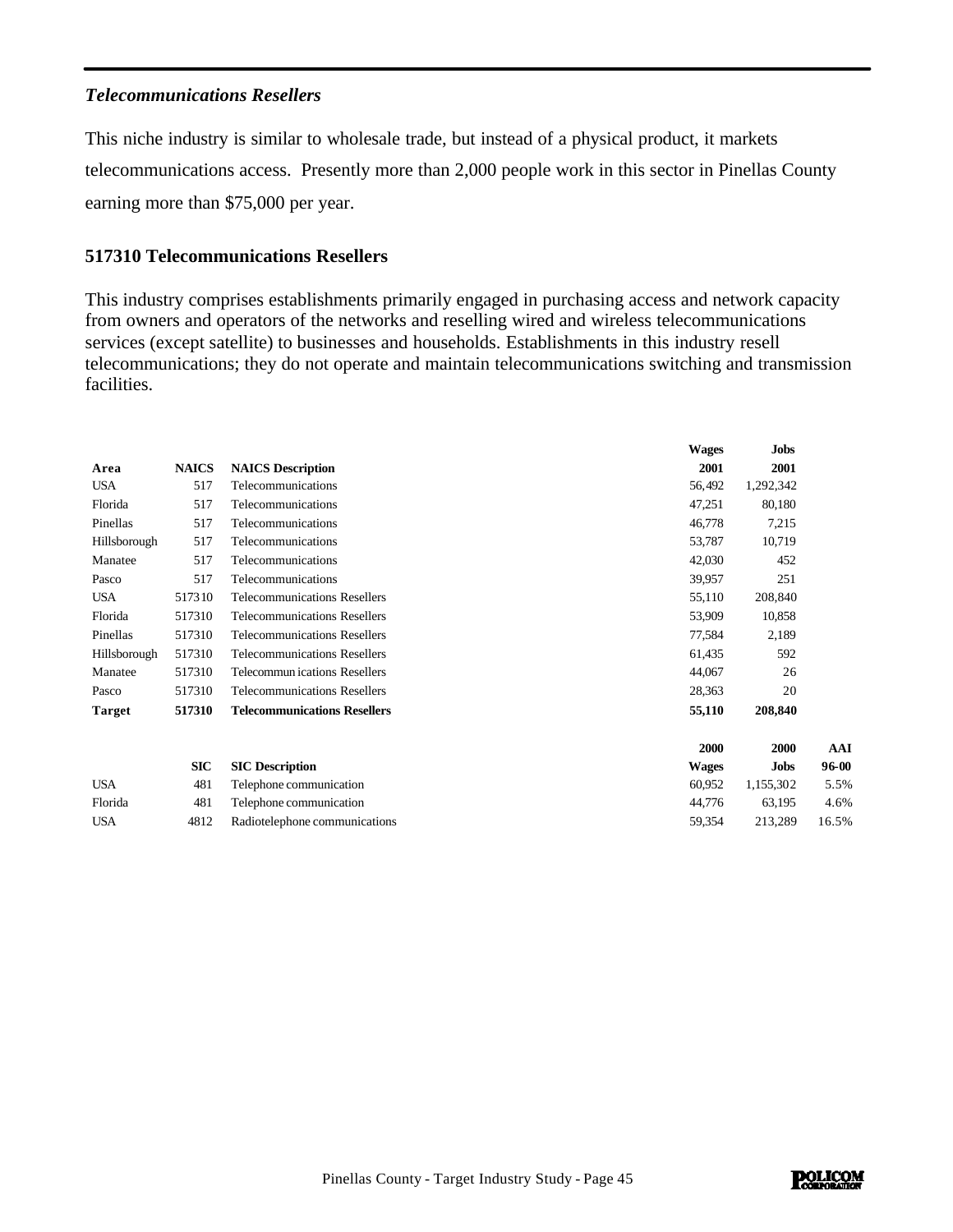### *Telecommunications Resellers*

This niche industry is similar to wholesale trade, but instead of a physical product, it markets telecommunications access. Presently more than 2,000 people work in this sector in Pinellas County earning more than $75,000 per year.

**517310 Telecommunications Resellers**

This industry comprises establishments primarily engaged in purchasing access and network capacity from owners and operators of the networks and reselling wired and wireless telecommunications services (except satellite) to businesses and households. Establishments in this industry resell telecommunications; they do not operate and maintain telecommunications switching and transmission facilities.

| | | | **Wages** | **Jobs** | |
|---|---|---|---|---|---|
| **Area** | **NAICS** | **NAICS Description** | **2001** | **2001** | |
| USA | 517 | Telecommunications | 56,492 | 1,292,342 | |
| Florida | 517 | Telecommunications | 47,251 | 80,180 | |
| Pinellas | 517 | Telecommunications | 46,778 | 7,215 | |
| Hillsborough | 517 | Telecommunications | 53,787 | 10,719 | |
| Manatee | 517 | Telecommunications | 42,030 | 452 | |
| Pasco | 517 | Telecommunications | 39,957 | 251 | |
| USA | 517310 | Telecommunications Resellers | 55,110 | 208,840 | |
| Florida | 517310 | Telecommunications Resellers | 53,909 | 10,858 | |
| Pinellas | 517310 | Telecommunications Resellers | 77,584 | 2,189 | |
| Hillsborough | 517310 | Telecommunications Resellers | 61,435 | 592 | |
| Manatee | 517310 | Telecommunications Resellers | 44,067 | 26 | |
| Pasco | 517310 | Telecommunications Resellers | 28,363 | 20 | |
| **Target** | **517310** | **Telecommunications Resellers** | **55,110** | **208,840** | |
| | | | **2000** | **2000** | **AAI** |
| | **SIC** | **SIC Description** | **Wages** | **Jobs** | **96-00** |
| USA | 481 | Telephone communication | 60,952 | 1,155,302 | 5.5% |
| Florida | 481 | Telephone communication | 44,776 | 63,195 | 4.6% |
| USA | 4812 | Radiotelephone communications | 59,354 | 213,289 | 16.5% |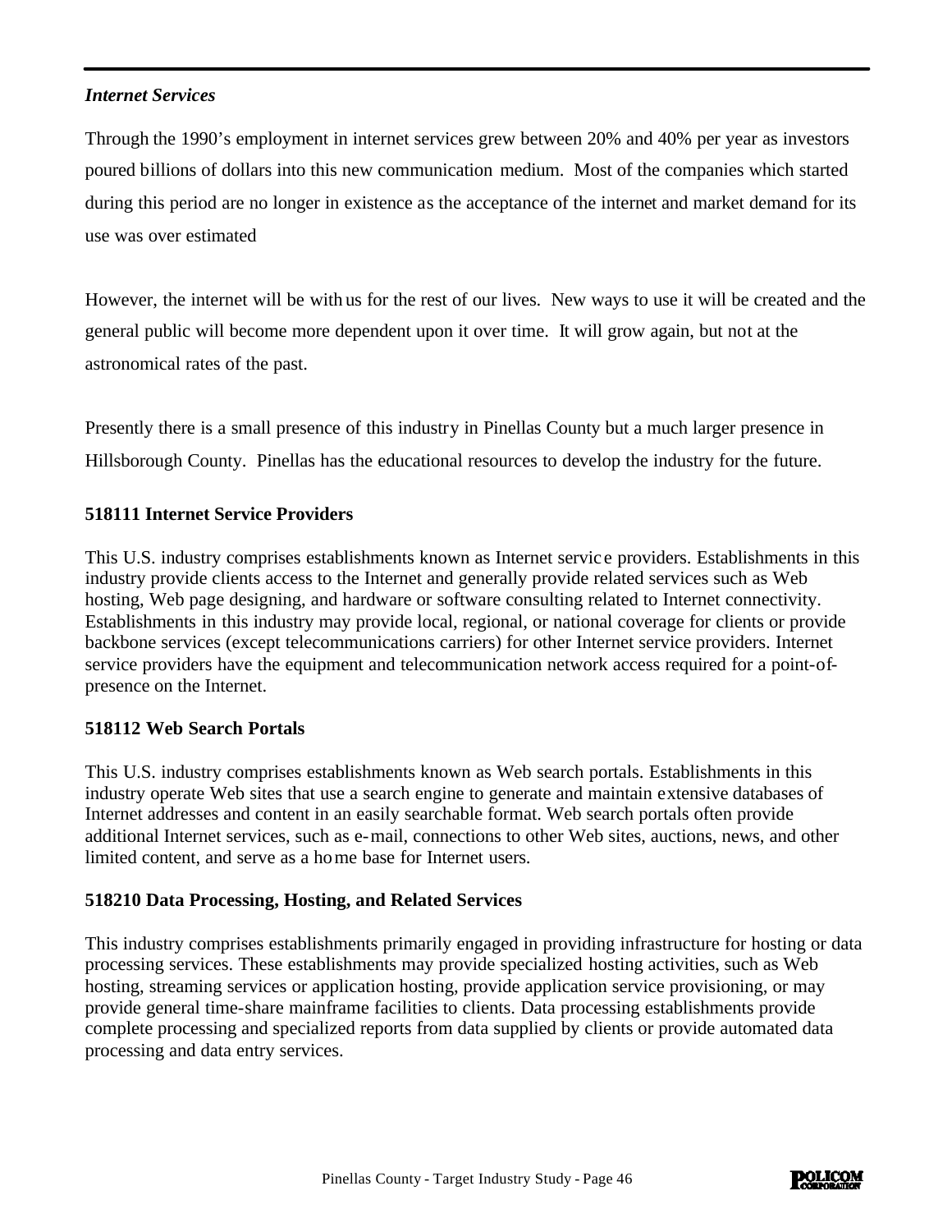*Internet Services*

Through the 1990's employment in internet services grew between 20% and 40% per year as investors poured billions of dollars into this new communication medium. Most of the companies which started during this period are no longer in existence as the acceptance of the internet and market demand for its use was over estimated

However, the internet will be with us for the rest of our lives. New ways to use it will be created and the general public will become more dependent upon it over time. It will grow again, but not at the astronomical rates of the past.

Presently there is a small presence of this industry in Pinellas County but a much larger presence in Hillsborough County. Pinellas has the educational resources to develop the industry for the future.

**518111 Internet Service Providers**

This U.S. industry comprises establishments known as Internet service providers. Establishments in this industry provide clients access to the Internet and generally provide related services such as Web hosting, Web page designing, and hardware or software consulting related to Internet connectivity. Establishments in this industry may provide local, regional, or national coverage for clients or provide backbone services (except telecommunications carriers) for other Internet service providers. Internet service providers have the equipment and telecommunication network access required for a point-of-presence on the Internet.

**518112 Web Search Portals**

This U.S. industry comprises establishments known as Web search portals. Establishments in this industry operate Web sites that use a search engine to generate and maintain extensive databases of Internet addresses and content in an easily searchable format. Web search portals often provide additional Internet services, such as e-mail, connections to other Web sites, auctions, news, and other limited content, and serve as a home base for Internet users.

**518210 Data Processing, Hosting, and Related Services**

This industry comprises establishments primarily engaged in providing infrastructure for hosting or data processing services. These establishments may provide specialized hosting activities, such as Web hosting, streaming services or application hosting, provide application service provisioning, or may provide general time-share mainframe facilities to clients. Data processing establishments provide complete processing and specialized reports from data supplied by clients or provide automated data processing and data entry services.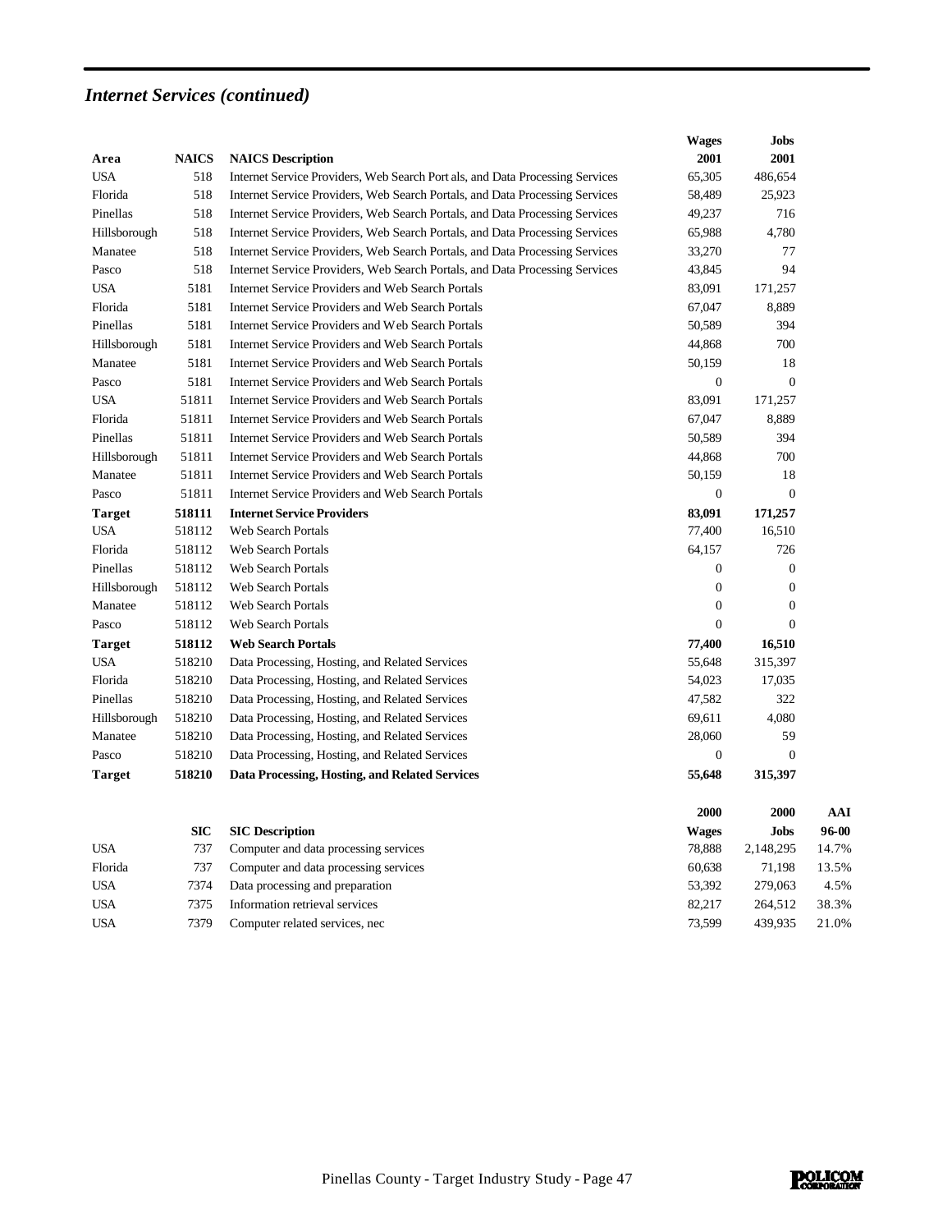## *Internet Services (continued)*

| Area | NAICS | NAICS Description | Wages 2001 | Jobs 2001 |
|---|---|---|---|---|
| USA | 518 | Internet Service Providers, Web Search Port als, and Data Processing Services | 65,305 | 486,654 |
| Florida | 518 | Internet Service Providers, Web Search Portals, and Data Processing Services | 58,489 | 25,923 |
| Pinellas | 518 | Internet Service Providers, Web Search Portals, and Data Processing Services | 49,237 | 716 |
| Hillsborough | 518 | Internet Service Providers, Web Search Portals, and Data Processing Services | 65,988 | 4,780 |
| Manatee | 518 | Internet Service Providers, Web Search Portals, and Data Processing Services | 33,270 | 77 |
| Pasco | 518 | Internet Service Providers, Web Search Portals, and Data Processing Services | 43,845 | 94 |
| USA | 5181 | Internet Service Providers and Web Search Portals | 83,091 | 171,257 |
| Florida | 5181 | Internet Service Providers and Web Search Portals | 67,047 | 8,889 |
| Pinellas | 5181 | Internet Service Providers and Web Search Portals | 50,589 | 394 |
| Hillsborough | 5181 | Internet Service Providers and Web Search Portals | 44,868 | 700 |
| Manatee | 5181 | Internet Service Providers and Web Search Portals | 50,159 | 18 |
| Pasco | 5181 | Internet Service Providers and Web Search Portals | 0 | 0 |
| USA | 51811 | Internet Service Providers and Web Search Portals | 83,091 | 171,257 |
| Florida | 51811 | Internet Service Providers and Web Search Portals | 67,047 | 8,889 |
| Pinellas | 51811 | Internet Service Providers and Web Search Portals | 50,589 | 394 |
| Hillsborough | 51811 | Internet Service Providers and Web Search Portals | 44,868 | 700 |
| Manatee | 51811 | Internet Service Providers and Web Search Portals | 50,159 | 18 |
| Pasco | 51811 | Internet Service Providers and Web Search Portals | 0 | 0 |
| **Target** | **518111** | **Internet Service Providers** | **83,091** | **171,257** |
| USA | 518112 | Web Search Portals | 77,400 | 16,510 |
| Florida | 518112 | Web Search Portals | 64,157 | 726 |
| Pinellas | 518112 | Web Search Portals | 0 | 0 |
| Hillsborough | 518112 | Web Search Portals | 0 | 0 |
| Manatee | 518112 | Web Search Portals | 0 | 0 |
| Pasco | 518112 | Web Search Portals | 0 | 0 |
| **Target** | **518112** | **Web Search Portals** | **77,400** | **16,510** |
| USA | 518210 | Data Processing, Hosting, and Related Services | 55,648 | 315,397 |
| Florida | 518210 | Data Processing, Hosting, and Related Services | 54,023 | 17,035 |
| Pinellas | 518210 | Data Processing, Hosting, and Related Services | 47,582 | 322 |
| Hillsborough | 518210 | Data Processing, Hosting, and Related Services | 69,611 | 4,080 |
| Manatee | 518210 | Data Processing, Hosting, and Related Services | 28,060 | 59 |
| Pasco | 518210 | Data Processing, Hosting, and Related Services | 0 | 0 |
| **Target** | **518210** | **Data Processing, Hosting, and Related Services** | **55,648** | **315,397** |

| | SIC | SIC Description | 2000 Wages | 2000 Jobs | AAI 96-00 |
|---|---|---|---|---|---|
| USA | 737 | Computer and data processing services | 78,888 | 2,148,295 | 14.7% |
| Florida | 737 | Computer and data processing services | 60,638 | 71,198 | 13.5% |
| USA | 7374 | Data processing and preparation | 53,392 | 279,063 | 4.5% |
| USA | 7375 | Information retrieval services | 82,217 | 264,512 | 38.3% |
| USA | 7379 | Computer related services, nec | 73,599 | 439,935 | 21.0% |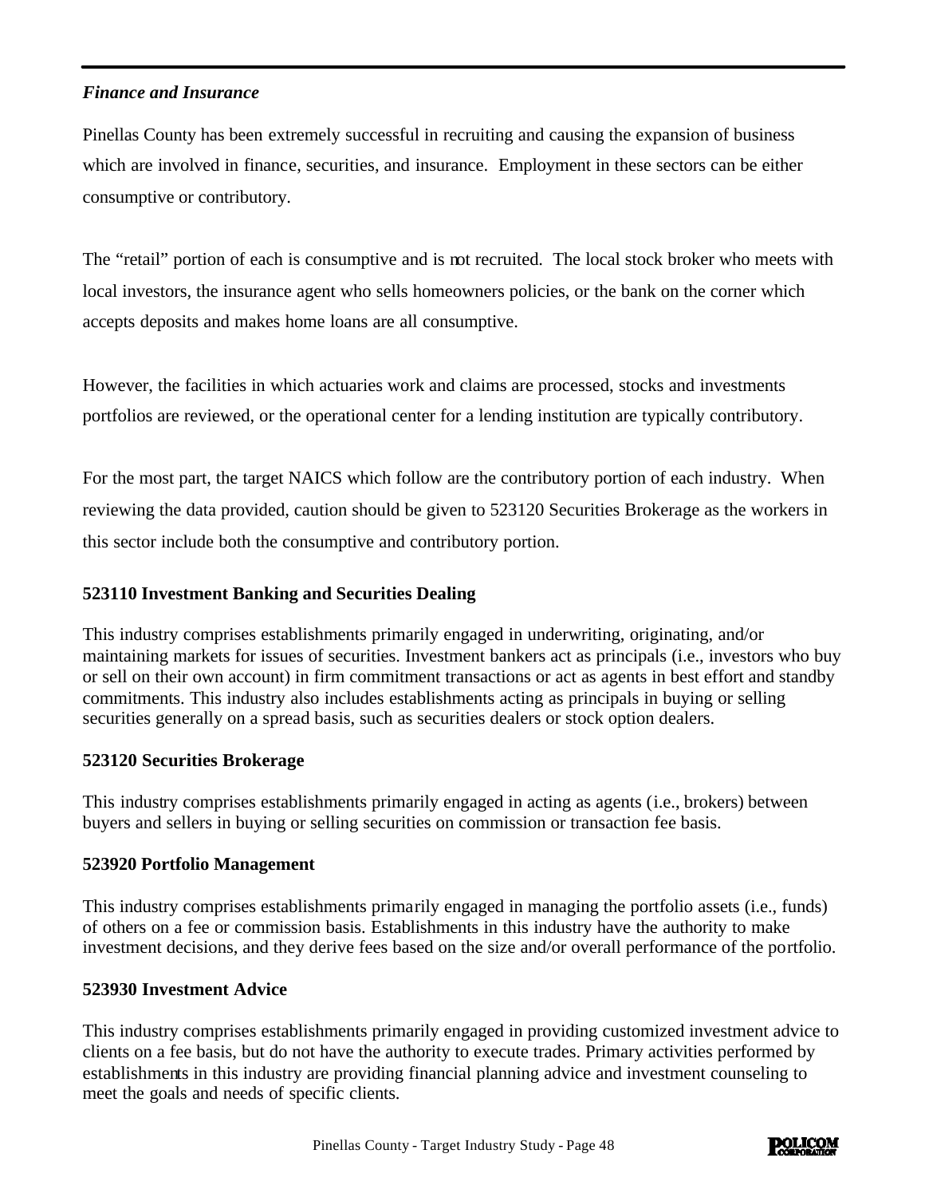### *Finance and Insurance*

Pinellas County has been extremely successful in recruiting and causing the expansion of business which are involved in finance, securities, and insurance. Employment in these sectors can be either consumptive or contributory.

The "retail" portion of each is consumptive and is not recruited. The local stock broker who meets with local investors, the insurance agent who sells homeowners policies, or the bank on the corner which accepts deposits and makes home loans are all consumptive.

However, the facilities in which actuaries work and claims are processed, stocks and investments portfolios are reviewed, or the operational center for a lending institution are typically contributory.

For the most part, the target NAICS which follow are the contributory portion of each industry. When reviewing the data provided, caution should be given to 523120 Securities Brokerage as the workers in this sector include both the consumptive and contributory portion.

#### 523110 Investment Banking and Securities Dealing

This industry comprises establishments primarily engaged in underwriting, originating, and/or maintaining markets for issues of securities. Investment bankers act as principals (i.e., investors who buy or sell on their own account) in firm commitment transactions or act as agents in best effort and standby commitments. This industry also includes establishments acting as principals in buying or selling securities generally on a spread basis, such as securities dealers or stock option dealers.

#### 523120 Securities Brokerage

This industry comprises establishments primarily engaged in acting as agents (i.e., brokers) between buyers and sellers in buying or selling securities on commission or transaction fee basis.

#### 523920 Portfolio Management

This industry comprises establishments primarily engaged in managing the portfolio assets (i.e., funds) of others on a fee or commission basis. Establishments in this industry have the authority to make investment decisions, and they derive fees based on the size and/or overall performance of the portfolio.

#### 523930 Investment Advice

This industry comprises establishments primarily engaged in providing customized investment advice to clients on a fee basis, but do not have the authority to execute trades. Primary activities performed by establishments in this industry are providing financial planning advice and investment counseling to meet the goals and needs of specific clients.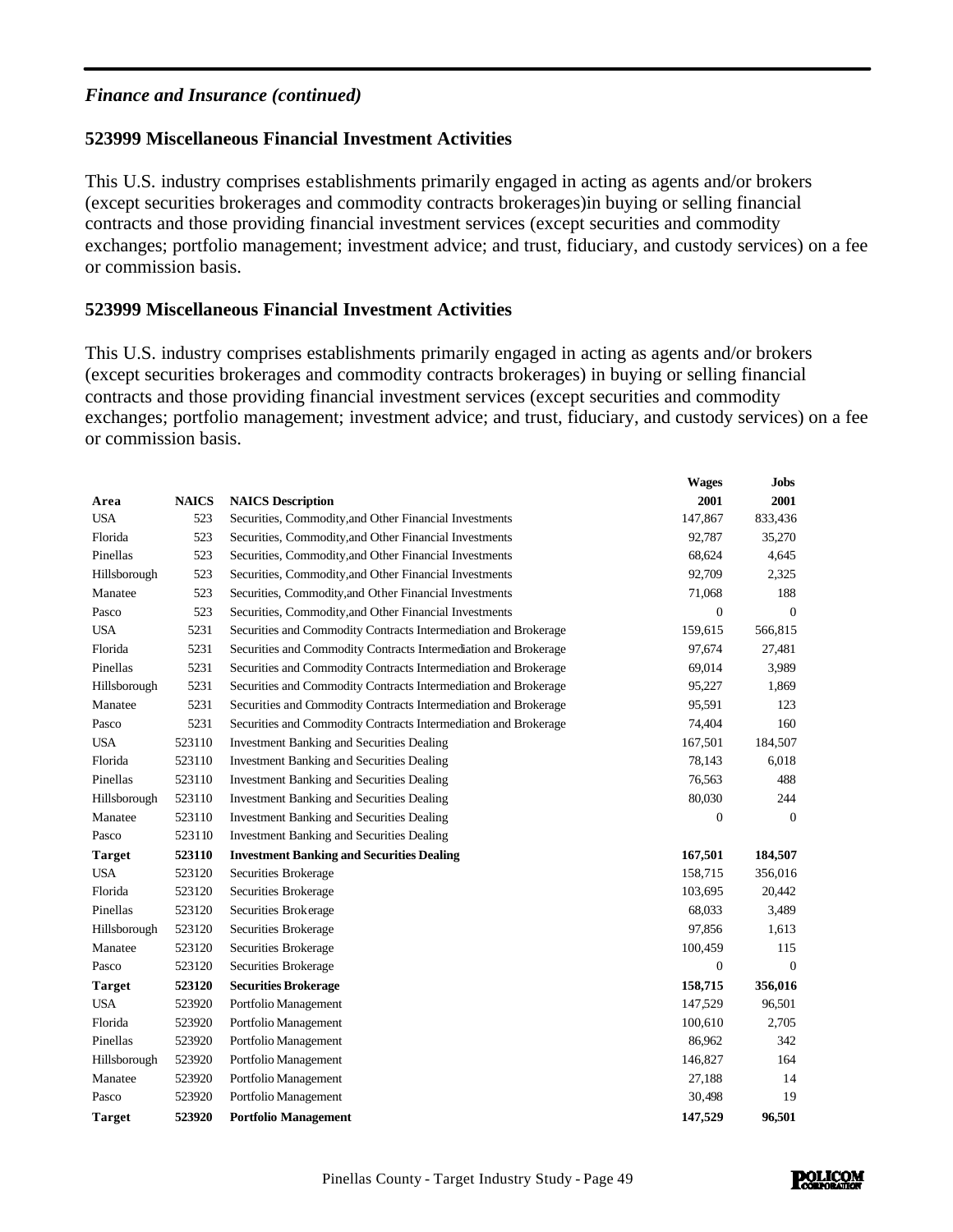*Finance and Insurance (continued)*

### 523999 Miscellaneous Financial Investment Activities

This U.S. industry comprises establishments primarily engaged in acting as agents and/or brokers (except securities brokerages and commodity contracts brokerages)in buying or selling financial contracts and those providing financial investment services (except securities and commodity exchanges; portfolio management; investment advice; and trust, fiduciary, and custody services) on a fee or commission basis.

### 523999 Miscellaneous Financial Investment Activities

This U.S. industry comprises establishments primarily engaged in acting as agents and/or brokers (except securities brokerages and commodity contracts brokerages) in buying or selling financial contracts and those providing financial investment services (except securities and commodity exchanges; portfolio management; investment advice; and trust, fiduciary, and custody services) on a fee or commission basis.

| Area | NAICS | NAICS Description | Wages 2001 | Jobs 2001 |
|---|---|---|---|---|
| USA | 523 | Securities, Commodity,and Other Financial Investments | 147,867 | 833,436 |
| Florida | 523 | Securities, Commodity,and Other Financial Investments | 92,787 | 35,270 |
| Pinellas | 523 | Securities, Commodity,and Other Financial Investments | 68,624 | 4,645 |
| Hillsborough | 523 | Securities, Commodity,and Other Financial Investments | 92,709 | 2,325 |
| Manatee | 523 | Securities, Commodity,and Other Financial Investments | 71,068 | 188 |
| Pasco | 523 | Securities, Commodity,and Other Financial Investments | 0 | 0 |
| USA | 5231 | Securities and Commodity Contracts Intermediation and Brokerage | 159,615 | 566,815 |
| Florida | 5231 | Securities and Commodity Contracts Intermediation and Brokerage | 97,674 | 27,481 |
| Pinellas | 5231 | Securities and Commodity Contracts Intermediation and Brokerage | 69,014 | 3,989 |
| Hillsborough | 5231 | Securities and Commodity Contracts Intermediation and Brokerage | 95,227 | 1,869 |
| Manatee | 5231 | Securities and Commodity Contracts Intermediation and Brokerage | 95,591 | 123 |
| Pasco | 5231 | Securities and Commodity Contracts Intermediation and Brokerage | 74,404 | 160 |
| USA | 523110 | Investment Banking and Securities Dealing | 167,501 | 184,507 |
| Florida | 523110 | Investment Banking and Securities Dealing | 78,143 | 6,018 |
| Pinellas | 523110 | Investment Banking and Securities Dealing | 76,563 | 488 |
| Hillsborough | 523110 | Investment Banking and Securities Dealing | 80,030 | 244 |
| Manatee | 523110 | Investment Banking and Securities Dealing | 0 | 0 |
| Pasco | 523110 | Investment Banking and Securities Dealing | | |
| **Target** | **523110** | **Investment Banking and Securities Dealing** | **167,501** | **184,507** |
| USA | 523120 | Securities Brokerage | 158,715 | 356,016 |
| Florida | 523120 | Securities Brokerage | 103,695 | 20,442 |
| Pinellas | 523120 | Securities Brokerage | 68,033 | 3,489 |
| Hillsborough | 523120 | Securities Brokerage | 97,856 | 1,613 |
| Manatee | 523120 | Securities Brokerage | 100,459 | 115 |
| Pasco | 523120 | Securities Brokerage | 0 | 0 |
| **Target** | **523120** | **Securities Brokerage** | **158,715** | **356,016** |
| USA | 523920 | Portfolio Management | 147,529 | 96,501 |
| Florida | 523920 | Portfolio Management | 100,610 | 2,705 |
| Pinellas | 523920 | Portfolio Management | 86,962 | 342 |
| Hillsborough | 523920 | Portfolio Management | 146,827 | 164 |
| Manatee | 523920 | Portfolio Management | 27,188 | 14 |
| Pasco | 523920 | Portfolio Management | 30,498 | 19 |
| **Target** | **523920** | **Portfolio Management** | **147,529** | **96,501** |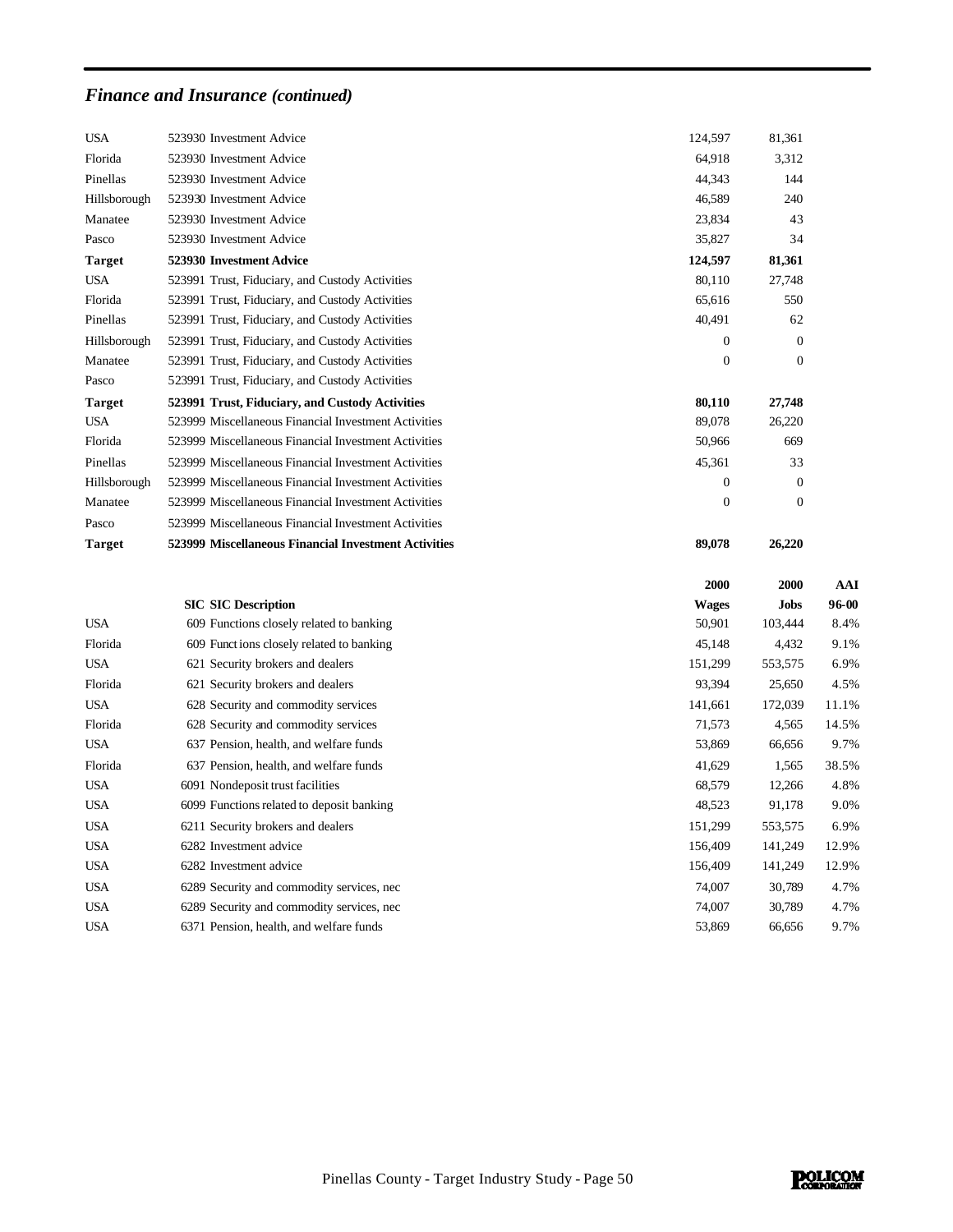## *Finance and Insurance (continued)*

| | | | | |
|---|---|---|---|---|
| USA | 523930 Investment Advice | 124,597 | 81,361 | |
| Florida | 523930 Investment Advice | 64,918 | 3,312 | |
| Pinellas | 523930 Investment Advice | 44,343 | 144 | |
| Hillsborough | 523930 Investment Advice | 46,589 | 240 | |
| Manatee | 523930 Investment Advice | 23,834 | 43 | |
| Pasco | 523930 Investment Advice | 35,827 | 34 | |
| **Target** | **523930 Investment Advice** | **124,597** | **81,361** | |
| USA | 523991 Trust, Fiduciary, and Custody Activities | 80,110 | 27,748 | |
| Florida | 523991 Trust, Fiduciary, and Custody Activities | 65,616 | 550 | |
| Pinellas | 523991 Trust, Fiduciary, and Custody Activities | 40,491 | 62 | |
| Hillsborough | 523991 Trust, Fiduciary, and Custody Activities | 0 | 0 | |
| Manatee | 523991 Trust, Fiduciary, and Custody Activities | 0 | 0 | |
| Pasco | 523991 Trust, Fiduciary, and Custody Activities | | | |
| **Target** | **523991 Trust, Fiduciary, and Custody Activities** | **80,110** | **27,748** | |
| USA | 523999 Miscellaneous Financial Investment Activities | 89,078 | 26,220 | |
| Florida | 523999 Miscellaneous Financial Investment Activities | 50,966 | 669 | |
| Pinellas | 523999 Miscellaneous Financial Investment Activities | 45,361 | 33 | |
| Hillsborough | 523999 Miscellaneous Financial Investment Activities | 0 | 0 | |
| Manatee | 523999 Miscellaneous Financial Investment Activities | 0 | 0 | |
| Pasco | 523999 Miscellaneous Financial Investment Activities | | | |
| **Target** | **523999 Miscellaneous Financial Investment Activities** | **89,078** | **26,220** | |
| | | **2000** | **2000** | **AAI** |
| | **SIC SIC Description** | **Wages** | **Jobs** | **96-00** |
| USA | 609 Functions closely related to banking | 50,901 | 103,444 | 8.4% |
| Florida | 609 Functions closely related to banking | 45,148 | 4,432 | 9.1% |
| USA | 621 Security brokers and dealers | 151,299 | 553,575 | 6.9% |
| Florida | 621 Security brokers and dealers | 93,394 | 25,650 | 4.5% |
| USA | 628 Security and commodity services | 141,661 | 172,039 | 11.1% |
| Florida | 628 Security and commodity services | 71,573 | 4,565 | 14.5% |
| USA | 637 Pension, health, and welfare funds | 53,869 | 66,656 | 9.7% |
| Florida | 637 Pension, health, and welfare funds | 41,629 | 1,565 | 38.5% |
| USA | 6091 Nondeposit trust facilities | 68,579 | 12,266 | 4.8% |
| USA | 6099 Functions related to deposit banking | 48,523 | 91,178 | 9.0% |
| USA | 6211 Security brokers and dealers | 151,299 | 553,575 | 6.9% |
| USA | 6282 Investment advice | 156,409 | 141,249 | 12.9% |
| USA | 6282 Investment advice | 156,409 | 141,249 | 12.9% |
| USA | 6289 Security and commodity services, nec | 74,007 | 30,789 | 4.7% |
| USA | 6289 Security and commodity services, nec | 74,007 | 30,789 | 4.7% |
| USA | 6371 Pension, health, and welfare funds | 53,869 | 66,656 | 9.7% |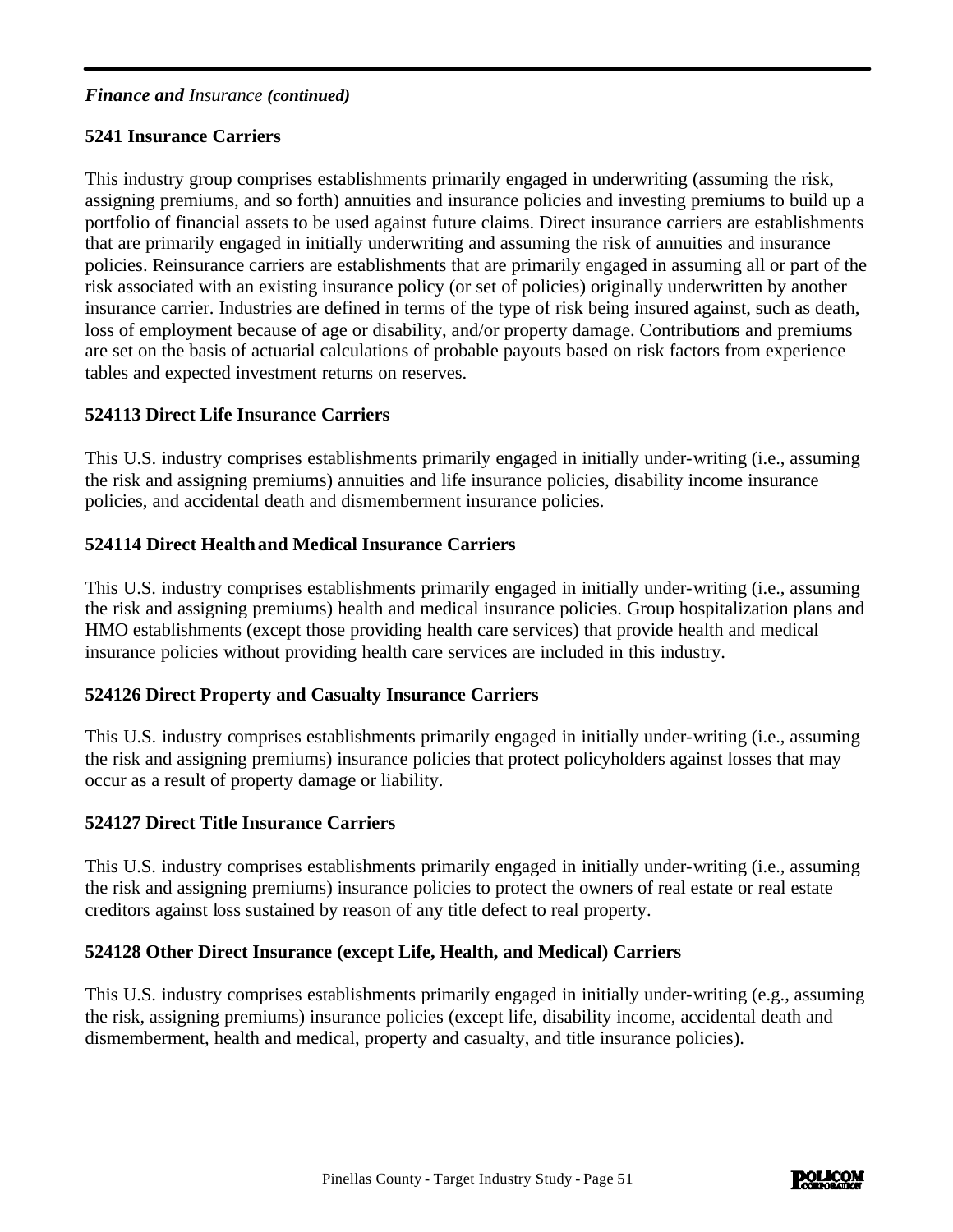***Finance and** Insurance **(continued)***

**5241 Insurance Carriers**

This industry group comprises establishments primarily engaged in underwriting (assuming the risk, assigning premiums, and so forth) annuities and insurance policies and investing premiums to build up a portfolio of financial assets to be used against future claims. Direct insurance carriers are establishments that are primarily engaged in initially underwriting and assuming the risk of annuities and insurance policies. Reinsurance carriers are establishments that are primarily engaged in assuming all or part of the risk associated with an existing insurance policy (or set of policies) originally underwritten by another insurance carrier. Industries are defined in terms of the type of risk being insured against, such as death, loss of employment because of age or disability, and/or property damage. Contributions and premiums are set on the basis of actuarial calculations of probable payouts based on risk factors from experience tables and expected investment returns on reserves.

**524113 Direct Life Insurance Carriers**

This U.S. industry comprises establishments primarily engaged in initially under-writing (i.e., assuming the risk and assigning premiums) annuities and life insurance policies, disability income insurance policies, and accidental death and dismemberment insurance policies.

**524114 Direct Health and Medical Insurance Carriers**

This U.S. industry comprises establishments primarily engaged in initially under-writing (i.e., assuming the risk and assigning premiums) health and medical insurance policies. Group hospitalization plans and HMO establishments (except those providing health care services) that provide health and medical insurance policies without providing health care services are included in this industry.

**524126 Direct Property and Casualty Insurance Carriers**

This U.S. industry comprises establishments primarily engaged in initially under-writing (i.e., assuming the risk and assigning premiums) insurance policies that protect policyholders against losses that may occur as a result of property damage or liability.

**524127 Direct Title Insurance Carriers**

This U.S. industry comprises establishments primarily engaged in initially under-writing (i.e., assuming the risk and assigning premiums) insurance policies to protect the owners of real estate or real estate creditors against loss sustained by reason of any title defect to real property.

**524128 Other Direct Insurance (except Life, Health, and Medical) Carriers**

This U.S. industry comprises establishments primarily engaged in initially under-writing (e.g., assuming the risk, assigning premiums) insurance policies (except life, disability income, accidental death and dismemberment, health and medical, property and casualty, and title insurance policies).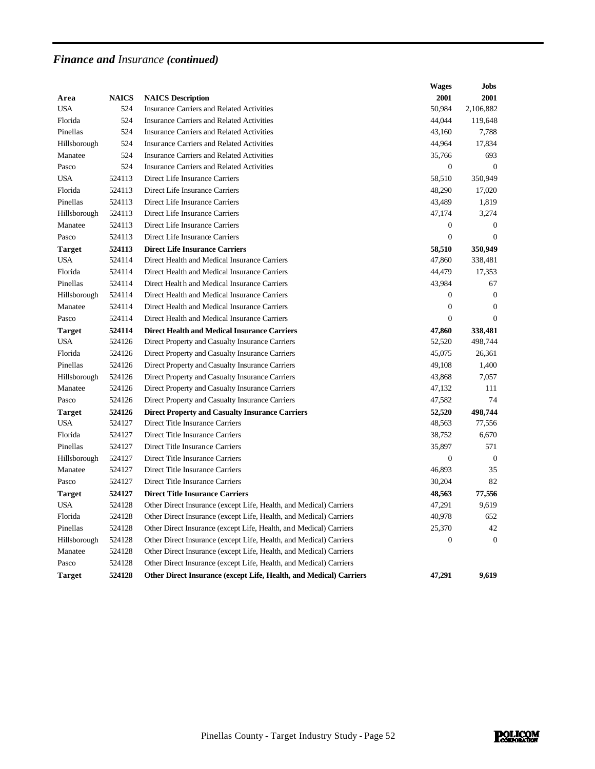## ***Finance and** Insurance **(continued)***

| Area | NAICS | NAICS Description | Wages 2001 | Jobs 2001 |
|---|---|---|---|---|
| USA | 524 | Insurance Carriers and Related Activities | 50,984 | 2,106,882 |
| Florida | 524 | Insurance Carriers and Related Activities | 44,044 | 119,648 |
| Pinellas | 524 | Insurance Carriers and Related Activities | 43,160 | 7,788 |
| Hillsborough | 524 | Insurance Carriers and Related Activities | 44,964 | 17,834 |
| Manatee | 524 | Insurance Carriers and Related Activities | 35,766 | 693 |
| Pasco | 524 | Insurance Carriers and Related Activities | 0 | 0 |
| USA | 524113 | Direct Life Insurance Carriers | 58,510 | 350,949 |
| Florida | 524113 | Direct Life Insurance Carriers | 48,290 | 17,020 |
| Pinellas | 524113 | Direct Life Insurance Carriers | 43,489 | 1,819 |
| Hillsborough | 524113 | Direct Life Insurance Carriers | 47,174 | 3,274 |
| Manatee | 524113 | Direct Life Insurance Carriers | 0 | 0 |
| Pasco | 524113 | Direct Life Insurance Carriers | 0 | 0 |
| **Target** | **524113** | **Direct Life Insurance Carriers** | **58,510** | **350,949** |
| USA | 524114 | Direct Health and Medical Insurance Carriers | 47,860 | 338,481 |
| Florida | 524114 | Direct Health and Medical Insurance Carriers | 44,479 | 17,353 |
| Pinellas | 524114 | Direct Health and Medical Insurance Carriers | 43,984 | 67 |
| Hillsborough | 524114 | Direct Health and Medical Insurance Carriers | 0 | 0 |
| Manatee | 524114 | Direct Health and Medical Insurance Carriers | 0 | 0 |
| Pasco | 524114 | Direct Health and Medical Insurance Carriers | 0 | 0 |
| **Target** | **524114** | **Direct Health and Medical Insurance Carriers** | **47,860** | **338,481** |
| USA | 524126 | Direct Property and Casualty Insurance Carriers | 52,520 | 498,744 |
| Florida | 524126 | Direct Property and Casualty Insurance Carriers | 45,075 | 26,361 |
| Pinellas | 524126 | Direct Property and Casualty Insurance Carriers | 49,108 | 1,400 |
| Hillsborough | 524126 | Direct Property and Casualty Insurance Carriers | 43,868 | 7,057 |
| Manatee | 524126 | Direct Property and Casualty Insurance Carriers | 47,132 | 111 |
| Pasco | 524126 | Direct Property and Casualty Insurance Carriers | 47,582 | 74 |
| **Target** | **524126** | **Direct Property and Casualty Insurance Carriers** | **52,520** | **498,744** |
| USA | 524127 | Direct Title Insurance Carriers | 48,563 | 77,556 |
| Florida | 524127 | Direct Title Insurance Carriers | 38,752 | 6,670 |
| Pinellas | 524127 | Direct Title Insurance Carriers | 35,897 | 571 |
| Hillsborough | 524127 | Direct Title Insurance Carriers | 0 | 0 |
| Manatee | 524127 | Direct Title Insurance Carriers | 46,893 | 35 |
| Pasco | 524127 | Direct Title Insurance Carriers | 30,204 | 82 |
| **Target** | **524127** | **Direct Title Insurance Carriers** | **48,563** | **77,556** |
| USA | 524128 | Other Direct Insurance (except Life, Health, and Medical) Carriers | 47,291 | 9,619 |
| Florida | 524128 | Other Direct Insurance (except Life, Health, and Medical) Carriers | 40,978 | 652 |
| Pinellas | 524128 | Other Direct Insurance (except Life, Health, and Medical) Carriers | 25,370 | 42 |
| Hillsborough | 524128 | Other Direct Insurance (except Life, Health, and Medical) Carriers | 0 | 0 |
| Manatee | 524128 | Other Direct Insurance (except Life, Health, and Medical) Carriers | | |
| Pasco | 524128 | Other Direct Insurance (except Life, Health, and Medical) Carriers | | |
| **Target** | **524128** | **Other Direct Insurance (except Life, Health, and Medical) Carriers** | **47,291** | **9,619** |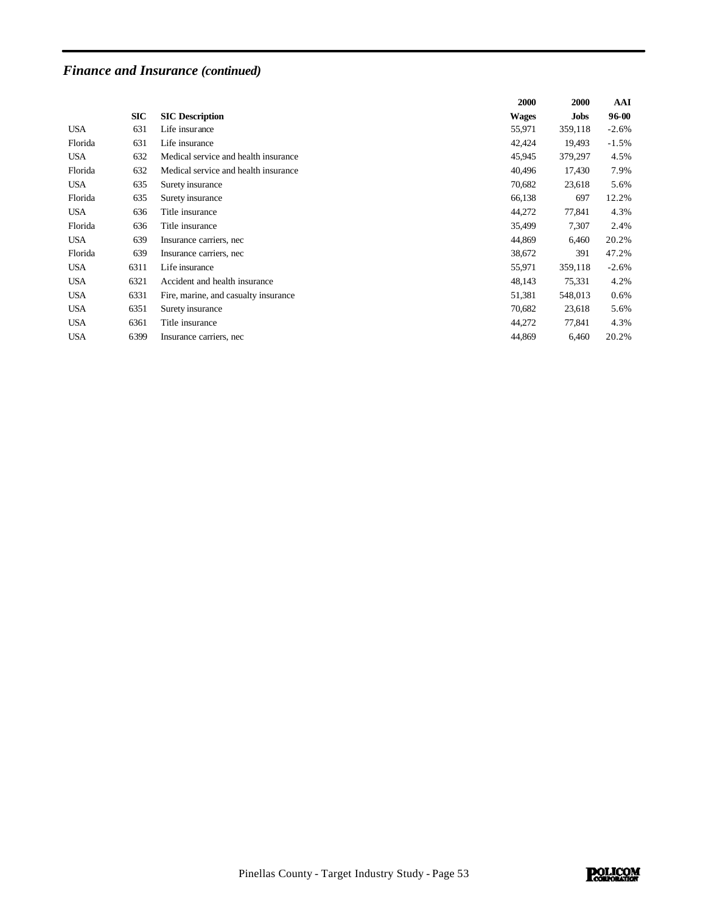## *Finance and Insurance (continued)*

| | SIC | SIC Description | 2000 Wages | 2000 Jobs | AAI 96-00 |
|---|---|---|---|---|---|
| USA | 631 | Life insurance | 55,971 | 359,118 | -2.6% |
| Florida | 631 | Life insurance | 42,424 | 19,493 | -1.5% |
| USA | 632 | Medical service and health insurance | 45,945 | 379,297 | 4.5% |
| Florida | 632 | Medical service and health insurance | 40,496 | 17,430 | 7.9% |
| USA | 635 | Surety insurance | 70,682 | 23,618 | 5.6% |
| Florida | 635 | Surety insurance | 66,138 | 697 | 12.2% |
| USA | 636 | Title insurance | 44,272 | 77,841 | 4.3% |
| Florida | 636 | Title insurance | 35,499 | 7,307 | 2.4% |
| USA | 639 | Insurance carriers, nec | 44,869 | 6,460 | 20.2% |
| Florida | 639 | Insurance carriers, nec | 38,672 | 391 | 47.2% |
| USA | 6311 | Life insurance | 55,971 | 359,118 | -2.6% |
| USA | 6321 | Accident and health insurance | 48,143 | 75,331 | 4.2% |
| USA | 6331 | Fire, marine, and casualty insurance | 51,381 | 548,013 | 0.6% |
| USA | 6351 | Surety insurance | 70,682 | 23,618 | 5.6% |
| USA | 6361 | Title insurance | 44,272 | 77,841 | 4.3% |
| USA | 6399 | Insurance carriers, nec | 44,869 | 6,460 | 20.2% |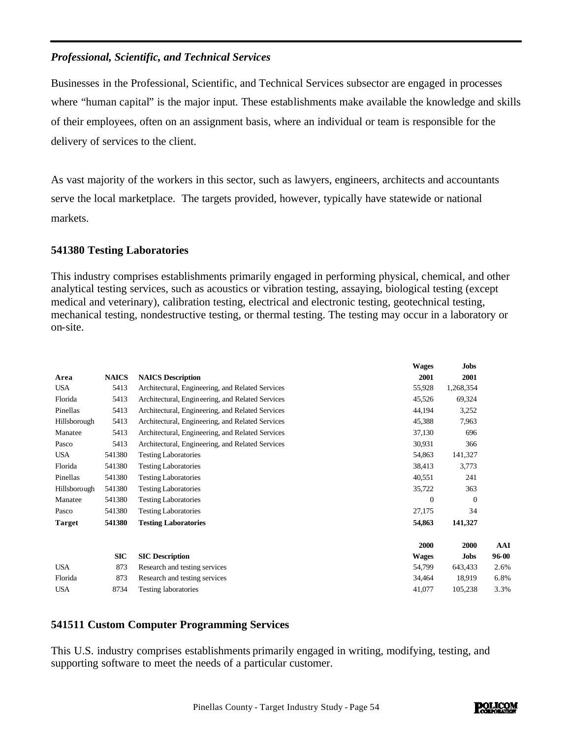### *Professional, Scientific, and Technical Services*

Businesses in the Professional, Scientific, and Technical Services subsector are engaged in processes where "human capital" is the major input. These establishments make available the knowledge and skills of their employees, often on an assignment basis, where an individual or team is responsible for the delivery of services to the client.

As vast majority of the workers in this sector, such as lawyers, engineers, architects and accountants serve the local marketplace. The targets provided, however, typically have statewide or national markets.

### 541380 Testing Laboratories

This industry comprises establishments primarily engaged in performing physical, chemical, and other analytical testing services, such as acoustics or vibration testing, assaying, biological testing (except medical and veterinary), calibration testing, electrical and electronic testing, geotechnical testing, mechanical testing, nondestructive testing, or thermal testing. The testing may occur in a laboratory or on-site.

| Area | NAICS | NAICS Description | Wages 2001 | Jobs 2001 |
|---|---|---|---|---|
| USA | 5413 | Architectural, Engineering, and Related Services | 55,928 | 1,268,354 |
| Florida | 5413 | Architectural, Engineering, and Related Services | 45,526 | 69,324 |
| Pinellas | 5413 | Architectural, Engineering, and Related Services | 44,194 | 3,252 |
| Hillsborough | 5413 | Architectural, Engineering, and Related Services | 45,388 | 7,963 |
| Manatee | 5413 | Architectural, Engineering, and Related Services | 37,130 | 696 |
| Pasco | 5413 | Architectural, Engineering, and Related Services | 30,931 | 366 |
| USA | 541380 | Testing Laboratories | 54,863 | 141,327 |
| Florida | 541380 | Testing Laboratories | 38,413 | 3,773 |
| Pinellas | 541380 | Testing Laboratories | 40,551 | 241 |
| Hillsborough | 541380 | Testing Laboratories | 35,722 | 363 |
| Manatee | 541380 | Testing Laboratories | 0 | 0 |
| Pasco | 541380 | Testing Laboratories | 27,175 | 34 |
| **Target** | **541380** | **Testing Laboratories** | **54,863** | **141,327** |

| | SIC | SIC Description | 2000 Wages | 2000 Jobs | AAI 96-00 |
|---|---|---|---|---|---|
| USA | 873 | Research and testing services | 54,799 | 643,433 | 2.6% |
| Florida | 873 | Research and testing services | 34,464 | 18,919 | 6.8% |
| USA | 8734 | Testing laboratories | 41,077 | 105,238 | 3.3% |

### 541511 Custom Computer Programming Services

This U.S. industry comprises establishments primarily engaged in writing, modifying, testing, and supporting software to meet the needs of a particular customer.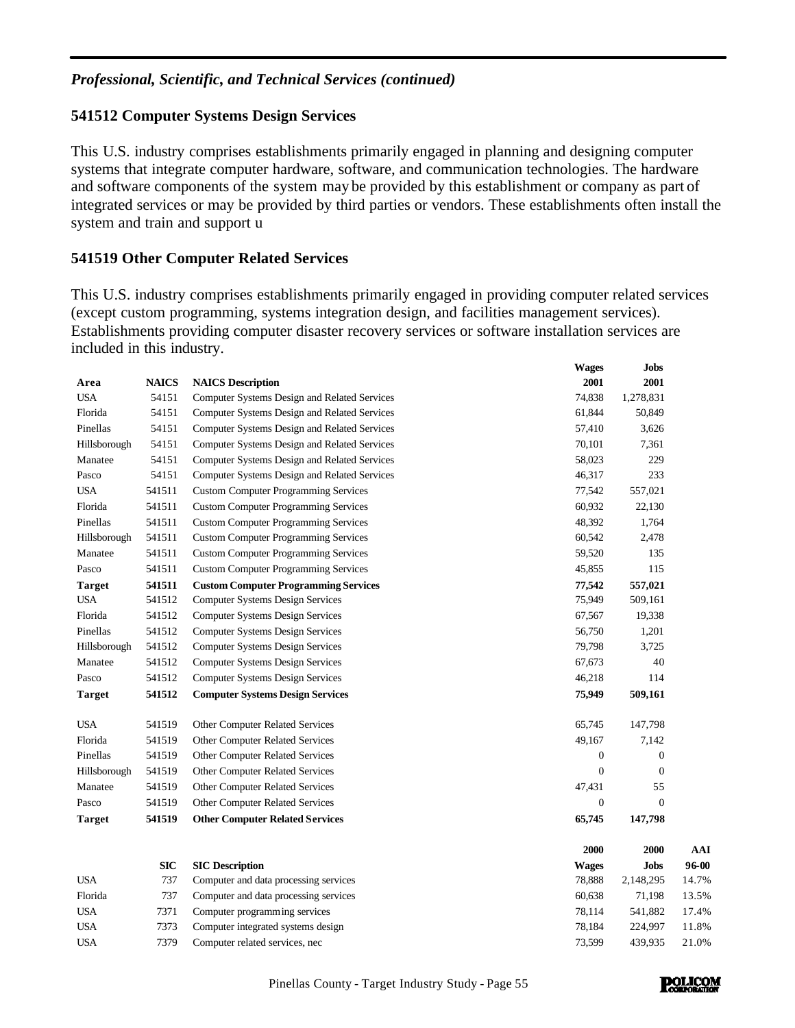*Professional, Scientific, and Technical Services (continued)*

### 541512 Computer Systems Design Services

This U.S. industry comprises establishments primarily engaged in planning and designing computer systems that integrate computer hardware, software, and communication technologies. The hardware and software components of the system may be provided by this establishment or company as part of integrated services or may be provided by third parties or vendors. These establishments often install the system and train and support u

### 541519 Other Computer Related Services

This U.S. industry comprises establishments primarily engaged in providing computer related services (except custom programming, systems integration design, and facilities management services). Establishments providing computer disaster recovery services or software installation services are included in this industry.

| Area | NAICS | NAICS Description | Wages 2001 | Jobs 2001 |
|---|---|---|---|---|
| USA | 54151 | Computer Systems Design and Related Services | 74,838 | 1,278,831 |
| Florida | 54151 | Computer Systems Design and Related Services | 61,844 | 50,849 |
| Pinellas | 54151 | Computer Systems Design and Related Services | 57,410 | 3,626 |
| Hillsborough | 54151 | Computer Systems Design and Related Services | 70,101 | 7,361 |
| Manatee | 54151 | Computer Systems Design and Related Services | 58,023 | 229 |
| Pasco | 54151 | Computer Systems Design and Related Services | 46,317 | 233 |
| USA | 541511 | Custom Computer Programming Services | 77,542 | 557,021 |
| Florida | 541511 | Custom Computer Programming Services | 60,932 | 22,130 |
| Pinellas | 541511 | Custom Computer Programming Services | 48,392 | 1,764 |
| Hillsborough | 541511 | Custom Computer Programming Services | 60,542 | 2,478 |
| Manatee | 541511 | Custom Computer Programming Services | 59,520 | 135 |
| Pasco | 541511 | Custom Computer Programming Services | 45,855 | 115 |
| **Target** | **541511** | **Custom Computer Programming Services** | **77,542** | **557,021** |
| USA | 541512 | Computer Systems Design Services | 75,949 | 509,161 |
| Florida | 541512 | Computer Systems Design Services | 67,567 | 19,338 |
| Pinellas | 541512 | Computer Systems Design Services | 56,750 | 1,201 |
| Hillsborough | 541512 | Computer Systems Design Services | 79,798 | 3,725 |
| Manatee | 541512 | Computer Systems Design Services | 67,673 | 40 |
| Pasco | 541512 | Computer Systems Design Services | 46,218 | 114 |
| **Target** | **541512** | **Computer Systems Design Services** | **75,949** | **509,161** |
| USA | 541519 | Other Computer Related Services | 65,745 | 147,798 |
| Florida | 541519 | Other Computer Related Services | 49,167 | 7,142 |
| Pinellas | 541519 | Other Computer Related Services | 0 | 0 |
| Hillsborough | 541519 | Other Computer Related Services | 0 | 0 |
| Manatee | 541519 | Other Computer Related Services | 47,431 | 55 |
| Pasco | 541519 | Other Computer Related Services | 0 | 0 |
| **Target** | **541519** | **Other Computer Related Services** | **65,745** | **147,798** |

| | SIC | SIC Description | 2000 Wages | 2000 Jobs | AAI 96-00 |
|---|---|---|---|---|---|
| USA | 737 | Computer and data processing services | 78,888 | 2,148,295 | 14.7% |
| Florida | 737 | Computer and data processing services | 60,638 | 71,198 | 13.5% |
| USA | 7371 | Computer programming services | 78,114 | 541,882 | 17.4% |
| USA | 7373 | Computer integrated systems design | 78,184 | 224,997 | 11.8% |
| USA | 7379 | Computer related services, nec | 73,599 | 439,935 | 21.0% |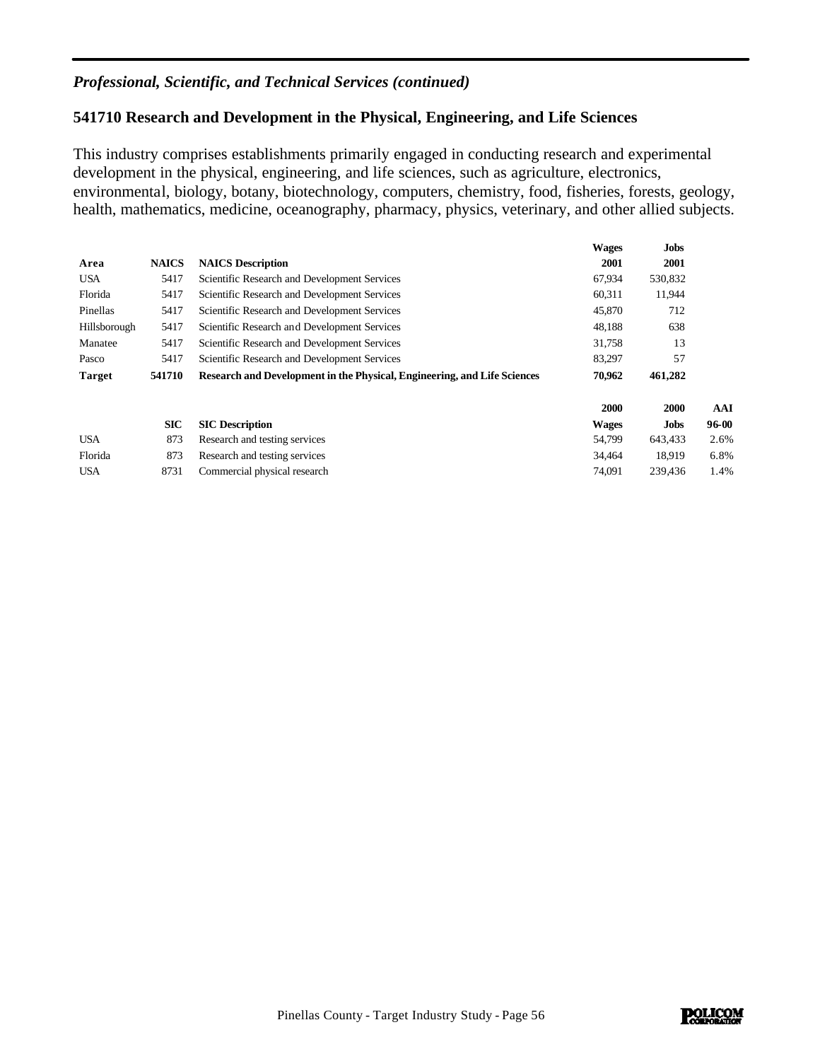*Professional, Scientific, and Technical Services (continued)*

## 541710 Research and Development in the Physical, Engineering, and Life Sciences

This industry comprises establishments primarily engaged in conducting research and experimental development in the physical, engineering, and life sciences, such as agriculture, electronics, environmental, biology, botany, biotechnology, computers, chemistry, food, fisheries, forests, geology, health, mathematics, medicine, oceanography, pharmacy, physics, veterinary, and other allied subjects.

| Area | NAICS | NAICS Description | Wages 2001 | Jobs 2001 |
|---|---|---|---|---|
| USA | 5417 | Scientific Research and Development Services | 67,934 | 530,832 |
| Florida | 5417 | Scientific Research and Development Services | 60,311 | 11,944 |
| Pinellas | 5417 | Scientific Research and Development Services | 45,870 | 712 |
| Hillsborough | 5417 | Scientific Research and Development Services | 48,188 | 638 |
| Manatee | 5417 | Scientific Research and Development Services | 31,758 | 13 |
| Pasco | 5417 | Scientific Research and Development Services | 83,297 | 57 |
| **Target** | **541710** | **Research and Development in the Physical, Engineering, and Life Sciences** | **70,962** | **461,282** |

| | SIC | SIC Description | 2000 Wages | 2000 Jobs | AAI 96-00 |
|---|---|---|---|---|---|
| USA | 873 | Research and testing services | 54,799 | 643,433 | 2.6% |
| Florida | 873 | Research and testing services | 34,464 | 18,919 | 6.8% |
| USA | 8731 | Commercial physical research | 74,091 | 239,436 | 1.4% |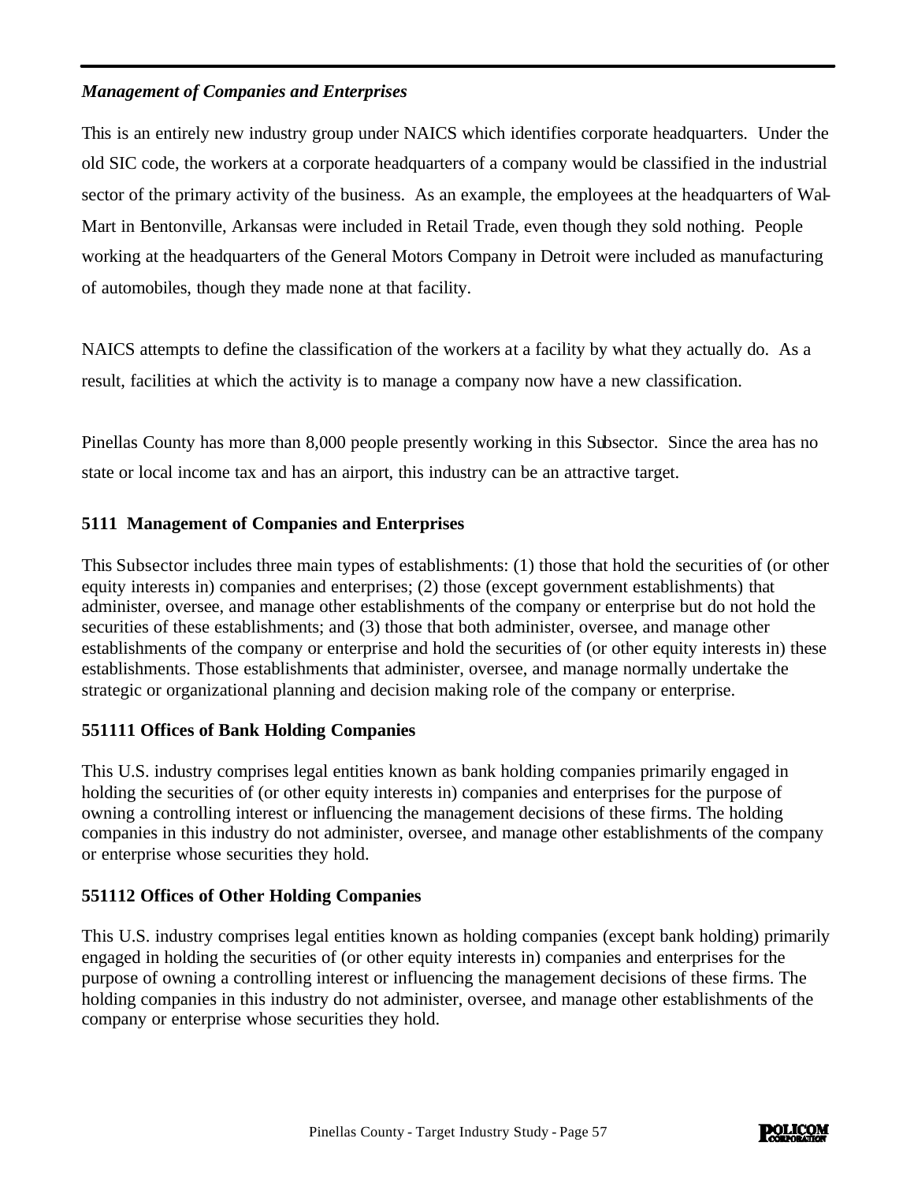### *Management of Companies and Enterprises*

This is an entirely new industry group under NAICS which identifies corporate headquarters. Under the old SIC code, the workers at a corporate headquarters of a company would be classified in the industrial sector of the primary activity of the business. As an example, the employees at the headquarters of Wal-Mart in Bentonville, Arkansas were included in Retail Trade, even though they sold nothing. People working at the headquarters of the General Motors Company in Detroit were included as manufacturing of automobiles, though they made none at that facility.

NAICS attempts to define the classification of the workers at a facility by what they actually do. As a result, facilities at which the activity is to manage a company now have a new classification.

Pinellas County has more than 8,000 people presently working in this Subsector. Since the area has no state or local income tax and has an airport, this industry can be an attractive target.

**5111 Management of Companies and Enterprises**

This Subsector includes three main types of establishments: (1) those that hold the securities of (or other equity interests in) companies and enterprises; (2) those (except government establishments) that administer, oversee, and manage other establishments of the company or enterprise but do not hold the securities of these establishments; and (3) those that both administer, oversee, and manage other establishments of the company or enterprise and hold the securities of (or other equity interests in) these establishments. Those establishments that administer, oversee, and manage normally undertake the strategic or organizational planning and decision making role of the company or enterprise.

**551111 Offices of Bank Holding Companies**

This U.S. industry comprises legal entities known as bank holding companies primarily engaged in holding the securities of (or other equity interests in) companies and enterprises for the purpose of owning a controlling interest or influencing the management decisions of these firms. The holding companies in this industry do not administer, oversee, and manage other establishments of the company or enterprise whose securities they hold.

**551112 Offices of Other Holding Companies**

This U.S. industry comprises legal entities known as holding companies (except bank holding) primarily engaged in holding the securities of (or other equity interests in) companies and enterprises for the purpose of owning a controlling interest or influencing the management decisions of these firms. The holding companies in this industry do not administer, oversee, and manage other establishments of the company or enterprise whose securities they hold.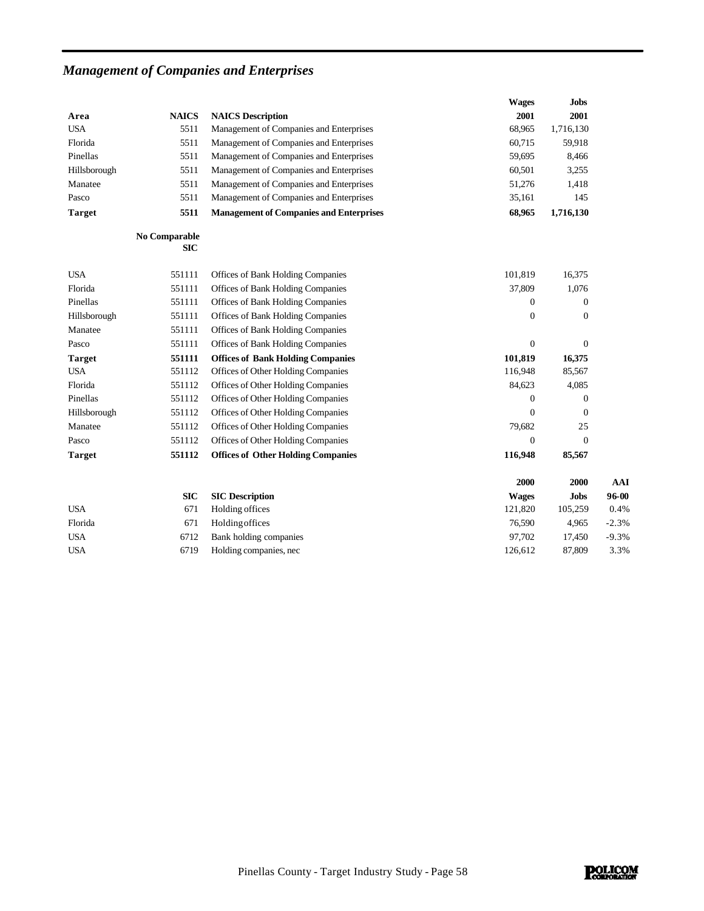## *Management of Companies and Enterprises*

| Area | NAICS | NAICS Description | Wages 2001 | Jobs 2001 |
|---|---|---|---|---|
| USA | 5511 | Management of Companies and Enterprises | 68,965 | 1,716,130 |
| Florida | 5511 | Management of Companies and Enterprises | 60,715 | 59,918 |
| Pinellas | 5511 | Management of Companies and Enterprises | 59,695 | 8,466 |
| Hillsborough | 5511 | Management of Companies and Enterprises | 60,501 | 3,255 |
| Manatee | 5511 | Management of Companies and Enterprises | 51,276 | 1,418 |
| Pasco | 5511 | Management of Companies and Enterprises | 35,161 | 145 |
| **Target** | **5511** | **Management of Companies and Enterprises** | **68,965** | **1,716,130** |

**No Comparable SIC**

| Area | NAICS | NAICS Description | Wages 2001 | Jobs 2001 |
|---|---|---|---|---|
| USA | 551111 | Offices of Bank Holding Companies | 101,819 | 16,375 |
| Florida | 551111 | Offices of Bank Holding Companies | 37,809 | 1,076 |
| Pinellas | 551111 | Offices of Bank Holding Companies | 0 | 0 |
| Hillsborough | 551111 | Offices of Bank Holding Companies | 0 | 0 |
| Manatee | 551111 | Offices of Bank Holding Companies | | |
| Pasco | 551111 | Offices of Bank Holding Companies | 0 | 0 |
| **Target** | **551111** | **Offices of Bank Holding Companies** | **101,819** | **16,375** |
| USA | 551112 | Offices of Other Holding Companies | 116,948 | 85,567 |
| Florida | 551112 | Offices of Other Holding Companies | 84,623 | 4,085 |
| Pinellas | 551112 | Offices of Other Holding Companies | 0 | 0 |
| Hillsborough | 551112 | Offices of Other Holding Companies | 0 | 0 |
| Manatee | 551112 | Offices of Other Holding Companies | 79,682 | 25 |
| Pasco | 551112 | Offices of Other Holding Companies | 0 | 0 |
| **Target** | **551112** | **Offices of Other Holding Companies** | **116,948** | **85,567** |

| Area | SIC | SIC Description | 2000 Wages | 2000 Jobs | AAI 96-00 |
|---|---|---|---|---|---|
| USA | 671 | Holding offices | 121,820 | 105,259 | 0.4% |
| Florida | 671 | Holding offices | 76,590 | 4,965 | -2.3% |
| USA | 6712 | Bank holding companies | 97,702 | 17,450 | -9.3% |
| USA | 6719 | Holding companies, nec | 126,612 | 87,809 | 3.3% |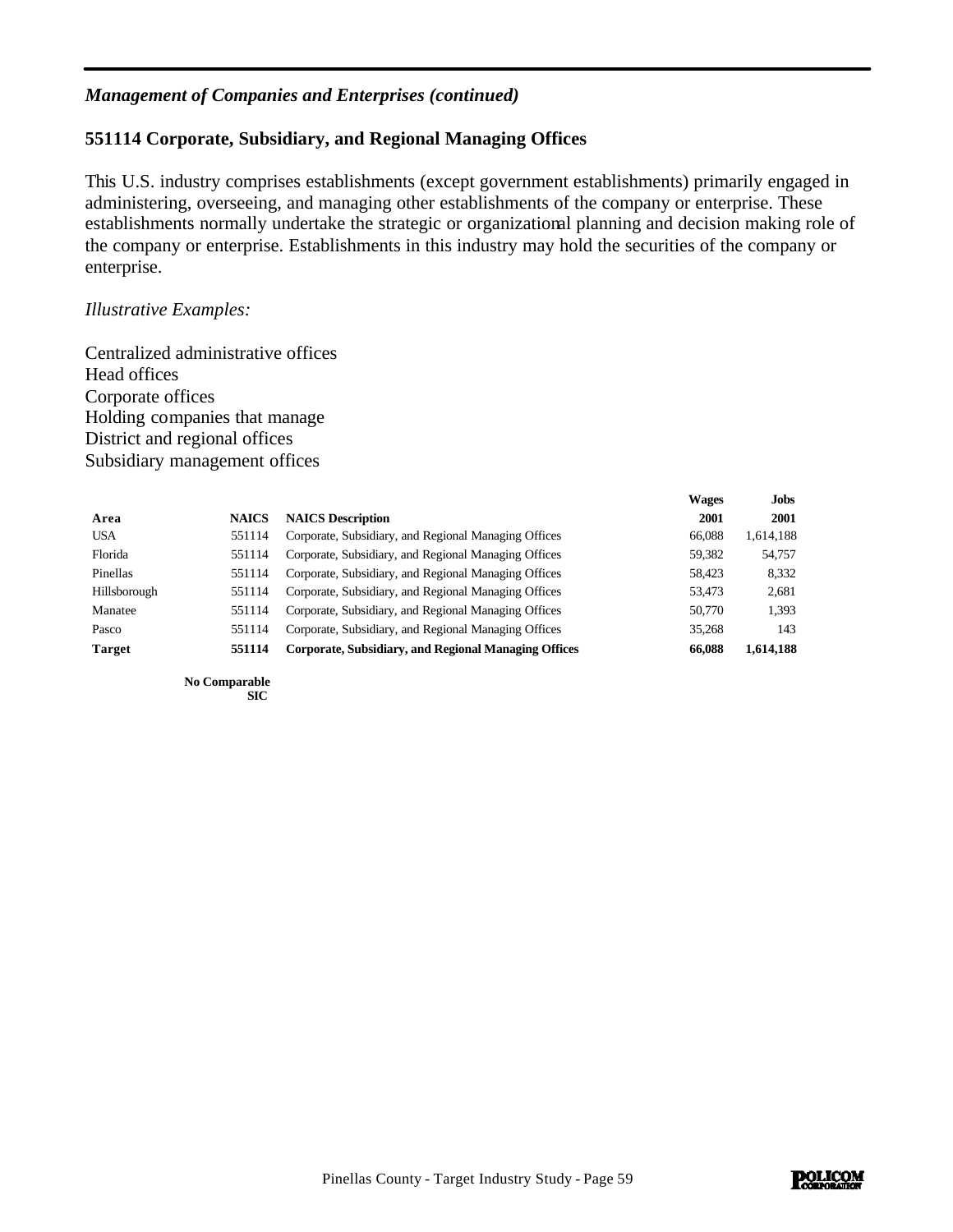*Management of Companies and Enterprises (continued)*

## 551114 Corporate, Subsidiary, and Regional Managing Offices

This U.S. industry comprises establishments (except government establishments) primarily engaged in administering, overseeing, and managing other establishments of the company or enterprise. These establishments normally undertake the strategic or organizational planning and decision making role of the company or enterprise. Establishments in this industry may hold the securities of the company or enterprise.

*Illustrative Examples:*

Centralized administrative offices
Head offices
Corporate offices
Holding companies that manage
District and regional offices
Subsidiary management offices

| Area | NAICS | NAICS Description | Wages 2001 | Jobs 2001 |
|---|---|---|---|---|
| USA | 551114 | Corporate, Subsidiary, and Regional Managing Offices | 66,088 | 1,614,188 |
| Florida | 551114 | Corporate, Subsidiary, and Regional Managing Offices | 59,382 | 54,757 |
| Pinellas | 551114 | Corporate, Subsidiary, and Regional Managing Offices | 58,423 | 8,332 |
| Hillsborough | 551114 | Corporate, Subsidiary, and Regional Managing Offices | 53,473 | 2,681 |
| Manatee | 551114 | Corporate, Subsidiary, and Regional Managing Offices | 50,770 | 1,393 |
| Pasco | 551114 | Corporate, Subsidiary, and Regional Managing Offices | 35,268 | 143 |
| **Target** | **551114** | **Corporate, Subsidiary, and Regional Managing Offices** | **66,088** | **1,614,188** |

**No Comparable SIC**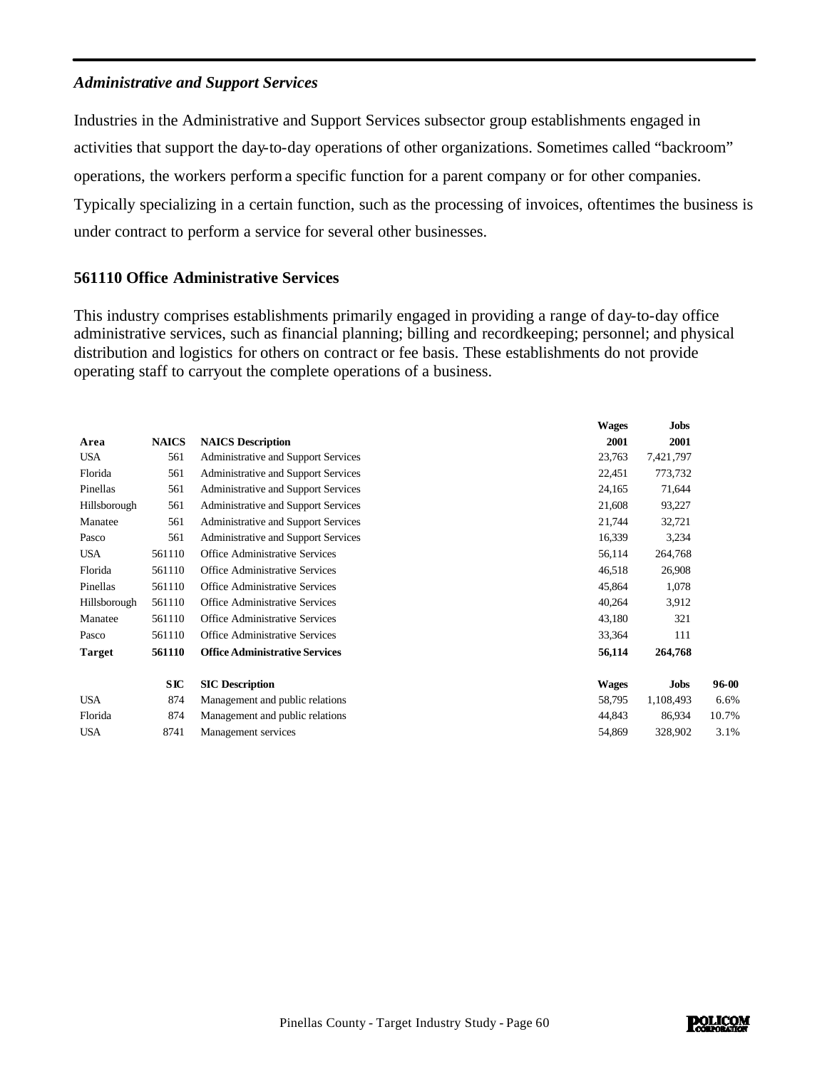### *Administrative and Support Services*

Industries in the Administrative and Support Services subsector group establishments engaged in activities that support the day-to-day operations of other organizations. Sometimes called "backroom" operations, the workers perform a specific function for a parent company or for other companies. Typically specializing in a certain function, such as the processing of invoices, oftentimes the business is under contract to perform a service for several other businesses.

### 561110 Office Administrative Services

This industry comprises establishments primarily engaged in providing a range of day-to-day office administrative services, such as financial planning; billing and recordkeeping; personnel; and physical distribution and logistics for others on contract or fee basis. These establishments do not provide operating staff to carryout the complete operations of a business.

| Area | NAICS | NAICS Description | Wages 2001 | Jobs 2001 | |
|---|---|---|---|---|---|
| USA | 561 | Administrative and Support Services | 23,763 | 7,421,797 | |
| Florida | 561 | Administrative and Support Services | 22,451 | 773,732 | |
| Pinellas | 561 | Administrative and Support Services | 24,165 | 71,644 | |
| Hillsborough | 561 | Administrative and Support Services | 21,608 | 93,227 | |
| Manatee | 561 | Administrative and Support Services | 21,744 | 32,721 | |
| Pasco | 561 | Administrative and Support Services | 16,339 | 3,234 | |
| USA | 561110 | Office Administrative Services | 56,114 | 264,768 | |
| Florida | 561110 | Office Administrative Services | 46,518 | 26,908 | |
| Pinellas | 561110 | Office Administrative Services | 45,864 | 1,078 | |
| Hillsborough | 561110 | Office Administrative Services | 40,264 | 3,912 | |
| Manatee | 561110 | Office Administrative Services | 43,180 | 321 | |
| Pasco | 561110 | Office Administrative Services | 33,364 | 111 | |
| **Target** | **561110** | **Office Administrative Services** | **56,114** | **264,768** | |
| | **SIC** | **SIC Description** | **Wages** | **Jobs** | **96-00** |
| USA | 874 | Management and public relations | 58,795 | 1,108,493 | 6.6% |
| Florida | 874 | Management and public relations | 44,843 | 86,934 | 10.7% |
| USA | 8741 | Management services | 54,869 | 328,902 | 3.1% |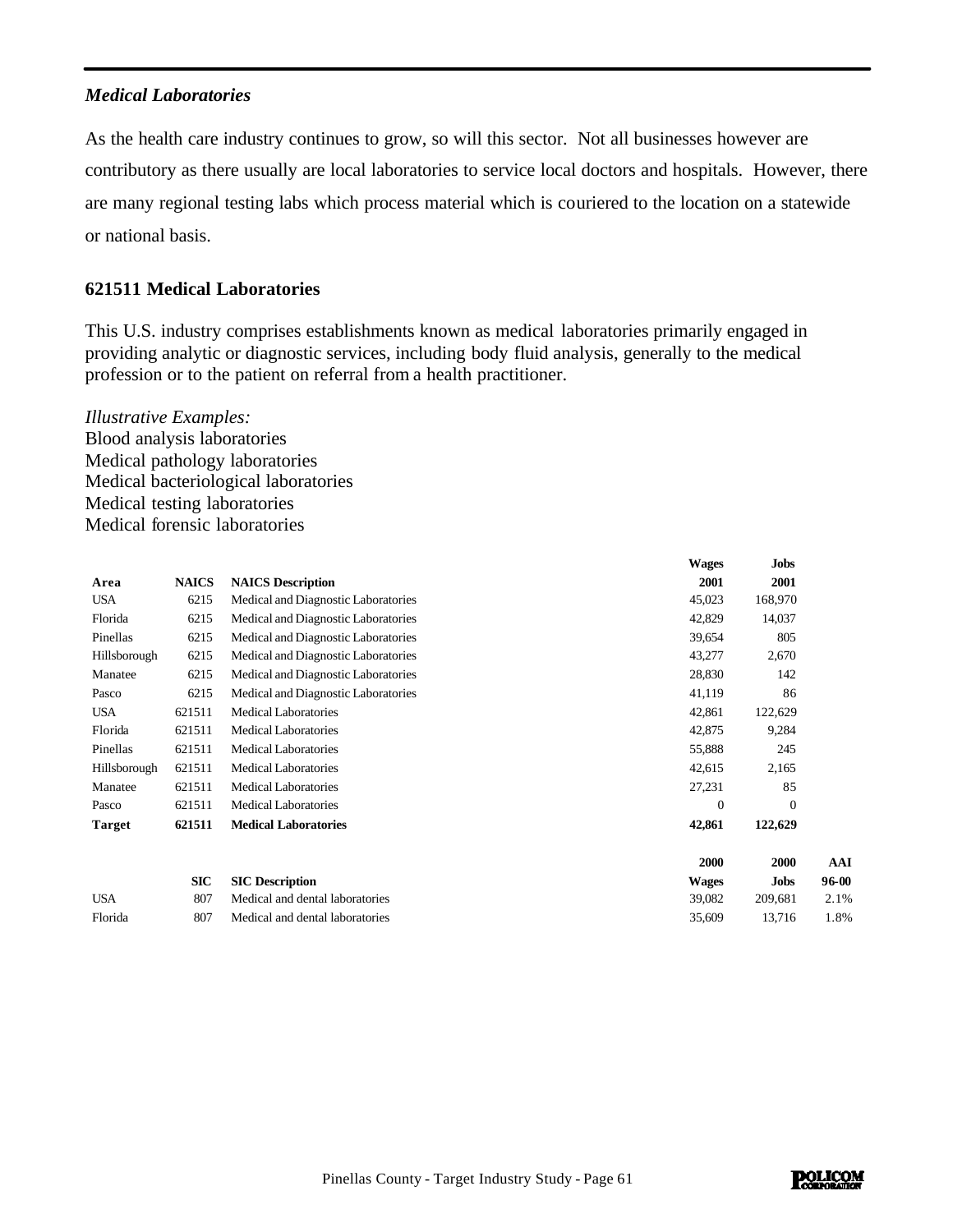### *Medical Laboratories*

As the health care industry continues to grow, so will this sector. Not all businesses however are contributory as there usually are local laboratories to service local doctors and hospitals. However, there are many regional testing labs which process material which is couriered to the location on a statewide or national basis.

### 621511 Medical Laboratories

This U.S. industry comprises establishments known as medical laboratories primarily engaged in providing analytic or diagnostic services, including body fluid analysis, generally to the medical profession or to the patient on referral from a health practitioner.

*Illustrative Examples:*
Blood analysis laboratories
Medical pathology laboratories
Medical bacteriological laboratories
Medical testing laboratories
Medical forensic laboratories

| Area | NAICS | NAICS Description | Wages 2001 | Jobs 2001 |
|---|---|---|---|---|
| USA | 6215 | Medical and Diagnostic Laboratories | 45,023 | 168,970 |
| Florida | 6215 | Medical and Diagnostic Laboratories | 42,829 | 14,037 |
| Pinellas | 6215 | Medical and Diagnostic Laboratories | 39,654 | 805 |
| Hillsborough | 6215 | Medical and Diagnostic Laboratories | 43,277 | 2,670 |
| Manatee | 6215 | Medical and Diagnostic Laboratories | 28,830 | 142 |
| Pasco | 6215 | Medical and Diagnostic Laboratories | 41,119 | 86 |
| USA | 621511 | Medical Laboratories | 42,861 | 122,629 |
| Florida | 621511 | Medical Laboratories | 42,875 | 9,284 |
| Pinellas | 621511 | Medical Laboratories | 55,888 | 245 |
| Hillsborough | 621511 | Medical Laboratories | 42,615 | 2,165 |
| Manatee | 621511 | Medical Laboratories | 27,231 | 85 |
| Pasco | 621511 | Medical Laboratories | 0 | 0 |
| **Target** | **621511** | **Medical Laboratories** | **42,861** | **122,629** |

| | SIC | SIC Description | 2000 Wages | 2000 Jobs | AAI 96-00 |
|---|---|---|---|---|---|
| USA | 807 | Medical and dental laboratories | 39,082 | 209,681 | 2.1% |
| Florida | 807 | Medical and dental laboratories | 35,609 | 13,716 | 1.8% |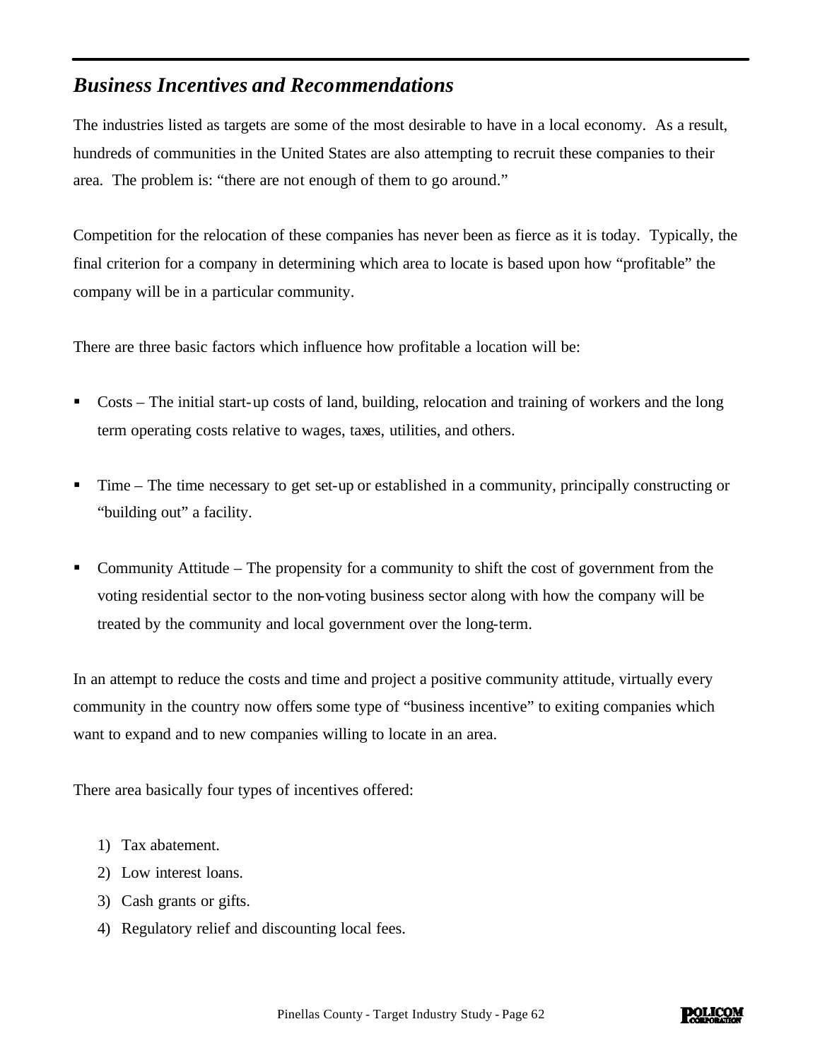## *Business Incentives and Recommendations*

The industries listed as targets are some of the most desirable to have in a local economy. As a result, hundreds of communities in the United States are also attempting to recruit these companies to their area. The problem is: "there are not enough of them to go around."

Competition for the relocation of these companies has never been as fierce as it is today. Typically, the final criterion for a company in determining which area to locate is based upon how "profitable" the company will be in a particular community.

There are three basic factors which influence how profitable a location will be:

- Costs – The initial start-up costs of land, building, relocation and training of workers and the long term operating costs relative to wages, taxes, utilities, and others.

- Time – The time necessary to get set-up or established in a community, principally constructing or "building out" a facility.

- Community Attitude – The propensity for a community to shift the cost of government from the voting residential sector to the non-voting business sector along with how the company will be treated by the community and local government over the long-term.

In an attempt to reduce the costs and time and project a positive community attitude, virtually every community in the country now offers some type of "business incentive" to exiting companies which want to expand and to new companies willing to locate in an area.

There area basically four types of incentives offered:

1) Tax abatement.
2) Low interest loans.
3) Cash grants or gifts.
4) Regulatory relief and discounting local fees.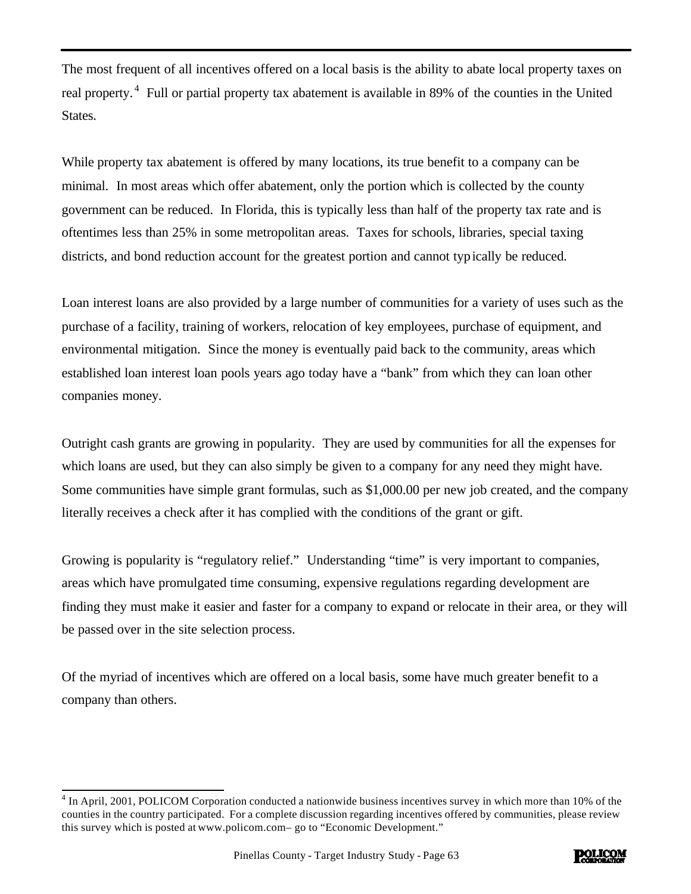The most frequent of all incentives offered on a local basis is the ability to abate local property taxes on real property.[4] Full or partial property tax abatement is available in 89% of the counties in the United States.

While property tax abatement is offered by many locations, its true benefit to a company can be minimal. In most areas which offer abatement, only the portion which is collected by the county government can be reduced. In Florida, this is typically less than half of the property tax rate and is oftentimes less than 25% in some metropolitan areas. Taxes for schools, libraries, special taxing districts, and bond reduction account for the greatest portion and cannot typically be reduced.

Loan interest loans are also provided by a large number of communities for a variety of uses such as the purchase of a facility, training of workers, relocation of key employees, purchase of equipment, and environmental mitigation. Since the money is eventually paid back to the community, areas which established loan interest loan pools years ago today have a "bank" from which they can loan other companies money.

Outright cash grants are growing in popularity. They are used by communities for all the expenses for which loans are used, but they can also simply be given to a company for any need they might have. Some communities have simple grant formulas, such as $1,000.00 per new job created, and the company literally receives a check after it has complied with the conditions of the grant or gift.

Growing is popularity is "regulatory relief." Understanding "time" is very important to companies, areas which have promulgated time consuming, expensive regulations regarding development are finding they must make it easier and faster for a company to expand or relocate in their area, or they will be passed over in the site selection process.

Of the myriad of incentives which are offered on a local basis, some have much greater benefit to a company than others.

---

[4] In April, 2001, POLICOM Corporation conducted a nationwide business incentives survey in which more than 10% of the counties in the country participated. For a complete discussion regarding incentives offered by communities, please review this survey which is posted at www.policom.com– go to "Economic Development."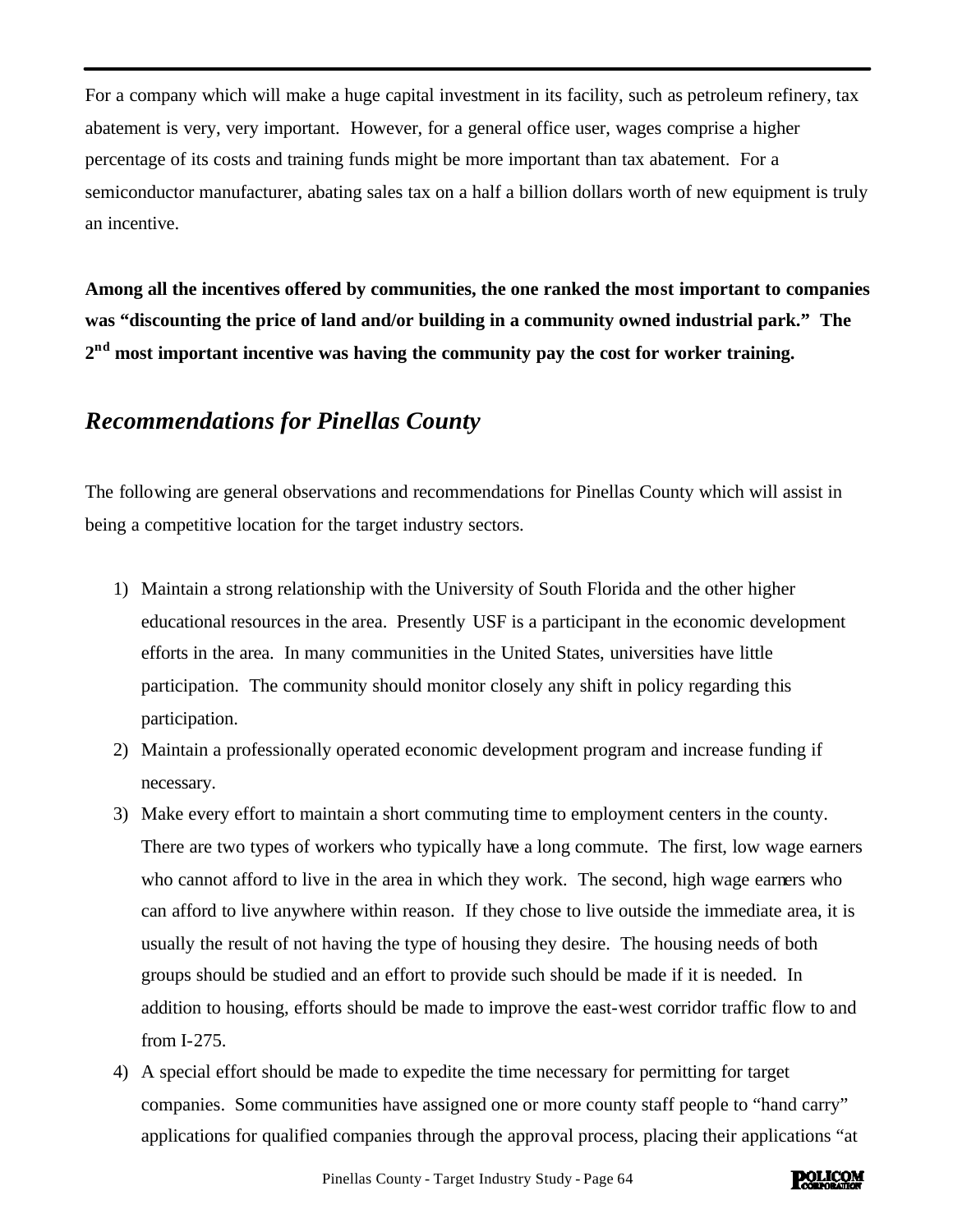For a company which will make a huge capital investment in its facility, such as petroleum refinery, tax abatement is very, very important. However, for a general office user, wages comprise a higher percentage of its costs and training funds might be more important than tax abatement. For a semiconductor manufacturer, abating sales tax on a half a billion dollars worth of new equipment is truly an incentive.

**Among all the incentives offered by communities, the one ranked the most important to companies was "discounting the price of land and/or building in a community owned industrial park." The 2nd most important incentive was having the community pay the cost for worker training.**

## *Recommendations for Pinellas County*

The following are general observations and recommendations for Pinellas County which will assist in being a competitive location for the target industry sectors.

1) Maintain a strong relationship with the University of South Florida and the other higher educational resources in the area. Presently USF is a participant in the economic development efforts in the area. In many communities in the United States, universities have little participation. The community should monitor closely any shift in policy regarding this participation.
2) Maintain a professionally operated economic development program and increase funding if necessary.
3) Make every effort to maintain a short commuting time to employment centers in the county. There are two types of workers who typically have a long commute. The first, low wage earners who cannot afford to live in the area in which they work. The second, high wage earners who can afford to live anywhere within reason. If they chose to live outside the immediate area, it is usually the result of not having the type of housing they desire. The housing needs of both groups should be studied and an effort to provide such should be made if it is needed. In addition to housing, efforts should be made to improve the east-west corridor traffic flow to and from I-275.
4) A special effort should be made to expedite the time necessary for permitting for target companies. Some communities have assigned one or more county staff people to "hand carry" applications for qualified companies through the approval process, placing their applications "at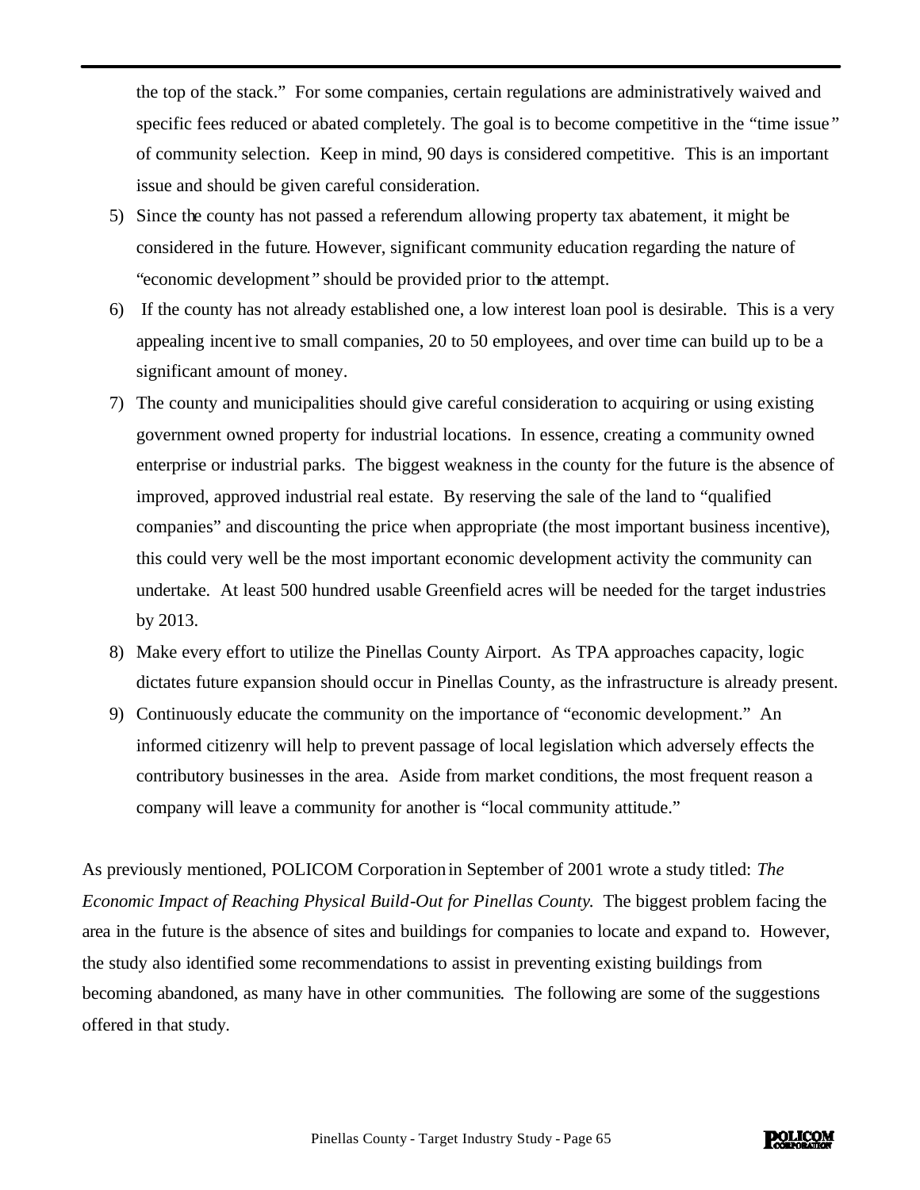the top of the stack." For some companies, certain regulations are administratively waived and specific fees reduced or abated completely. The goal is to become competitive in the "time issue" of community selection. Keep in mind, 90 days is considered competitive. This is an important issue and should be given careful consideration.

5) Since the county has not passed a referendum allowing property tax abatement, it might be considered in the future. However, significant community education regarding the nature of "economic development" should be provided prior to the attempt.
6) If the county has not already established one, a low interest loan pool is desirable. This is a very appealing incentive to small companies, 20 to 50 employees, and over time can build up to be a significant amount of money.
7) The county and municipalities should give careful consideration to acquiring or using existing government owned property for industrial locations. In essence, creating a community owned enterprise or industrial parks. The biggest weakness in the county for the future is the absence of improved, approved industrial real estate. By reserving the sale of the land to "qualified companies" and discounting the price when appropriate (the most important business incentive), this could very well be the most important economic development activity the community can undertake. At least 500 hundred usable Greenfield acres will be needed for the target industries by 2013.
8) Make every effort to utilize the Pinellas County Airport. As TPA approaches capacity, logic dictates future expansion should occur in Pinellas County, as the infrastructure is already present.
9) Continuously educate the community on the importance of "economic development." An informed citizenry will help to prevent passage of local legislation which adversely effects the contributory businesses in the area. Aside from market conditions, the most frequent reason a company will leave a community for another is "local community attitude."

As previously mentioned, POLICOM Corporation in September of 2001 wrote a study titled: *The Economic Impact of Reaching Physical Build-Out for Pinellas County.* The biggest problem facing the area in the future is the absence of sites and buildings for companies to locate and expand to. However, the study also identified some recommendations to assist in preventing existing buildings from becoming abandoned, as many have in other communities. The following are some of the suggestions offered in that study.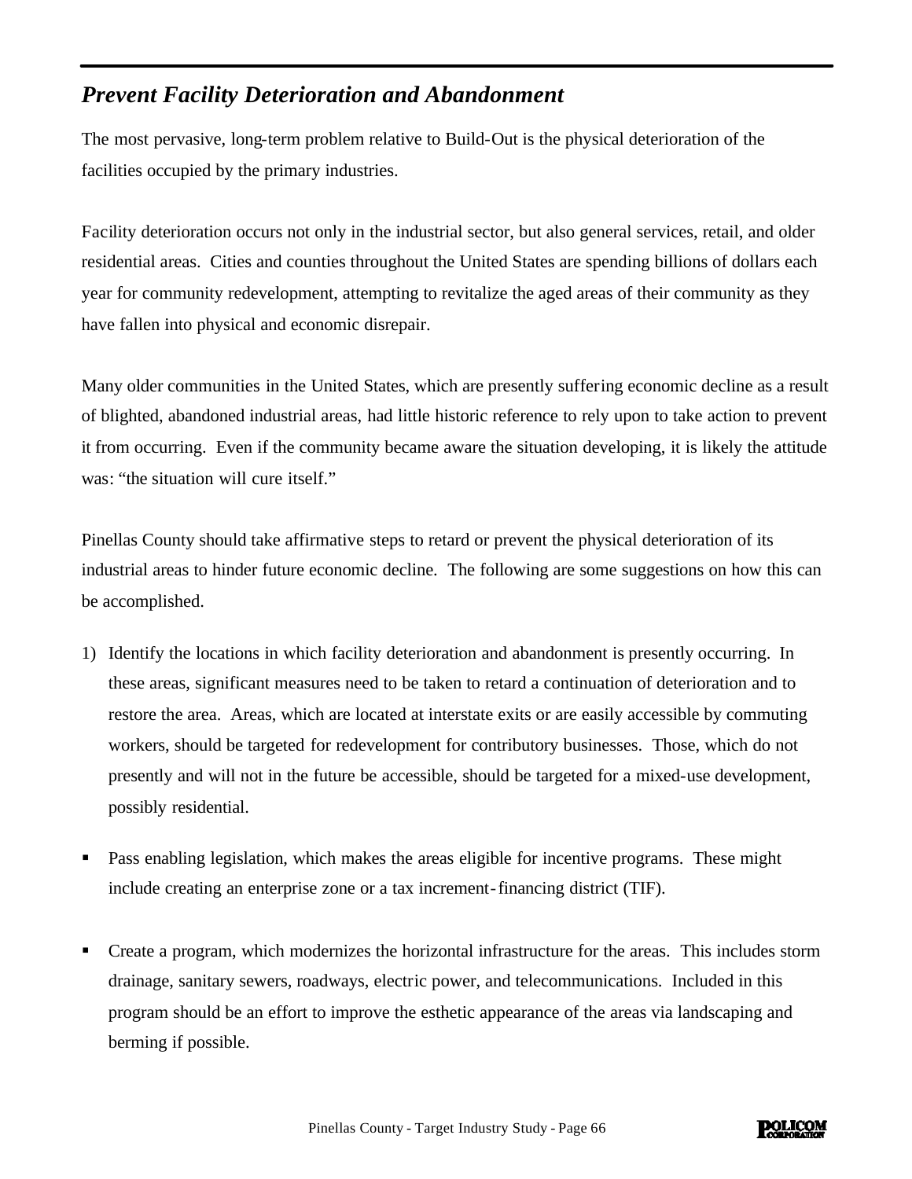## *Prevent Facility Deterioration and Abandonment*

The most pervasive, long-term problem relative to Build-Out is the physical deterioration of the facilities occupied by the primary industries.

Facility deterioration occurs not only in the industrial sector, but also general services, retail, and older residential areas. Cities and counties throughout the United States are spending billions of dollars each year for community redevelopment, attempting to revitalize the aged areas of their community as they have fallen into physical and economic disrepair.

Many older communities in the United States, which are presently suffering economic decline as a result of blighted, abandoned industrial areas, had little historic reference to rely upon to take action to prevent it from occurring. Even if the community became aware the situation developing, it is likely the attitude was: "the situation will cure itself."

Pinellas County should take affirmative steps to retard or prevent the physical deterioration of its industrial areas to hinder future economic decline. The following are some suggestions on how this can be accomplished.

1) Identify the locations in which facility deterioration and abandonment is presently occurring. In these areas, significant measures need to be taken to retard a continuation of deterioration and to restore the area. Areas, which are located at interstate exits or are easily accessible by commuting workers, should be targeted for redevelopment for contributory businesses. Those, which do not presently and will not in the future be accessible, should be targeted for a mixed-use development, possibly residential.

- Pass enabling legislation, which makes the areas eligible for incentive programs. These might include creating an enterprise zone or a tax increment-financing district (TIF).

- Create a program, which modernizes the horizontal infrastructure for the areas. This includes storm drainage, sanitary sewers, roadways, electric power, and telecommunications. Included in this program should be an effort to improve the esthetic appearance of the areas via landscaping and berming if possible.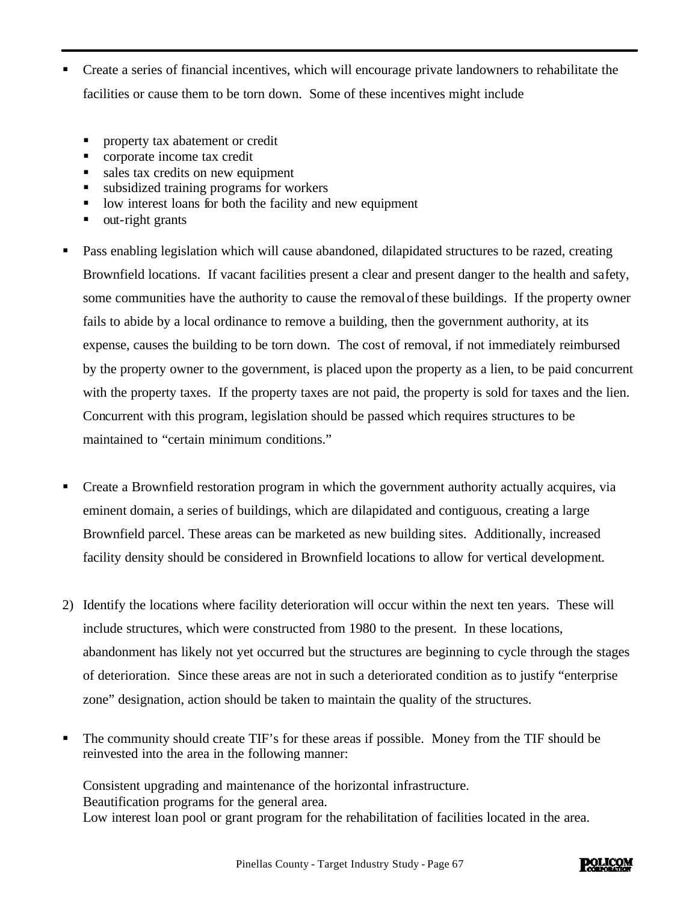- Create a series of financial incentives, which will encourage private landowners to rehabilitate the facilities or cause them to be torn down. Some of these incentives might include

  - property tax abatement or credit
  - corporate income tax credit
  - sales tax credits on new equipment
  - subsidized training programs for workers
  - low interest loans for both the facility and new equipment
  - out-right grants

- Pass enabling legislation which will cause abandoned, dilapidated structures to be razed, creating Brownfield locations. If vacant facilities present a clear and present danger to the health and safety, some communities have the authority to cause the removal of these buildings. If the property owner fails to abide by a local ordinance to remove a building, then the government authority, at its expense, causes the building to be torn down. The cost of removal, if not immediately reimbursed by the property owner to the government, is placed upon the property as a lien, to be paid concurrent with the property taxes. If the property taxes are not paid, the property is sold for taxes and the lien. Concurrent with this program, legislation should be passed which requires structures to be maintained to "certain minimum conditions."

- Create a Brownfield restoration program in which the government authority actually acquires, via eminent domain, a series of buildings, which are dilapidated and contiguous, creating a large Brownfield parcel. These areas can be marketed as new building sites. Additionally, increased facility density should be considered in Brownfield locations to allow for vertical development.

2) Identify the locations where facility deterioration will occur within the next ten years. These will include structures, which were constructed from 1980 to the present. In these locations, abandonment has likely not yet occurred but the structures are beginning to cycle through the stages of deterioration. Since these areas are not in such a deteriorated condition as to justify "enterprise zone" designation, action should be taken to maintain the quality of the structures.

- The community should create TIF's for these areas if possible. Money from the TIF should be reinvested into the area in the following manner:

  Consistent upgrading and maintenance of the horizontal infrastructure.
  Beautification programs for the general area.
  Low interest loan pool or grant program for the rehabilitation of facilities located in the area.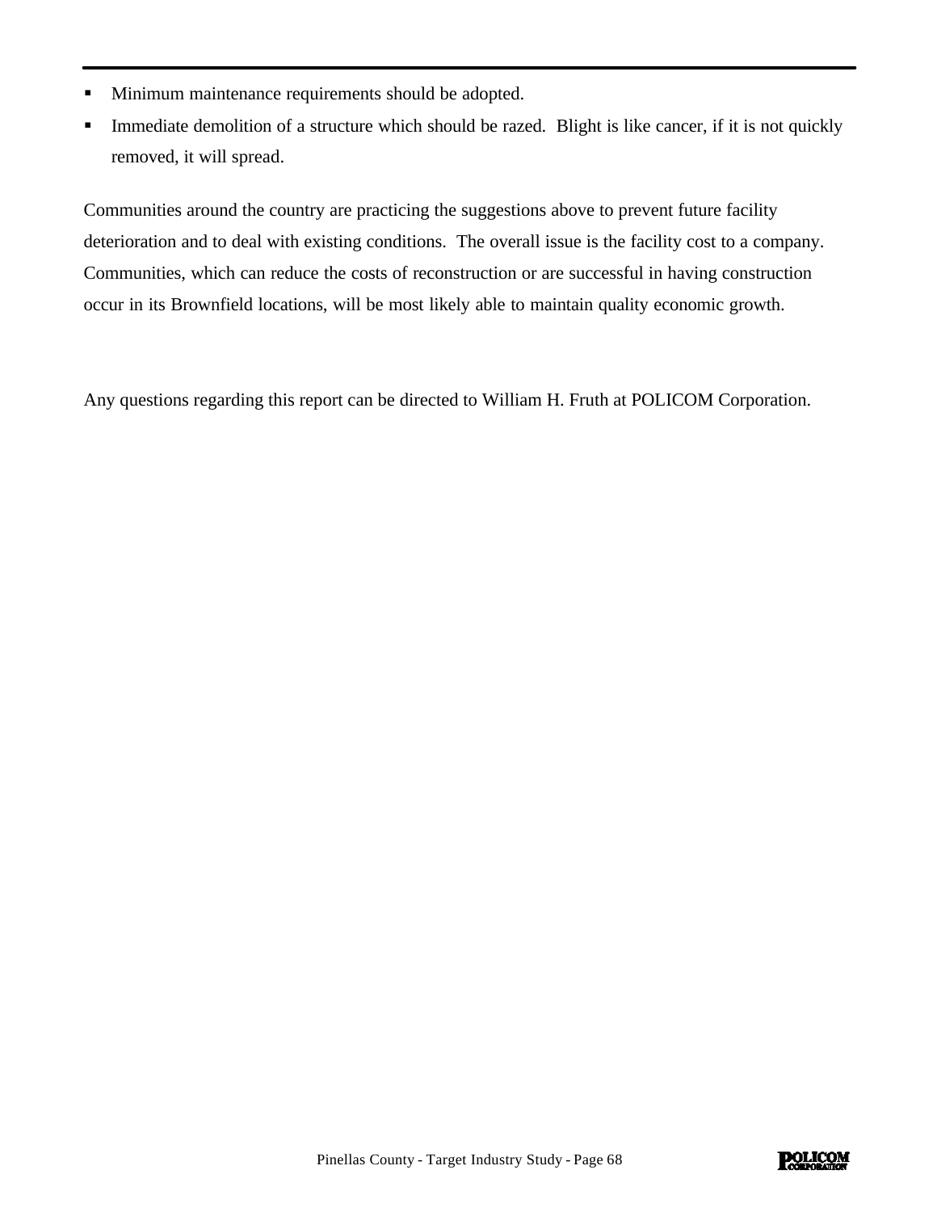- Minimum maintenance requirements should be adopted.
- Immediate demolition of a structure which should be razed. Blight is like cancer, if it is not quickly removed, it will spread.

Communities around the country are practicing the suggestions above to prevent future facility deterioration and to deal with existing conditions. The overall issue is the facility cost to a company. Communities, which can reduce the costs of reconstruction or are successful in having construction occur in its Brownfield locations, will be most likely able to maintain quality economic growth.

Any questions regarding this report can be directed to William H. Fruth at POLICOM Corporation.